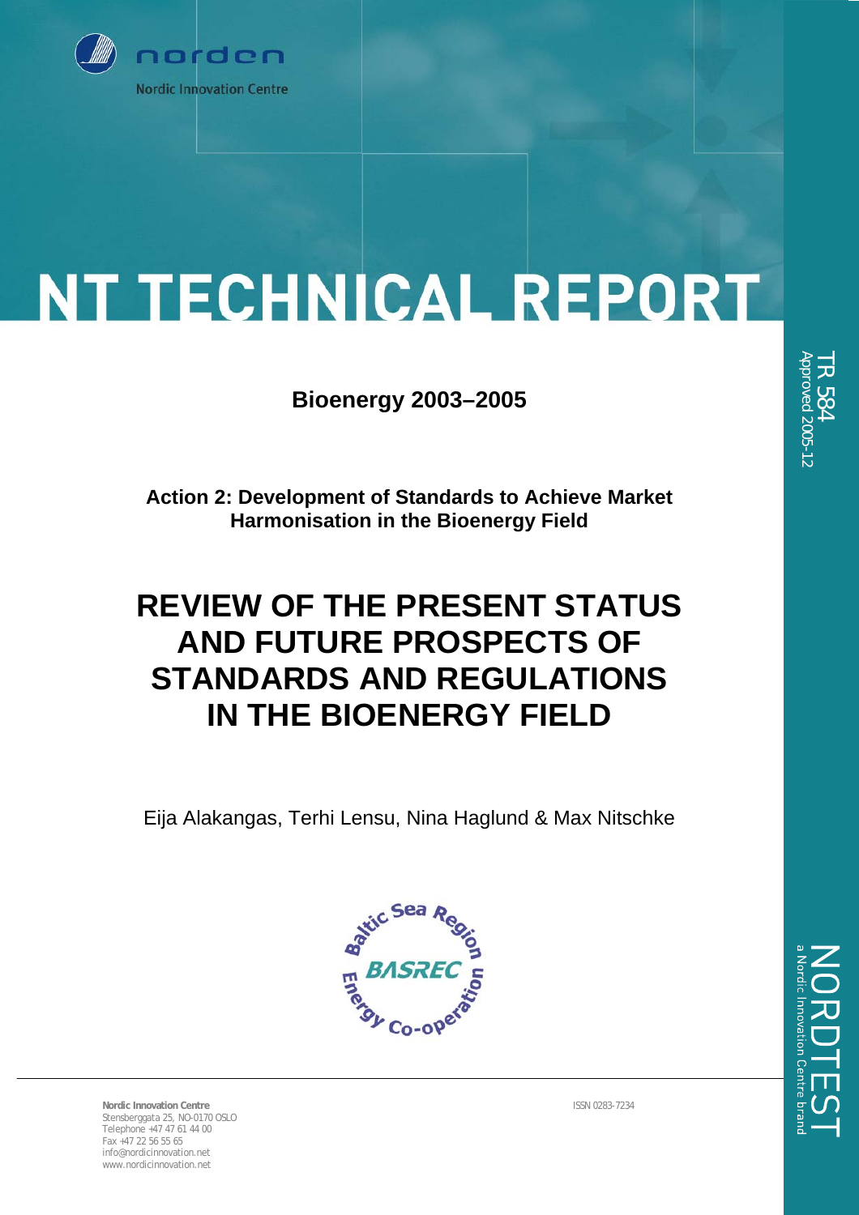norden

Nordic Innovation Centre

# NT TECHNICAL REPORT

TR 584
Approved 2005-12

**Bioenergy 2003–2005**

**Action 2: Development of Standards to Achieve Market Harmonisation in the Bioenergy Field**

# REVIEW OF THE PRESENT STATUS AND FUTURE PROSPECTS OF STANDARDS AND REGULATIONS IN THE BIOENERGY FIELD

Eija Alakangas, Terhi Lensu, Nina Haglund & Max Nitschke

Baltic Sea Region BASREC Energy Co-operation

**Nordic Innovation Centre**
Stensberggata 25, NO-0170 OSLO
Telephone +47 47 61 44 00
Fax +47 22 56 55 65
info@nordicinnovation.net
www.nordicinnovation.net

ISSN 0283-7234

NORDTEST
a Nordic Innovation Centre brand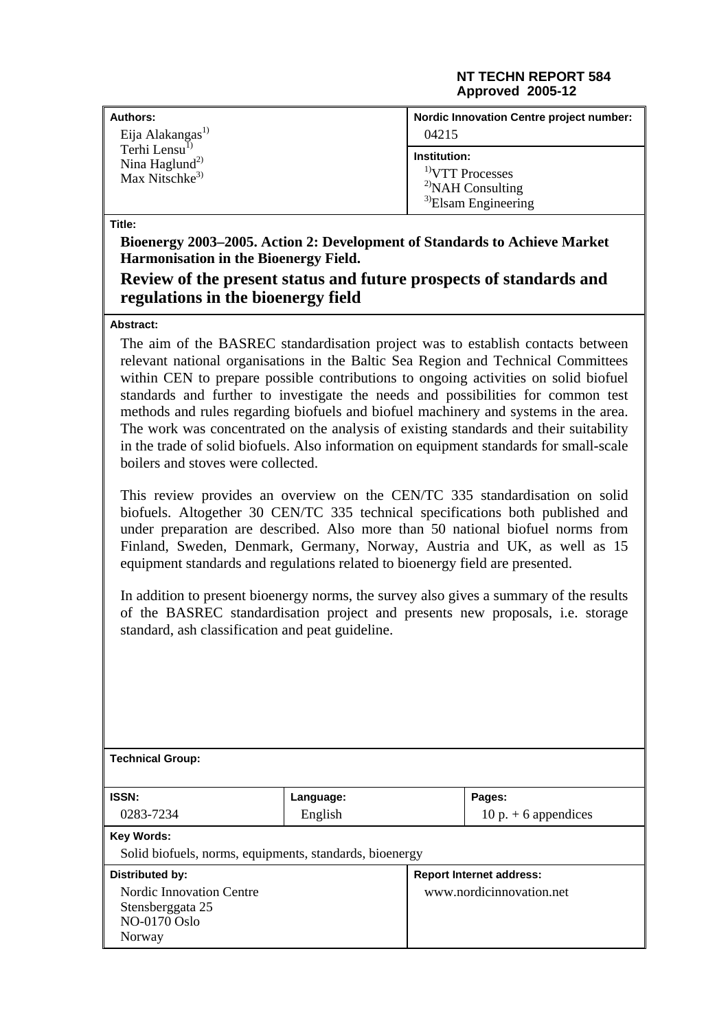**NT TECHN REPORT 584**
**Approved 2005-12**

| **Authors:** | **Nordic Innovation Centre project number:** |
|---|---|
| Eija Alakangas[1)]<br>Terhi Lensu[1)]<br>Nina Haglund[2)]<br>Max Nitschke[3)] | 04215 |
| | **Institution:**<br>[1)]VTT Processes<br>[2)]NAH Consulting<br>[3)]Elsam Engineering |

**Title:**

**Bioenergy 2003–2005. Action 2: Development of Standards to Achieve Market Harmonisation in the Bioenergy Field.**

**Review of the present status and future prospects of standards and regulations in the bioenergy field**

**Abstract:**

The aim of the BASREC standardisation project was to establish contacts between relevant national organisations in the Baltic Sea Region and Technical Committees within CEN to prepare possible contributions to ongoing activities on solid biofuel standards and further to investigate the needs and possibilities for common test methods and rules regarding biofuels and biofuel machinery and systems in the area. The work was concentrated on the analysis of existing standards and their suitability in the trade of solid biofuels. Also information on equipment standards for small-scale boilers and stoves were collected.

This review provides an overview on the CEN/TC 335 standardisation on solid biofuels. Altogether 30 CEN/TC 335 technical specifications both published and under preparation are described. Also more than 50 national biofuel norms from Finland, Sweden, Denmark, Germany, Norway, Austria and UK, as well as 15 equipment standards and regulations related to bioenergy field are presented.

In addition to present bioenergy norms, the survey also gives a summary of the results of the BASREC standardisation project and presents new proposals, i.e. storage standard, ash classification and peat guideline.

**Technical Group:**

| **ISSN:** | **Language:** | **Pages:** |
|---|---|---|
| 0283-7234 | English | 10 p. + 6 appendices |

**Key Words:**

Solid biofuels, norms, equipments, standards, bioenergy

| **Distributed by:** | **Report Internet address:** |
|---|---|
| Nordic Innovation Centre<br>Stensberggata 25<br>NO-0170 Oslo<br>Norway | www.nordicinnovation.net |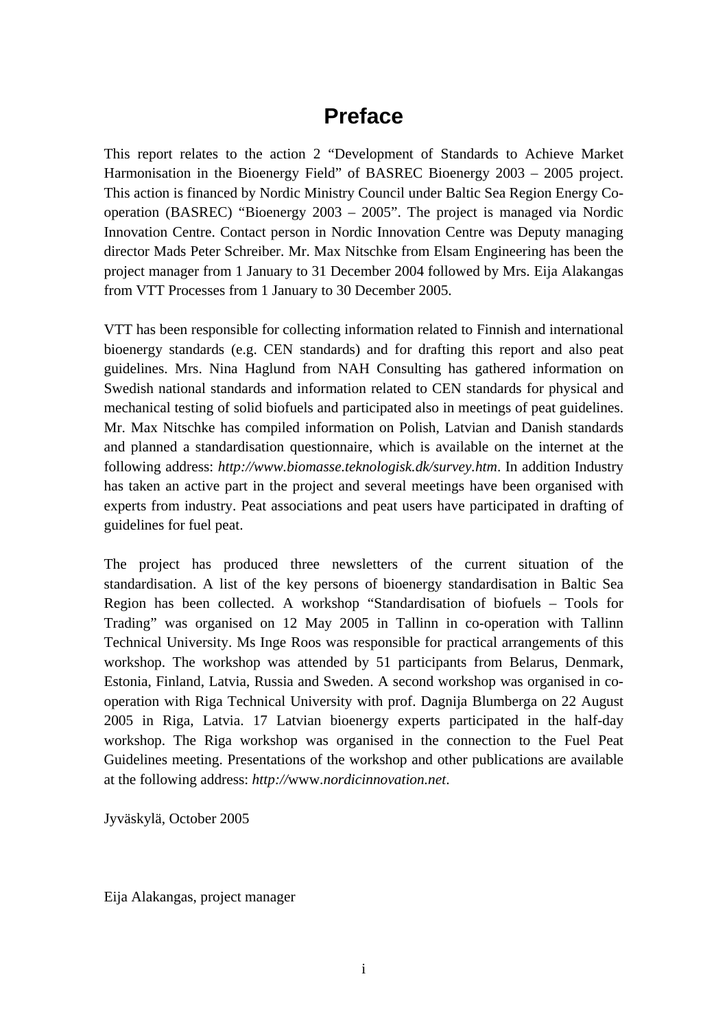# Preface

This report relates to the action 2 "Development of Standards to Achieve Market Harmonisation in the Bioenergy Field" of BASREC Bioenergy 2003 – 2005 project. This action is financed by Nordic Ministry Council under Baltic Sea Region Energy Co-operation (BASREC) "Bioenergy 2003 – 2005". The project is managed via Nordic Innovation Centre. Contact person in Nordic Innovation Centre was Deputy managing director Mads Peter Schreiber. Mr. Max Nitschke from Elsam Engineering has been the project manager from 1 January to 31 December 2004 followed by Mrs. Eija Alakangas from VTT Processes from 1 January to 30 December 2005.

VTT has been responsible for collecting information related to Finnish and international bioenergy standards (e.g. CEN standards) and for drafting this report and also peat guidelines. Mrs. Nina Haglund from NAH Consulting has gathered information on Swedish national standards and information related to CEN standards for physical and mechanical testing of solid biofuels and participated also in meetings of peat guidelines. Mr. Max Nitschke has compiled information on Polish, Latvian and Danish standards and planned a standardisation questionnaire, which is available on the internet at the following address: *http://www.biomasse.teknologisk.dk/survey.htm*. In addition Industry has taken an active part in the project and several meetings have been organised with experts from industry. Peat associations and peat users have participated in drafting of guidelines for fuel peat.

The project has produced three newsletters of the current situation of the standardisation. A list of the key persons of bioenergy standardisation in Baltic Sea Region has been collected. A workshop "Standardisation of biofuels – Tools for Trading" was organised on 12 May 2005 in Tallinn in co-operation with Tallinn Technical University. Ms Inge Roos was responsible for practical arrangements of this workshop. The workshop was attended by 51 participants from Belarus, Denmark, Estonia, Finland, Latvia, Russia and Sweden. A second workshop was organised in co-operation with Riga Technical University with prof. Dagnija Blumberga on 22 August 2005 in Riga, Latvia. 17 Latvian bioenergy experts participated in the half-day workshop. The Riga workshop was organised in the connection to the Fuel Peat Guidelines meeting. Presentations of the workshop and other publications are available at the following address: *http://*www.*nordicinnovation.net*.

Jyväskylä, October 2005

Eija Alakangas, project manager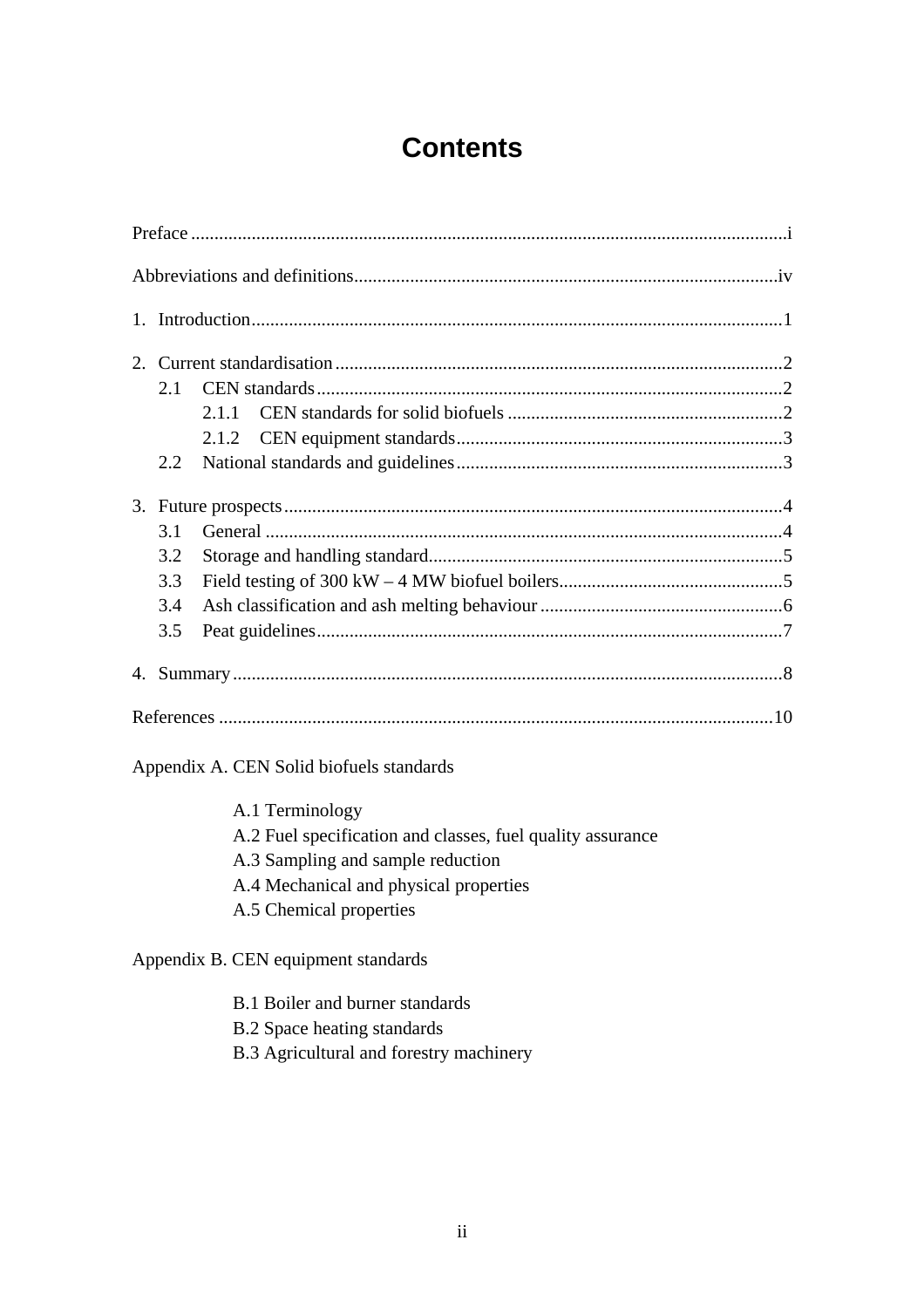# Contents

Preface ....................................................................................................................i

Abbreviations and definitions.............................................................................iv

1. Introduction.........................................................................................................1

2. Current standardisation ......................................................................................2
   - 2.1 CEN standards ...............................................................................................2
     - 2.1.1 CEN standards for solid biofuels ............................................................2
     - 2.1.2 CEN equipment standards......................................................................3
   - 2.2 National standards and guidelines ..................................................................3

3. Future prospects .................................................................................................4
   - 3.1 General ..........................................................................................................4
   - 3.2 Storage and handling standard.......................................................................5
   - 3.3 Field testing of 300 kW – 4 MW biofuel boilers...............................................5
   - 3.4 Ash classification and ash melting behaviour ..................................................6
   - 3.5 Peat guidelines...............................................................................................7

4. Summary ............................................................................................................8

References ............................................................................................................10

Appendix A. CEN Solid biofuels standards

- A.1 Terminology
- A.2 Fuel specification and classes, fuel quality assurance
- A.3 Sampling and sample reduction
- A.4 Mechanical and physical properties
- A.5 Chemical properties

Appendix B. CEN equipment standards

- B.1 Boiler and burner standards
- B.2 Space heating standards
- B.3 Agricultural and forestry machinery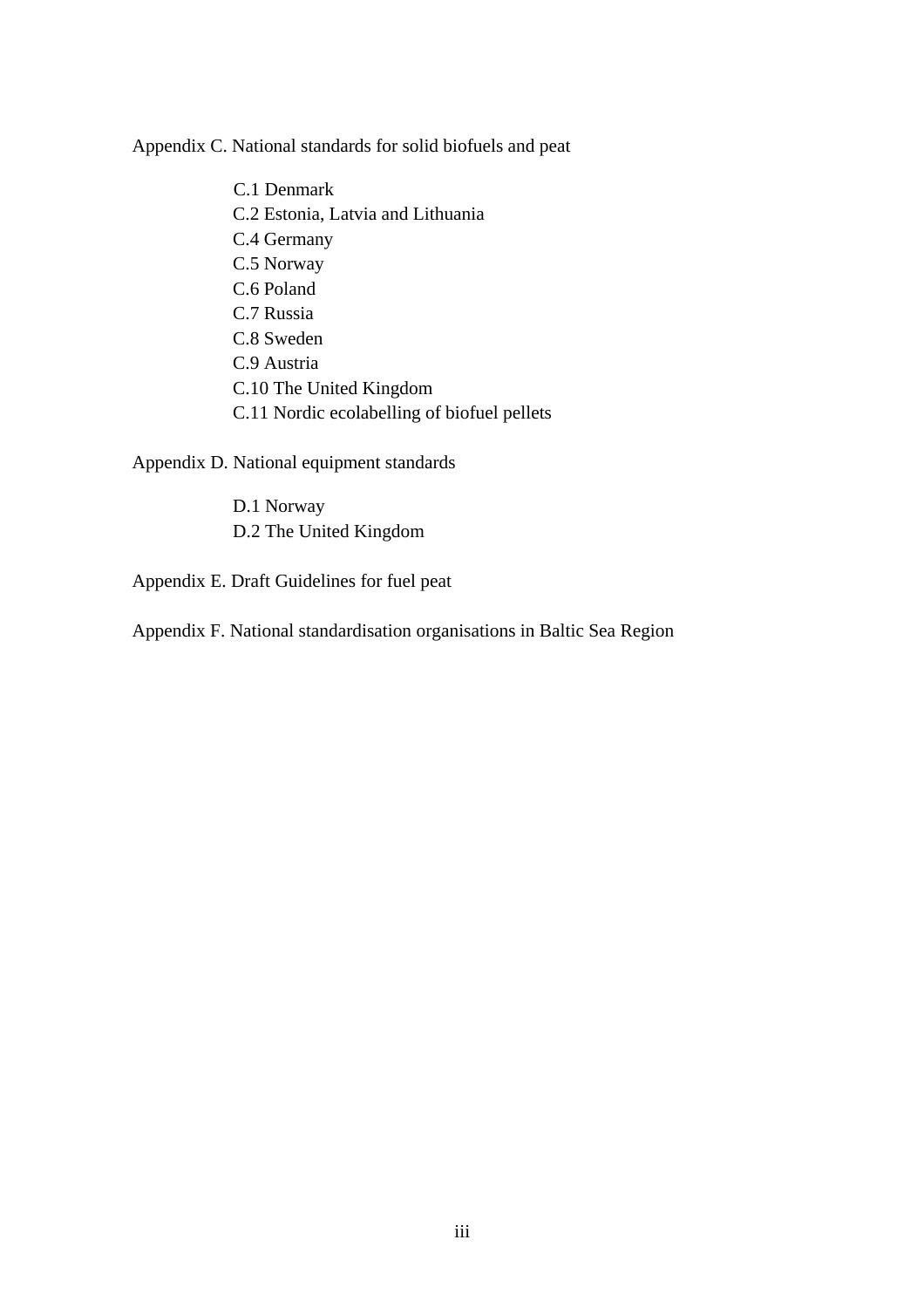Appendix C. National standards for solid biofuels and peat

- C.1 Denmark
- C.2 Estonia, Latvia and Lithuania
- C.4 Germany
- C.5 Norway
- C.6 Poland
- C.7 Russia
- C.8 Sweden
- C.9 Austria
- C.10 The United Kingdom
- C.11 Nordic ecolabelling of biofuel pellets

Appendix D. National equipment standards

- D.1 Norway
- D.2 The United Kingdom

Appendix E. Draft Guidelines for fuel peat

Appendix F. National standardisation organisations in Baltic Sea Region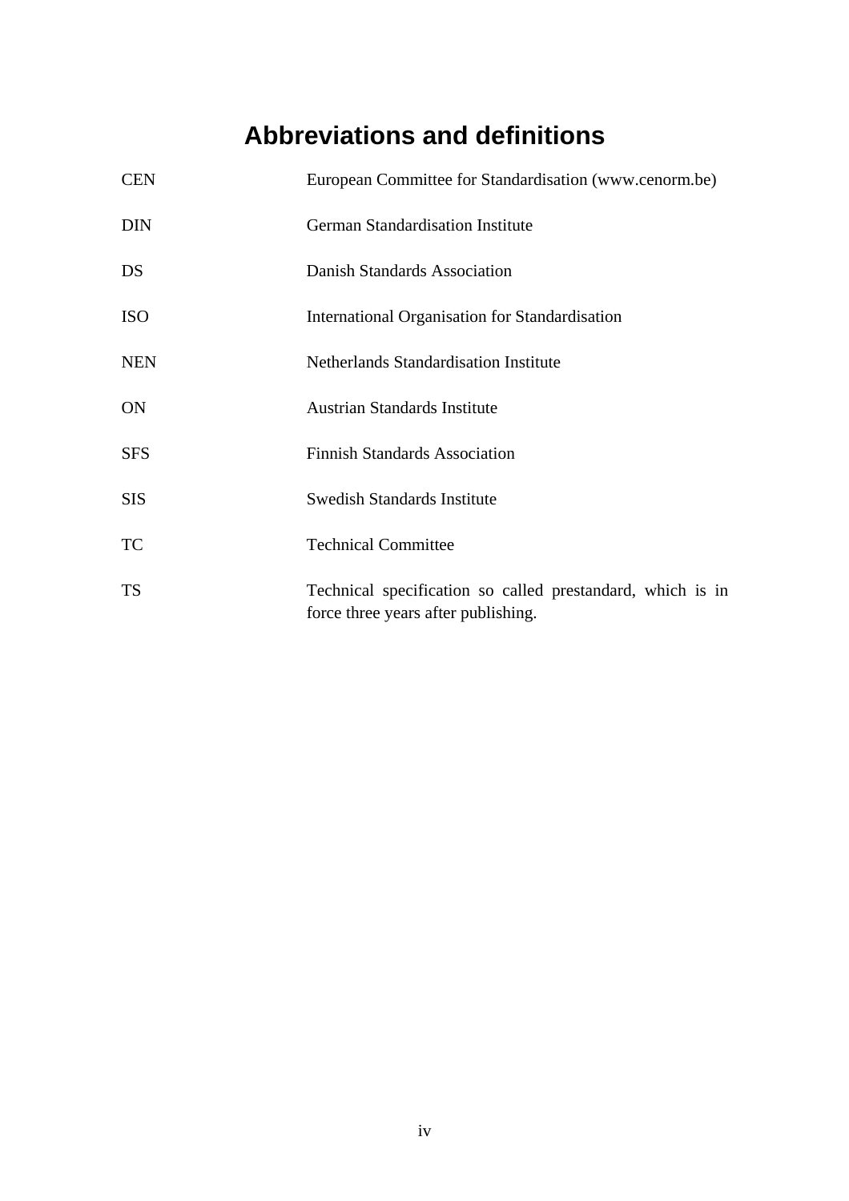# Abbreviations and definitions

| | |
|---|---|
| CEN | European Committee for Standardisation (www.cenorm.be) |
| DIN | German Standardisation Institute |
| DS | Danish Standards Association |
| ISO | International Organisation for Standardisation |
| NEN | Netherlands Standardisation Institute |
| ON | Austrian Standards Institute |
| SFS | Finnish Standards Association |
| SIS | Swedish Standards Institute |
| TC | Technical Committee |
| TS | Technical specification so called prestandard, which is in force three years after publishing. |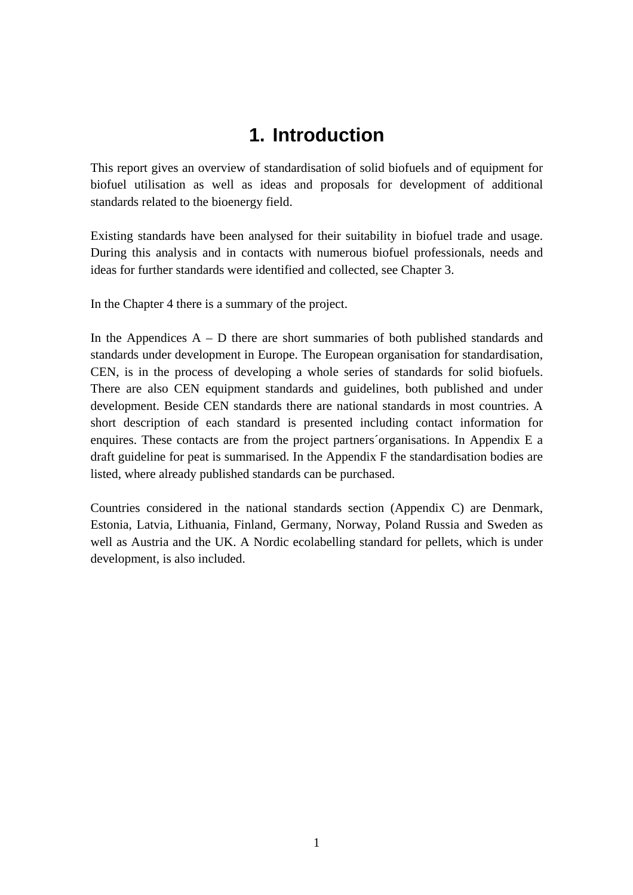# 1. Introduction

This report gives an overview of standardisation of solid biofuels and of equipment for biofuel utilisation as well as ideas and proposals for development of additional standards related to the bioenergy field.

Existing standards have been analysed for their suitability in biofuel trade and usage. During this analysis and in contacts with numerous biofuel professionals, needs and ideas for further standards were identified and collected, see Chapter 3.

In the Chapter 4 there is a summary of the project.

In the Appendices A – D there are short summaries of both published standards and standards under development in Europe. The European organisation for standardisation, CEN, is in the process of developing a whole series of standards for solid biofuels. There are also CEN equipment standards and guidelines, both published and under development. Beside CEN standards there are national standards in most countries. A short description of each standard is presented including contact information for enquires. These contacts are from the project partners´organisations. In Appendix E a draft guideline for peat is summarised. In the Appendix F the standardisation bodies are listed, where already published standards can be purchased.

Countries considered in the national standards section (Appendix C) are Denmark, Estonia, Latvia, Lithuania, Finland, Germany, Norway, Poland Russia and Sweden as well as Austria and the UK. A Nordic ecolabelling standard for pellets, which is under development, is also included.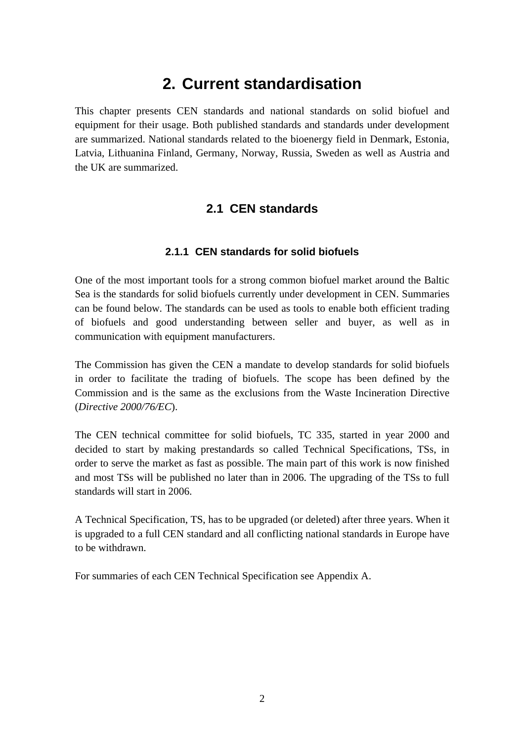# 2. Current standardisation

This chapter presents CEN standards and national standards on solid biofuel and equipment for their usage. Both published standards and standards under development are summarized. National standards related to the bioenergy field in Denmark, Estonia, Latvia, Lithuanina Finland, Germany, Norway, Russia, Sweden as well as Austria and the UK are summarized.

## 2.1 CEN standards

### 2.1.1 CEN standards for solid biofuels

One of the most important tools for a strong common biofuel market around the Baltic Sea is the standards for solid biofuels currently under development in CEN. Summaries can be found below. The standards can be used as tools to enable both efficient trading of biofuels and good understanding between seller and buyer, as well as in communication with equipment manufacturers.

The Commission has given the CEN a mandate to develop standards for solid biofuels in order to facilitate the trading of biofuels. The scope has been defined by the Commission and is the same as the exclusions from the Waste Incineration Directive (*Directive 2000/76/EC*).

The CEN technical committee for solid biofuels, TC 335, started in year 2000 and decided to start by making prestandards so called Technical Specifications, TSs, in order to serve the market as fast as possible. The main part of this work is now finished and most TSs will be published no later than in 2006. The upgrading of the TSs to full standards will start in 2006.

A Technical Specification, TS, has to be upgraded (or deleted) after three years. When it is upgraded to a full CEN standard and all conflicting national standards in Europe have to be withdrawn.

For summaries of each CEN Technical Specification see Appendix A.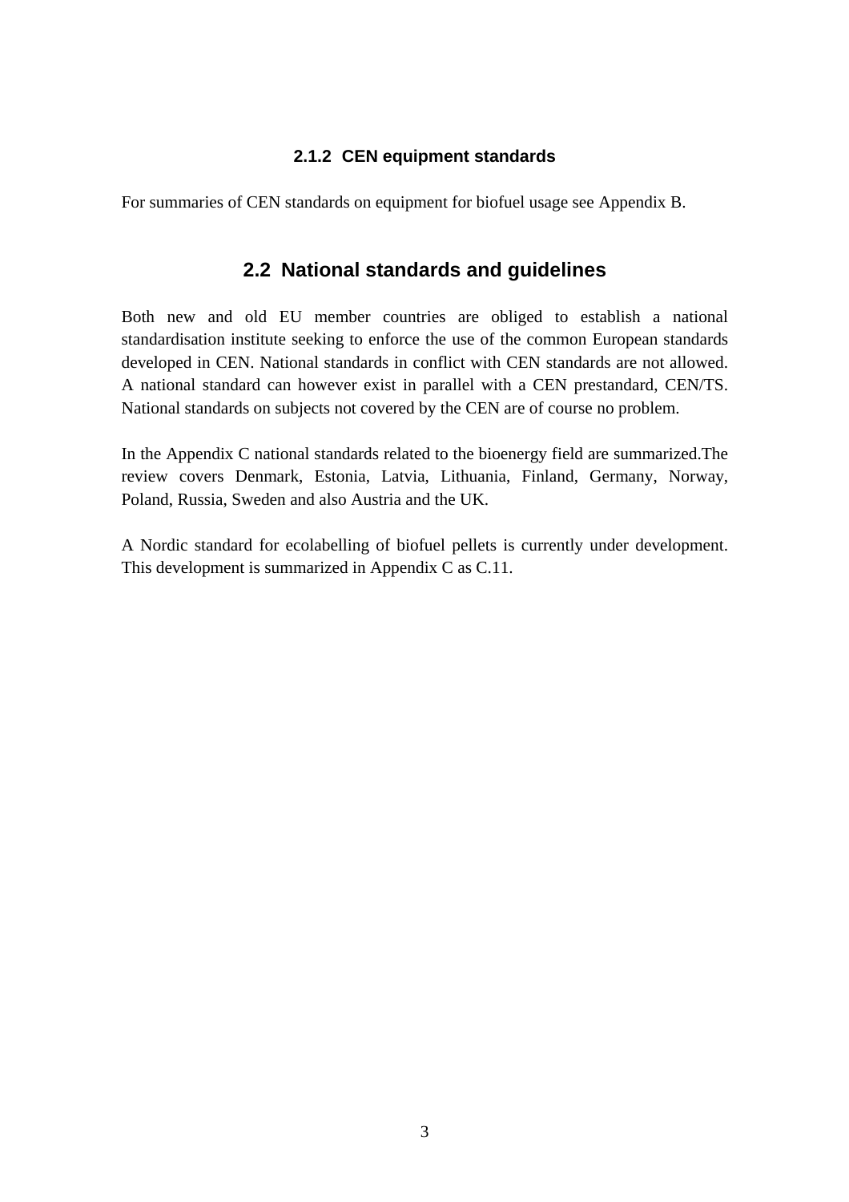### 2.1.2 CEN equipment standards

For summaries of CEN standards on equipment for biofuel usage see Appendix B.

## 2.2 National standards and guidelines

Both new and old EU member countries are obliged to establish a national standardisation institute seeking to enforce the use of the common European standards developed in CEN. National standards in conflict with CEN standards are not allowed. A national standard can however exist in parallel with a CEN prestandard, CEN/TS. National standards on subjects not covered by the CEN are of course no problem.

In the Appendix C national standards related to the bioenergy field are summarized.The review covers Denmark, Estonia, Latvia, Lithuania, Finland, Germany, Norway, Poland, Russia, Sweden and also Austria and the UK.

A Nordic standard for ecolabelling of biofuel pellets is currently under development. This development is summarized in Appendix C as C.11.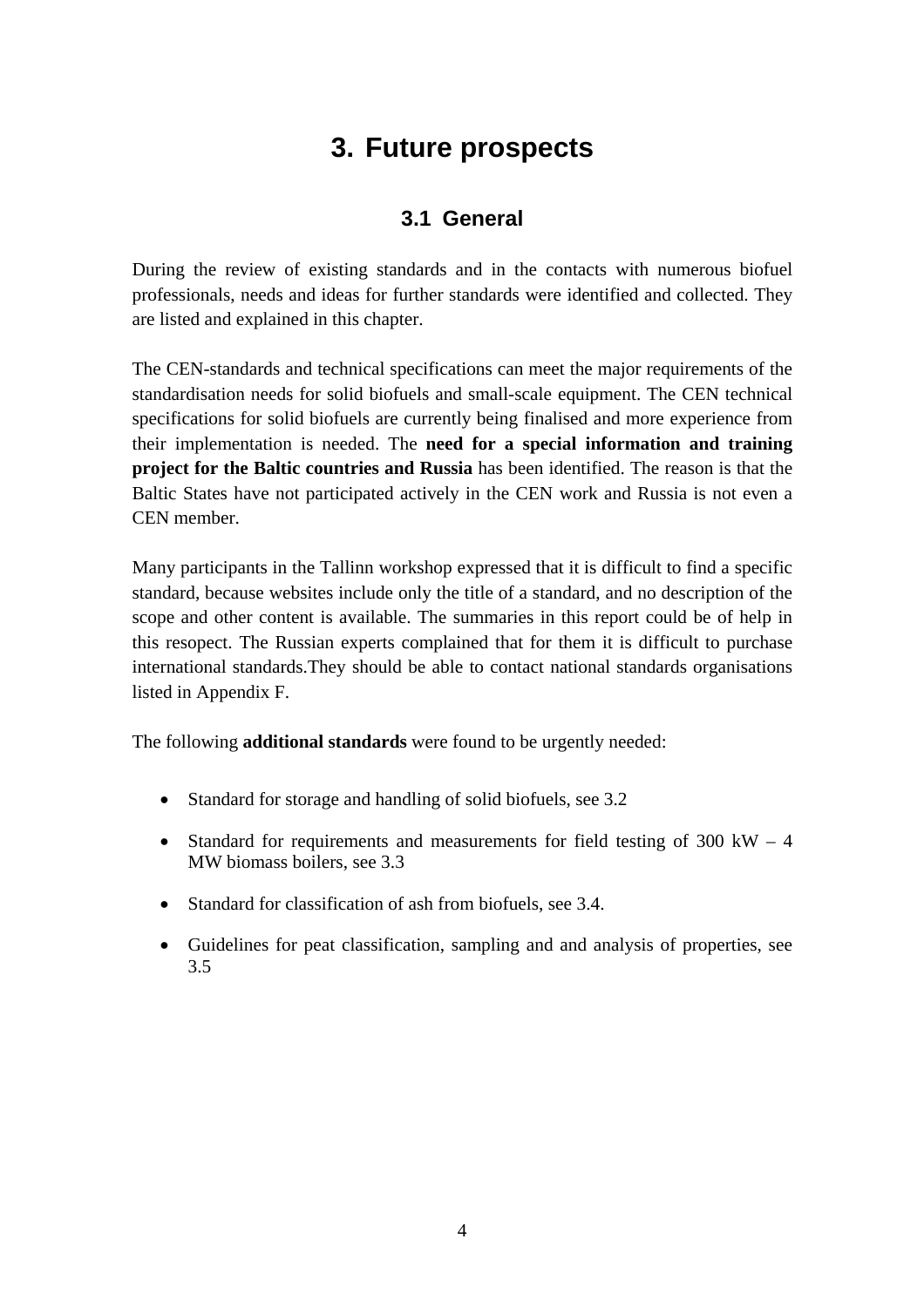# 3. Future prospects

## 3.1 General

During the review of existing standards and in the contacts with numerous biofuel professionals, needs and ideas for further standards were identified and collected. They are listed and explained in this chapter.

The CEN-standards and technical specifications can meet the major requirements of the standardisation needs for solid biofuels and small-scale equipment. The CEN technical specifications for solid biofuels are currently being finalised and more experience from their implementation is needed. The **need for a special information and training project for the Baltic countries and Russia** has been identified. The reason is that the Baltic States have not participated actively in the CEN work and Russia is not even a CEN member.

Many participants in the Tallinn workshop expressed that it is difficult to find a specific standard, because websites include only the title of a standard, and no description of the scope and other content is available. The summaries in this report could be of help in this resopect. The Russian experts complained that for them it is difficult to purchase international standards.They should be able to contact national standards organisations listed in Appendix F.

The following **additional standards** were found to be urgently needed:

- Standard for storage and handling of solid biofuels, see 3.2
- Standard for requirements and measurements for field testing of 300 kW – 4 MW biomass boilers, see 3.3
- Standard for classification of ash from biofuels, see 3.4.
- Guidelines for peat classification, sampling and and analysis of properties, see 3.5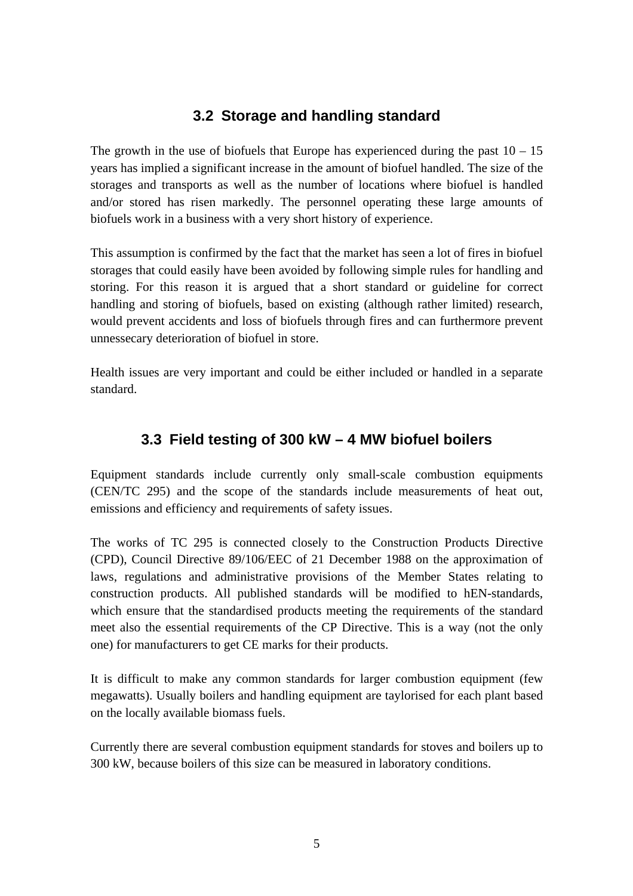## 3.2 Storage and handling standard

The growth in the use of biofuels that Europe has experienced during the past 10 – 15 years has implied a significant increase in the amount of biofuel handled. The size of the storages and transports as well as the number of locations where biofuel is handled and/or stored has risen markedly. The personnel operating these large amounts of biofuels work in a business with a very short history of experience.

This assumption is confirmed by the fact that the market has seen a lot of fires in biofuel storages that could easily have been avoided by following simple rules for handling and storing. For this reason it is argued that a short standard or guideline for correct handling and storing of biofuels, based on existing (although rather limited) research, would prevent accidents and loss of biofuels through fires and can furthermore prevent unnessecary deterioration of biofuel in store.

Health issues are very important and could be either included or handled in a separate standard.

## 3.3 Field testing of 300 kW – 4 MW biofuel boilers

Equipment standards include currently only small-scale combustion equipments (CEN/TC 295) and the scope of the standards include measurements of heat out, emissions and efficiency and requirements of safety issues.

The works of TC 295 is connected closely to the Construction Products Directive (CPD), Council Directive 89/106/EEC of 21 December 1988 on the approximation of laws, regulations and administrative provisions of the Member States relating to construction products. All published standards will be modified to hEN-standards, which ensure that the standardised products meeting the requirements of the standard meet also the essential requirements of the CP Directive. This is a way (not the only one) for manufacturers to get CE marks for their products.

It is difficult to make any common standards for larger combustion equipment (few megawatts). Usually boilers and handling equipment are taylorised for each plant based on the locally available biomass fuels.

Currently there are several combustion equipment standards for stoves and boilers up to 300 kW, because boilers of this size can be measured in laboratory conditions.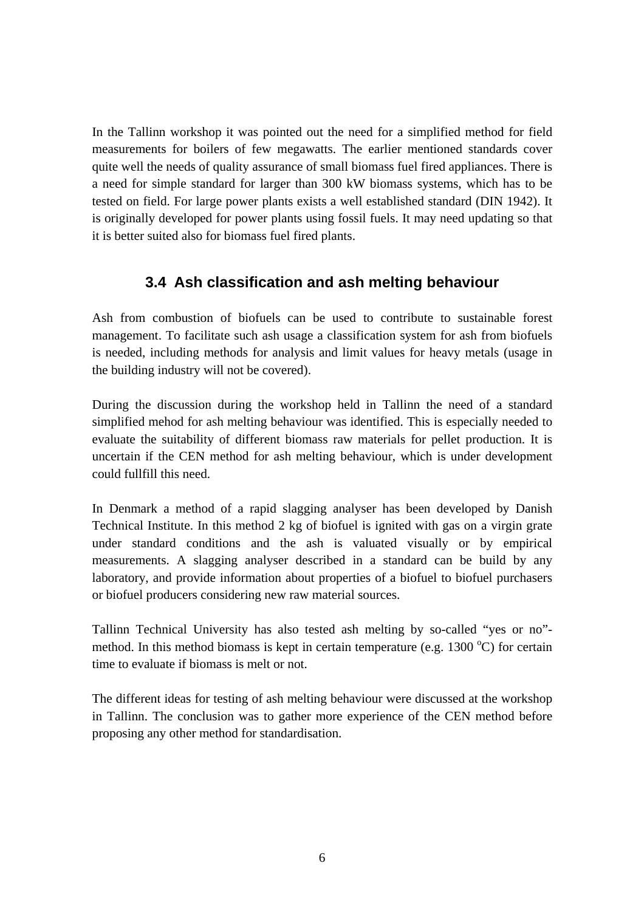In the Tallinn workshop it was pointed out the need for a simplified method for field measurements for boilers of few megawatts. The earlier mentioned standards cover quite well the needs of quality assurance of small biomass fuel fired appliances. There is a need for simple standard for larger than 300 kW biomass systems, which has to be tested on field. For large power plants exists a well established standard (DIN 1942). It is originally developed for power plants using fossil fuels. It may need updating so that it is better suited also for biomass fuel fired plants.

### 3.4 Ash classification and ash melting behaviour

Ash from combustion of biofuels can be used to contribute to sustainable forest management. To facilitate such ash usage a classification system for ash from biofuels is needed, including methods for analysis and limit values for heavy metals (usage in the building industry will not be covered).

During the discussion during the workshop held in Tallinn the need of a standard simplified mehod for ash melting behaviour was identified. This is especially needed to evaluate the suitability of different biomass raw materials for pellet production. It is uncertain if the CEN method for ash melting behaviour, which is under development could fullfill this need.

In Denmark a method of a rapid slagging analyser has been developed by Danish Technical Institute. In this method 2 kg of biofuel is ignited with gas on a virgin grate under standard conditions and the ash is valuated visually or by empirical measurements. A slagging analyser described in a standard can be build by any laboratory, and provide information about properties of a biofuel to biofuel purchasers or biofuel producers considering new raw material sources.

Tallinn Technical University has also tested ash melting by so-called “yes or no”-method. In this method biomass is kept in certain temperature (e.g. 1300 $^{o}$C) for certain time to evaluate if biomass is melt or not.

The different ideas for testing of ash melting behaviour were discussed at the workshop in Tallinn. The conclusion was to gather more experience of the CEN method before proposing any other method for standardisation.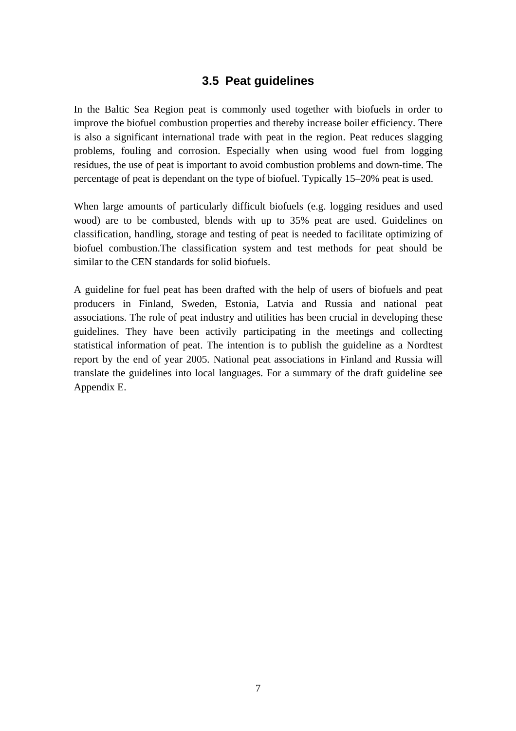## 3.5 Peat guidelines

In the Baltic Sea Region peat is commonly used together with biofuels in order to improve the biofuel combustion properties and thereby increase boiler efficiency. There is also a significant international trade with peat in the region. Peat reduces slagging problems, fouling and corrosion. Especially when using wood fuel from logging residues, the use of peat is important to avoid combustion problems and down-time. The percentage of peat is dependant on the type of biofuel. Typically 15–20% peat is used.

When large amounts of particularly difficult biofuels (e.g. logging residues and used wood) are to be combusted, blends with up to 35% peat are used. Guidelines on classification, handling, storage and testing of peat is needed to facilitate optimizing of biofuel combustion.The classification system and test methods for peat should be similar to the CEN standards for solid biofuels.

A guideline for fuel peat has been drafted with the help of users of biofuels and peat producers in Finland, Sweden, Estonia, Latvia and Russia and national peat associations. The role of peat industry and utilities has been crucial in developing these guidelines. They have been activily participating in the meetings and collecting statistical information of peat. The intention is to publish the guideline as a Nordtest report by the end of year 2005. National peat associations in Finland and Russia will translate the guidelines into local languages. For a summary of the draft guideline see Appendix E.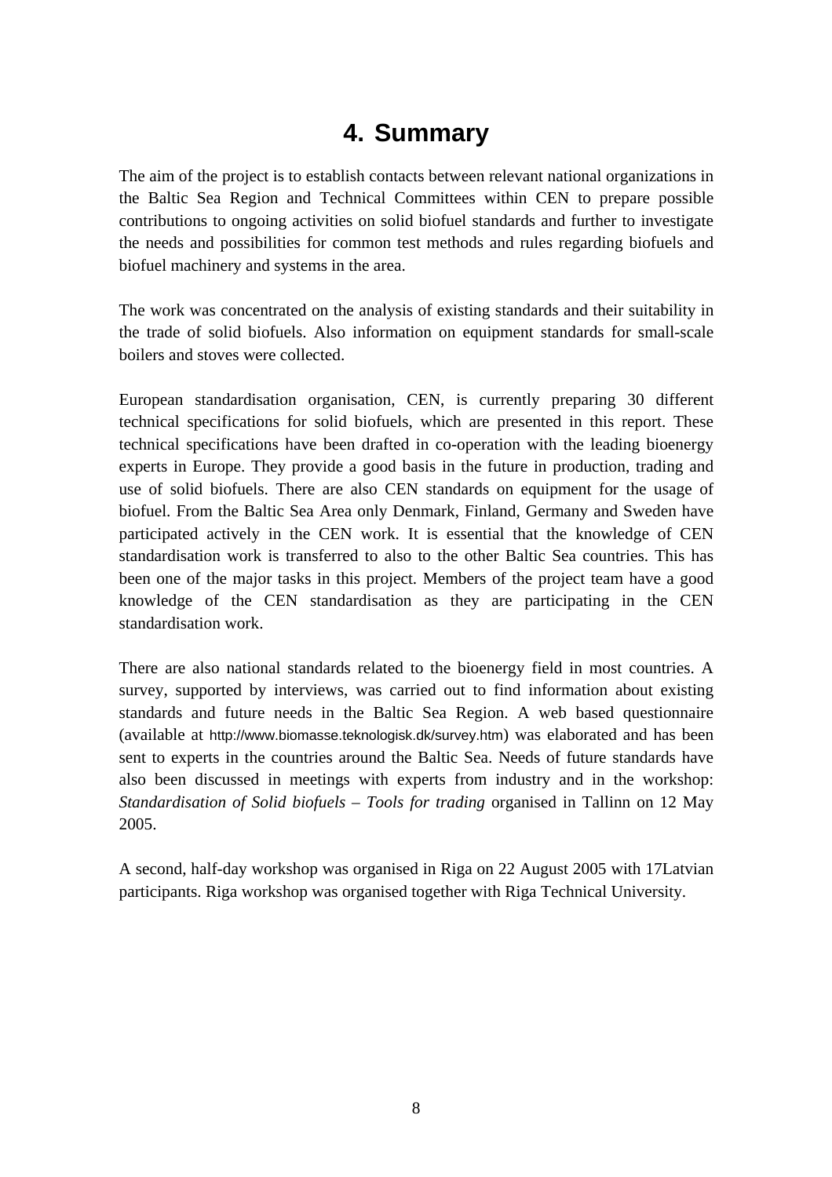# 4. Summary

The aim of the project is to establish contacts between relevant national organizations in the Baltic Sea Region and Technical Committees within CEN to prepare possible contributions to ongoing activities on solid biofuel standards and further to investigate the needs and possibilities for common test methods and rules regarding biofuels and biofuel machinery and systems in the area.

The work was concentrated on the analysis of existing standards and their suitability in the trade of solid biofuels. Also information on equipment standards for small-scale boilers and stoves were collected.

European standardisation organisation, CEN, is currently preparing 30 different technical specifications for solid biofuels, which are presented in this report. These technical specifications have been drafted in co-operation with the leading bioenergy experts in Europe. They provide a good basis in the future in production, trading and use of solid biofuels. There are also CEN standards on equipment for the usage of biofuel. From the Baltic Sea Area only Denmark, Finland, Germany and Sweden have participated actively in the CEN work. It is essential that the knowledge of CEN standardisation work is transferred to also to the other Baltic Sea countries. This has been one of the major tasks in this project. Members of the project team have a good knowledge of the CEN standardisation as they are participating in the CEN standardisation work.

There are also national standards related to the bioenergy field in most countries. A survey, supported by interviews, was carried out to find information about existing standards and future needs in the Baltic Sea Region. A web based questionnaire (available at http://www.biomasse.teknologisk.dk/survey.htm) was elaborated and has been sent to experts in the countries around the Baltic Sea. Needs of future standards have also been discussed in meetings with experts from industry and in the workshop: *Standardisation of Solid biofuels – Tools for trading* organised in Tallinn on 12 May 2005.

A second, half-day workshop was organised in Riga on 22 August 2005 with 17Latvian participants. Riga workshop was organised together with Riga Technical University.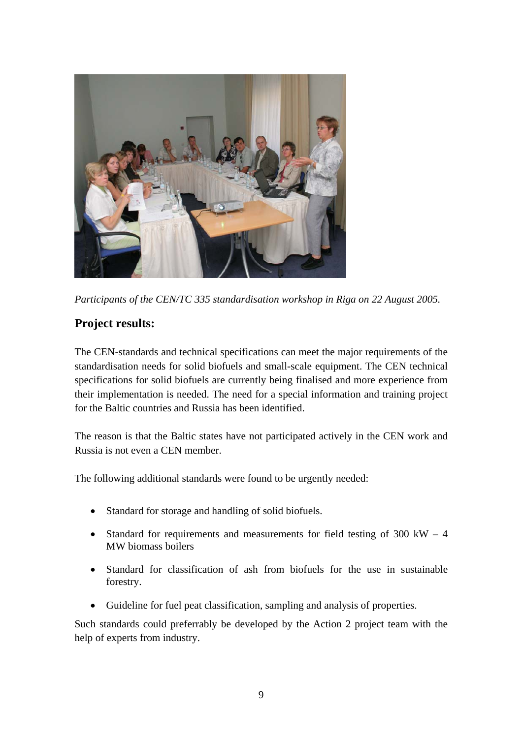*Participants of the CEN/TC 335 standardisation workshop in Riga on 22 August 2005.*

## Project results:

The CEN-standards and technical specifications can meet the major requirements of the standardisation needs for solid biofuels and small-scale equipment. The CEN technical specifications for solid biofuels are currently being finalised and more experience from their implementation is needed. The need for a special information and training project for the Baltic countries and Russia has been identified.

The reason is that the Baltic states have not participated actively in the CEN work and Russia is not even a CEN member.

The following additional standards were found to be urgently needed:

- Standard for storage and handling of solid biofuels.
- Standard for requirements and measurements for field testing of 300 kW – 4 MW biomass boilers
- Standard for classification of ash from biofuels for the use in sustainable forestry.
- Guideline for fuel peat classification, sampling and analysis of properties.

Such standards could preferrably be developed by the Action 2 project team with the help of experts from industry.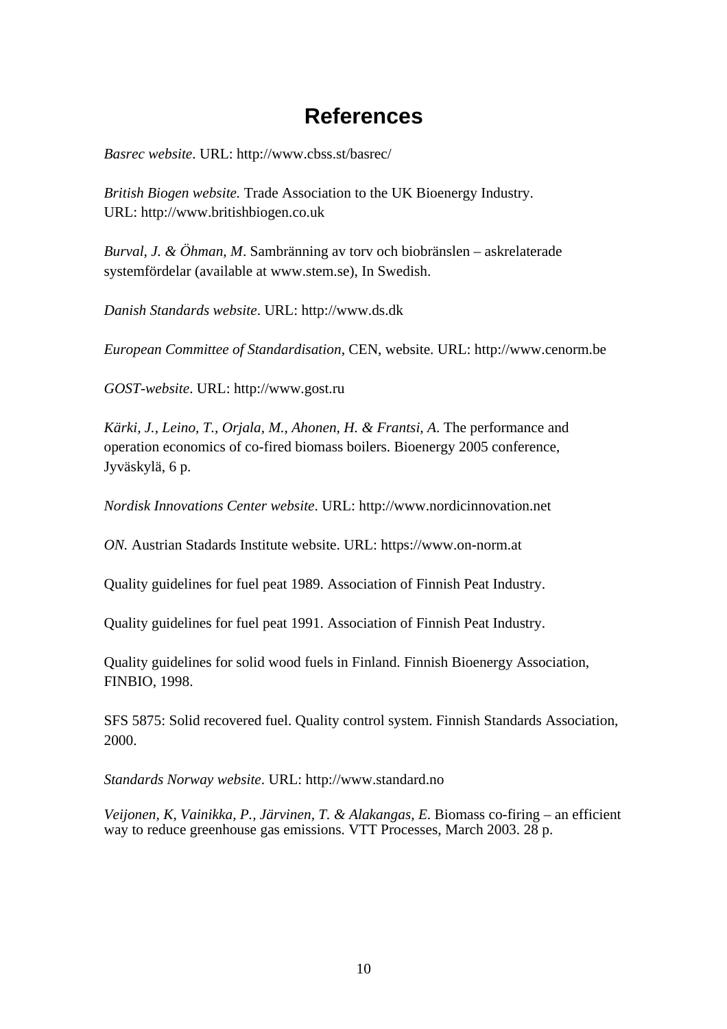# References

*Basrec website*. URL: http://www.cbss.st/basrec/

*British Biogen website.* Trade Association to the UK Bioenergy Industry.
URL: http://www.britishbiogen.co.uk

*Burval, J. & Öhman, M*. Sambränning av torv och biobränslen – askrelaterade systemfördelar (available at www.stem.se), In Swedish.

*Danish Standards website*. URL: http://www.ds.dk

*European Committee of Standardisation*, CEN, website. URL: http://www.cenorm.be

*GOST-website*. URL: http://www.gost.ru

*Kärki, J., Leino, T., Orjala, M., Ahonen, H. & Frantsi, A*. The performance and operation economics of co-fired biomass boilers. Bioenergy 2005 conference, Jyväskylä, 6 p.

*Nordisk Innovations Center website*. URL: http://www.nordicinnovation.net

*ON.* Austrian Stadards Institute website. URL: https://www.on-norm.at

Quality guidelines for fuel peat 1989. Association of Finnish Peat Industry.

Quality guidelines for fuel peat 1991. Association of Finnish Peat Industry.

Quality guidelines for solid wood fuels in Finland. Finnish Bioenergy Association, FINBIO, 1998.

SFS 5875: Solid recovered fuel. Quality control system. Finnish Standards Association, 2000.

*Standards Norway website*. URL: http://www.standard.no

*Veijonen, K, Vainikka, P., Järvinen, T. & Alakangas, E*. Biomass co-firing – an efficient way to reduce greenhouse gas emissions. VTT Processes, March 2003. 28 p.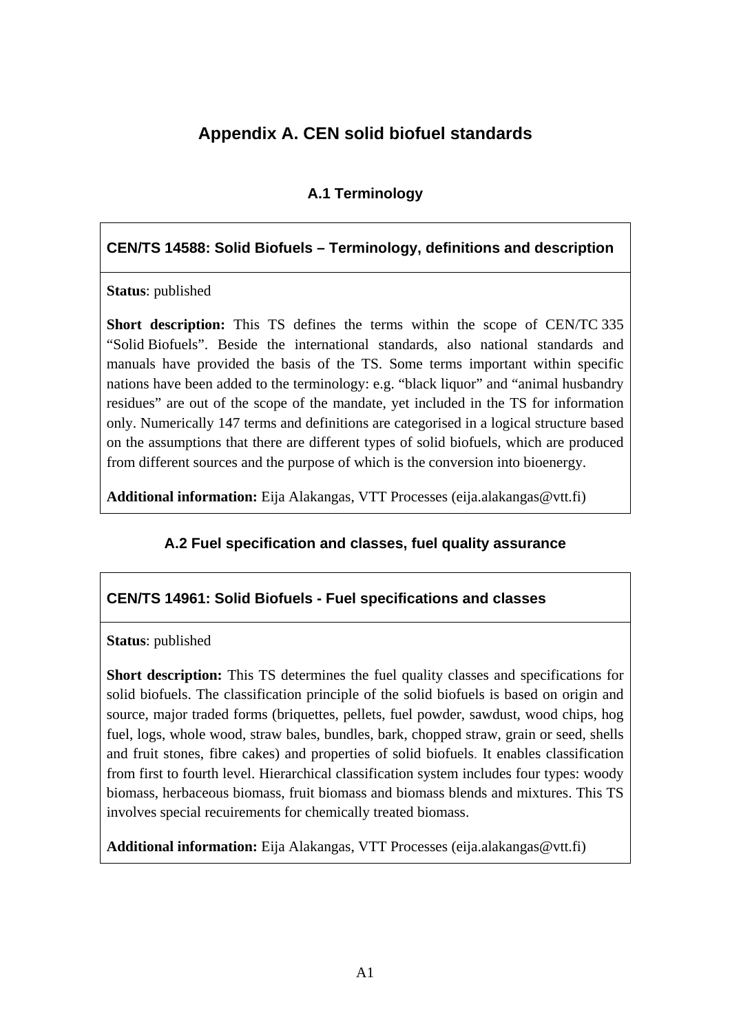# Appendix A. CEN solid biofuel standards

## A.1 Terminology

### CEN/TS 14588: Solid Biofuels – Terminology, definitions and description

**Status**: published

**Short description:** This TS defines the terms within the scope of CEN/TC 335 "Solid Biofuels". Beside the international standards, also national standards and manuals have provided the basis of the TS. Some terms important within specific nations have been added to the terminology: e.g. "black liquor" and "animal husbandry residues" are out of the scope of the mandate, yet included in the TS for information only. Numerically 147 terms and definitions are categorised in a logical structure based on the assumptions that there are different types of solid biofuels, which are produced from different sources and the purpose of which is the conversion into bioenergy.

**Additional information:** Eija Alakangas, VTT Processes (eija.alakangas@vtt.fi)

## A.2 Fuel specification and classes, fuel quality assurance

### CEN/TS 14961: Solid Biofuels - Fuel specifications and classes

**Status**: published

**Short description:** This TS determines the fuel quality classes and specifications for solid biofuels. The classification principle of the solid biofuels is based on origin and source, major traded forms (briquettes, pellets, fuel powder, sawdust, wood chips, hog fuel, logs, whole wood, straw bales, bundles, bark, chopped straw, grain or seed, shells and fruit stones, fibre cakes) and properties of solid biofuels. It enables classification from first to fourth level. Hierarchical classification system includes four types: woody biomass, herbaceous biomass, fruit biomass and biomass blends and mixtures. This TS involves special recuirements for chemically treated biomass.

**Additional information:** Eija Alakangas, VTT Processes (eija.alakangas@vtt.fi)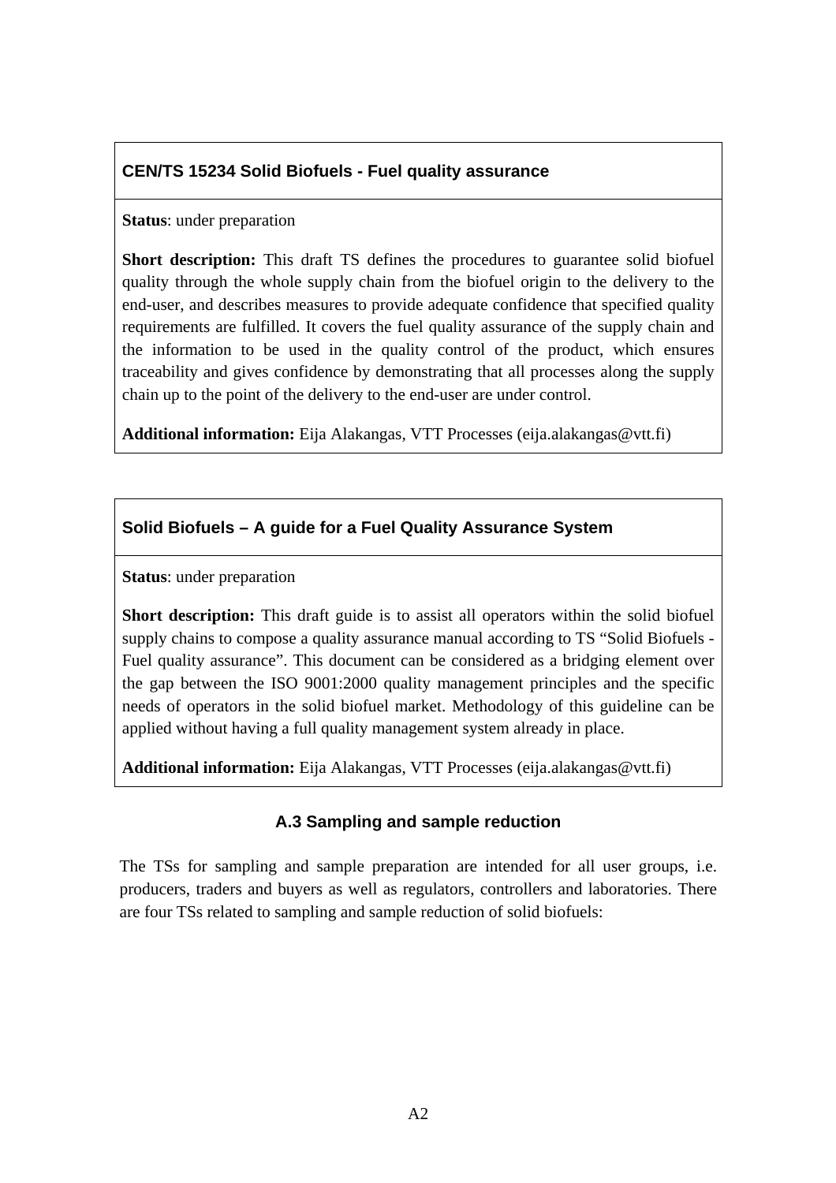**CEN/TS 15234 Solid Biofuels - Fuel quality assurance**

**Status**: under preparation

**Short description:** This draft TS defines the procedures to guarantee solid biofuel quality through the whole supply chain from the biofuel origin to the delivery to the end-user, and describes measures to provide adequate confidence that specified quality requirements are fulfilled. It covers the fuel quality assurance of the supply chain and the information to be used in the quality control of the product, which ensures traceability and gives confidence by demonstrating that all processes along the supply chain up to the point of the delivery to the end-user are under control.

**Additional information:** Eija Alakangas, VTT Processes (eija.alakangas@vtt.fi)

**Solid Biofuels – A guide for a Fuel Quality Assurance System**

**Status**: under preparation

**Short description:** This draft guide is to assist all operators within the solid biofuel supply chains to compose a quality assurance manual according to TS "Solid Biofuels - Fuel quality assurance". This document can be considered as a bridging element over the gap between the ISO 9001:2000 quality management principles and the specific needs of operators in the solid biofuel market. Methodology of this guideline can be applied without having a full quality management system already in place.

**Additional information:** Eija Alakangas, VTT Processes (eija.alakangas@vtt.fi)

### A.3 Sampling and sample reduction

The TSs for sampling and sample preparation are intended for all user groups, i.e. producers, traders and buyers as well as regulators, controllers and laboratories. There are four TSs related to sampling and sample reduction of solid biofuels: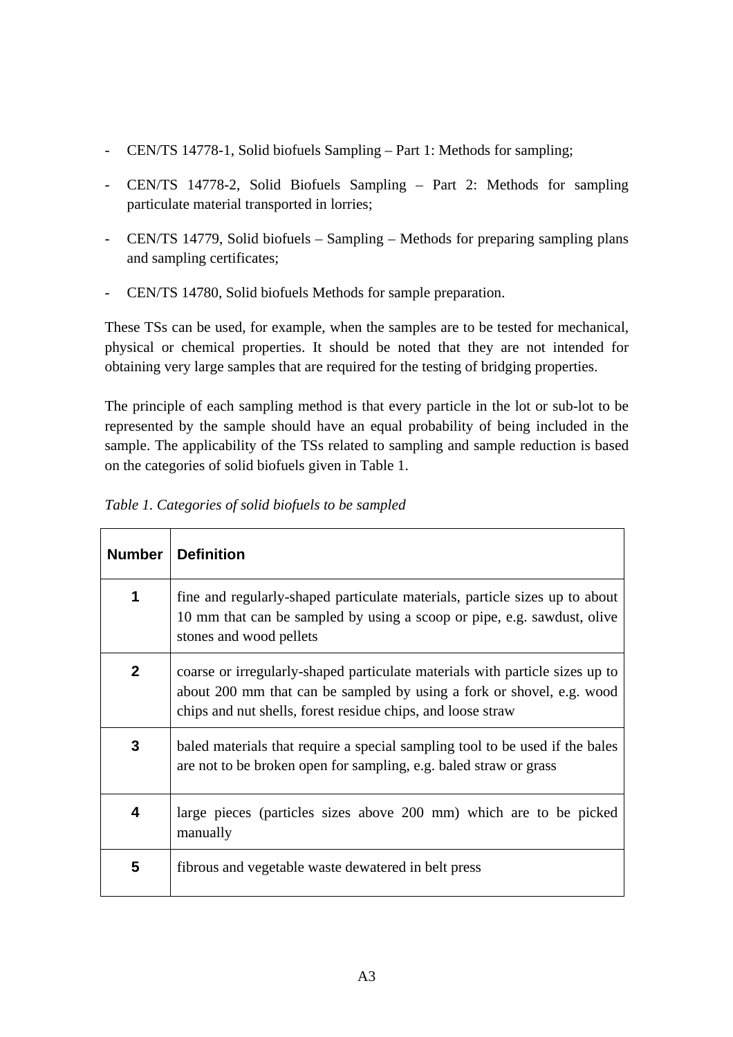- CEN/TS 14778-1, Solid biofuels Sampling – Part 1: Methods for sampling;
- CEN/TS 14778-2, Solid Biofuels Sampling – Part 2: Methods for sampling particulate material transported in lorries;
- CEN/TS 14779, Solid biofuels – Sampling – Methods for preparing sampling plans and sampling certificates;
- CEN/TS 14780, Solid biofuels Methods for sample preparation.

These TSs can be used, for example, when the samples are to be tested for mechanical, physical or chemical properties. It should be noted that they are not intended for obtaining very large samples that are required for the testing of bridging properties.

The principle of each sampling method is that every particle in the lot or sub-lot to be represented by the sample should have an equal probability of being included in the sample. The applicability of the TSs related to sampling and sample reduction is based on the categories of solid biofuels given in Table 1.

*Table 1. Categories of solid biofuels to be sampled*

| Number | Definition |
|---|---|
| 1 | fine and regularly-shaped particulate materials, particle sizes up to about 10 mm that can be sampled by using a scoop or pipe, e.g. sawdust, olive stones and wood pellets |
| 2 | coarse or irregularly-shaped particulate materials with particle sizes up to about 200 mm that can be sampled by using a fork or shovel, e.g. wood chips and nut shells, forest residue chips, and loose straw |
| 3 | baled materials that require a special sampling tool to be used if the bales are not to be broken open for sampling, e.g. baled straw or grass |
| 4 | large pieces (particles sizes above 200 mm) which are to be picked manually |
| 5 | fibrous and vegetable waste dewatered in belt press |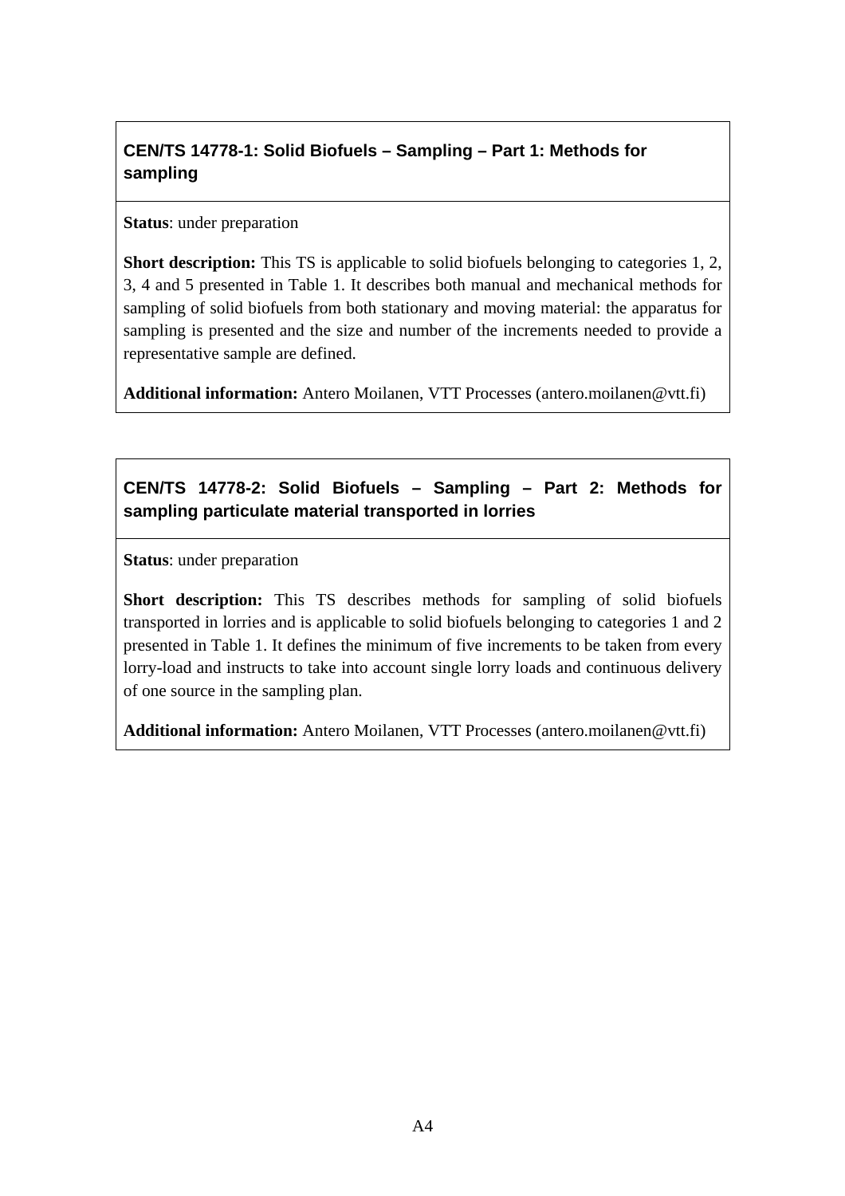### CEN/TS 14778-1: Solid Biofuels – Sampling – Part 1: Methods for sampling

**Status**: under preparation

**Short description:** This TS is applicable to solid biofuels belonging to categories 1, 2, 3, 4 and 5 presented in Table 1. It describes both manual and mechanical methods for sampling of solid biofuels from both stationary and moving material: the apparatus for sampling is presented and the size and number of the increments needed to provide a representative sample are defined.

**Additional information:** Antero Moilanen, VTT Processes (antero.moilanen@vtt.fi)

### CEN/TS 14778-2: Solid Biofuels – Sampling – Part 2: Methods for sampling particulate material transported in lorries

**Status**: under preparation

**Short description:** This TS describes methods for sampling of solid biofuels transported in lorries and is applicable to solid biofuels belonging to categories 1 and 2 presented in Table 1. It defines the minimum of five increments to be taken from every lorry-load and instructs to take into account single lorry loads and continuous delivery of one source in the sampling plan.

**Additional information:** Antero Moilanen, VTT Processes (antero.moilanen@vtt.fi)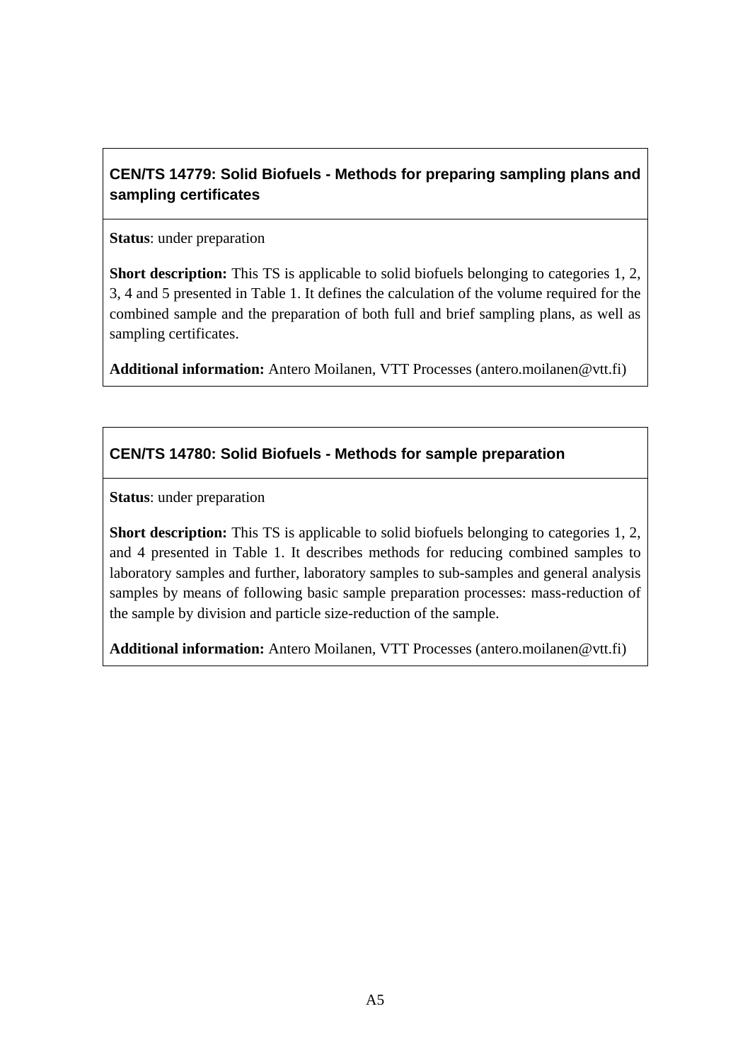### CEN/TS 14779: Solid Biofuels - Methods for preparing sampling plans and sampling certificates

**Status**: under preparation

**Short description:** This TS is applicable to solid biofuels belonging to categories 1, 2, 3, 4 and 5 presented in Table 1. It defines the calculation of the volume required for the combined sample and the preparation of both full and brief sampling plans, as well as sampling certificates.

**Additional information:** Antero Moilanen, VTT Processes (antero.moilanen@vtt.fi)

### CEN/TS 14780: Solid Biofuels - Methods for sample preparation

**Status**: under preparation

**Short description:** This TS is applicable to solid biofuels belonging to categories 1, 2, and 4 presented in Table 1. It describes methods for reducing combined samples to laboratory samples and further, laboratory samples to sub-samples and general analysis samples by means of following basic sample preparation processes: mass-reduction of the sample by division and particle size-reduction of the sample.

**Additional information:** Antero Moilanen, VTT Processes (antero.moilanen@vtt.fi)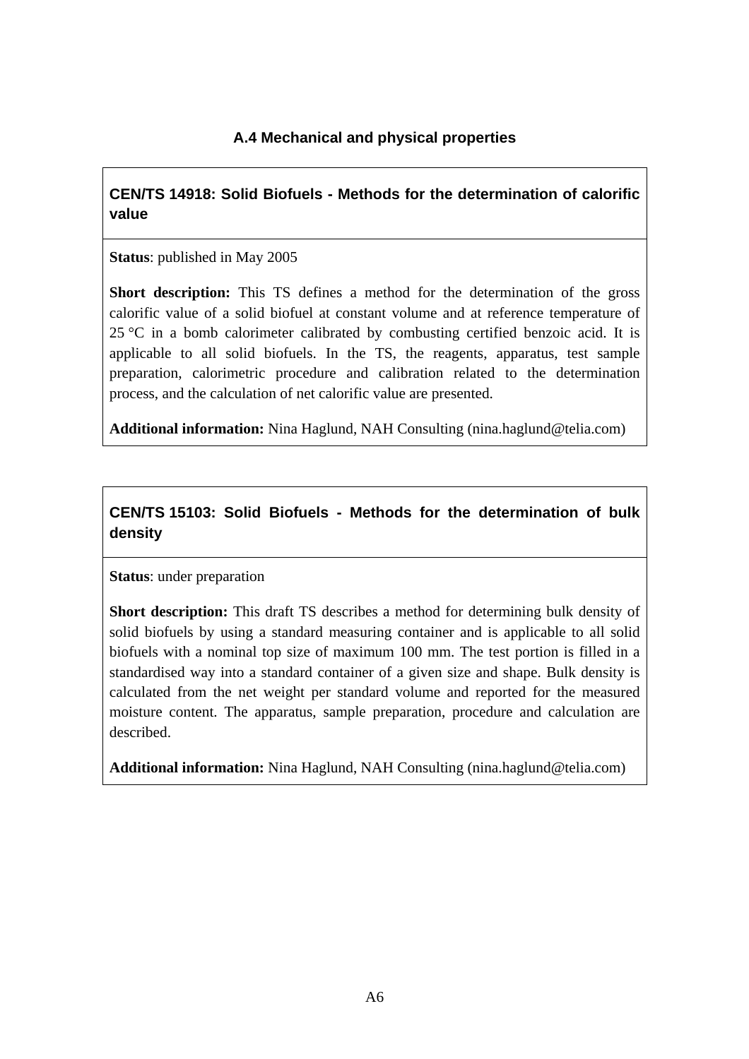## A.4 Mechanical and physical properties

### CEN/TS 14918: Solid Biofuels - Methods for the determination of calorific value

**Status**: published in May 2005

**Short description:** This TS defines a method for the determination of the gross calorific value of a solid biofuel at constant volume and at reference temperature of 25 °C in a bomb calorimeter calibrated by combusting certified benzoic acid. It is applicable to all solid biofuels. In the TS, the reagents, apparatus, test sample preparation, calorimetric procedure and calibration related to the determination process, and the calculation of net calorific value are presented.

**Additional information:** Nina Haglund, NAH Consulting (nina.haglund@telia.com)

### CEN/TS 15103: Solid Biofuels - Methods for the determination of bulk density

**Status**: under preparation

**Short description:** This draft TS describes a method for determining bulk density of solid biofuels by using a standard measuring container and is applicable to all solid biofuels with a nominal top size of maximum 100 mm. The test portion is filled in a standardised way into a standard container of a given size and shape. Bulk density is calculated from the net weight per standard volume and reported for the measured moisture content. The apparatus, sample preparation, procedure and calculation are described.

**Additional information:** Nina Haglund, NAH Consulting (nina.haglund@telia.com)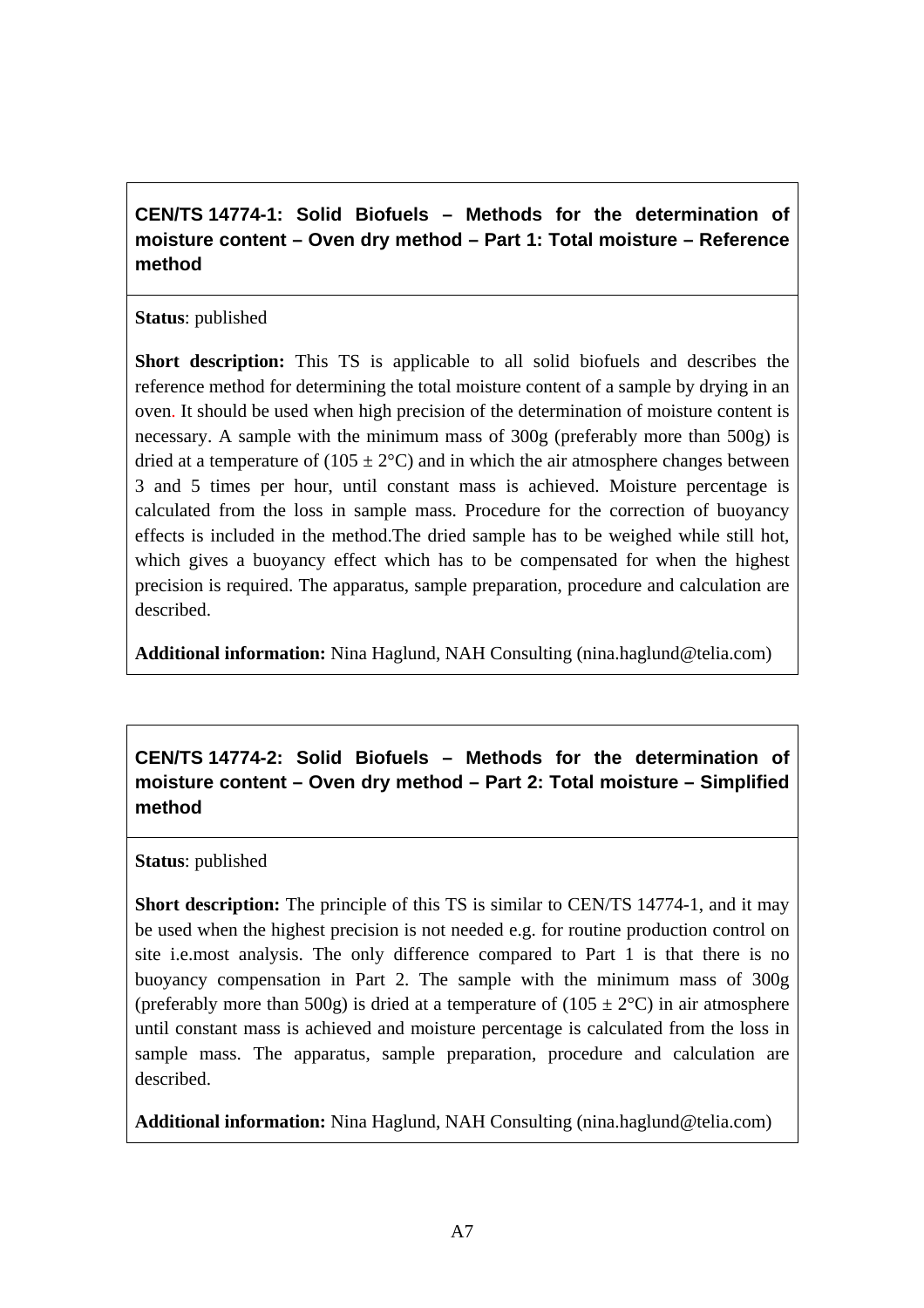**CEN/TS 14774-1: Solid Biofuels – Methods for the determination of moisture content – Oven dry method – Part 1: Total moisture – Reference method**

**Status**: published

**Short description:** This TS is applicable to all solid biofuels and describes the reference method for determining the total moisture content of a sample by drying in an oven. It should be used when high precision of the determination of moisture content is necessary. A sample with the minimum mass of 300g (preferably more than 500g) is dried at a temperature of (105 ± 2°C) and in which the air atmosphere changes between 3 and 5 times per hour, until constant mass is achieved. Moisture percentage is calculated from the loss in sample mass. Procedure for the correction of buoyancy effects is included in the method.The dried sample has to be weighed while still hot, which gives a buoyancy effect which has to be compensated for when the highest precision is required. The apparatus, sample preparation, procedure and calculation are described.

**Additional information:** Nina Haglund, NAH Consulting (nina.haglund@telia.com)

**CEN/TS 14774-2: Solid Biofuels – Methods for the determination of moisture content – Oven dry method – Part 2: Total moisture – Simplified method**

**Status**: published

**Short description:** The principle of this TS is similar to CEN/TS 14774-1, and it may be used when the highest precision is not needed e.g. for routine production control on site i.e.most analysis. The only difference compared to Part 1 is that there is no buoyancy compensation in Part 2. The sample with the minimum mass of 300g (preferably more than 500g) is dried at a temperature of (105 ± 2°C) in air atmosphere until constant mass is achieved and moisture percentage is calculated from the loss in sample mass. The apparatus, sample preparation, procedure and calculation are described.

**Additional information:** Nina Haglund, NAH Consulting (nina.haglund@telia.com)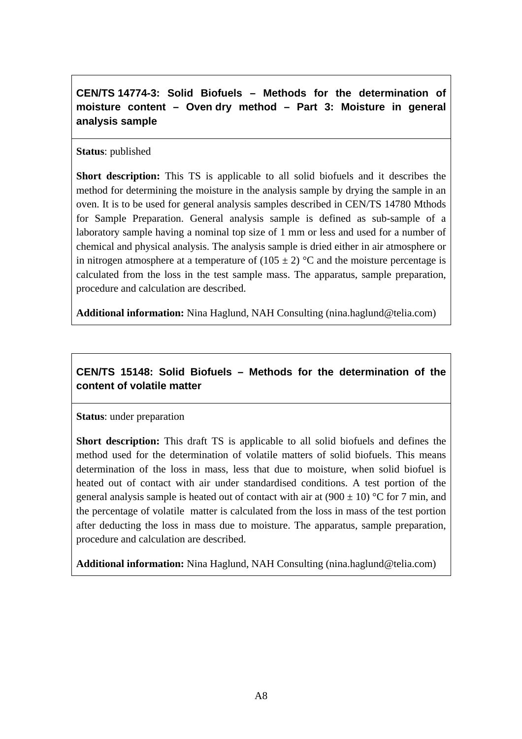### CEN/TS 14774-3: Solid Biofuels – Methods for the determination of moisture content – Oven dry method – Part 3: Moisture in general analysis sample

**Status**: published

**Short description:** This TS is applicable to all solid biofuels and it describes the method for determining the moisture in the analysis sample by drying the sample in an oven. It is to be used for general analysis samples described in CEN/TS 14780 Mthods for Sample Preparation. General analysis sample is defined as sub-sample of a laboratory sample having a nominal top size of 1 mm or less and used for a number of chemical and physical analysis. The analysis sample is dried either in air atmosphere or in nitrogen atmosphere at a temperature of $(105 \pm 2)$ °C and the moisture percentage is calculated from the loss in the test sample mass. The apparatus, sample preparation, procedure and calculation are described.

**Additional information:** Nina Haglund, NAH Consulting (nina.haglund@telia.com)

### CEN/TS 15148: Solid Biofuels – Methods for the determination of the content of volatile matter

**Status**: under preparation

**Short description:** This draft TS is applicable to all solid biofuels and defines the method used for the determination of volatile matters of solid biofuels. This means determination of the loss in mass, less that due to moisture, when solid biofuel is heated out of contact with air under standardised conditions. A test portion of the general analysis sample is heated out of contact with air at $(900 \pm 10)$ °C for 7 min, and the percentage of volatile matter is calculated from the loss in mass of the test portion after deducting the loss in mass due to moisture. The apparatus, sample preparation, procedure and calculation are described.

**Additional information:** Nina Haglund, NAH Consulting (nina.haglund@telia.com)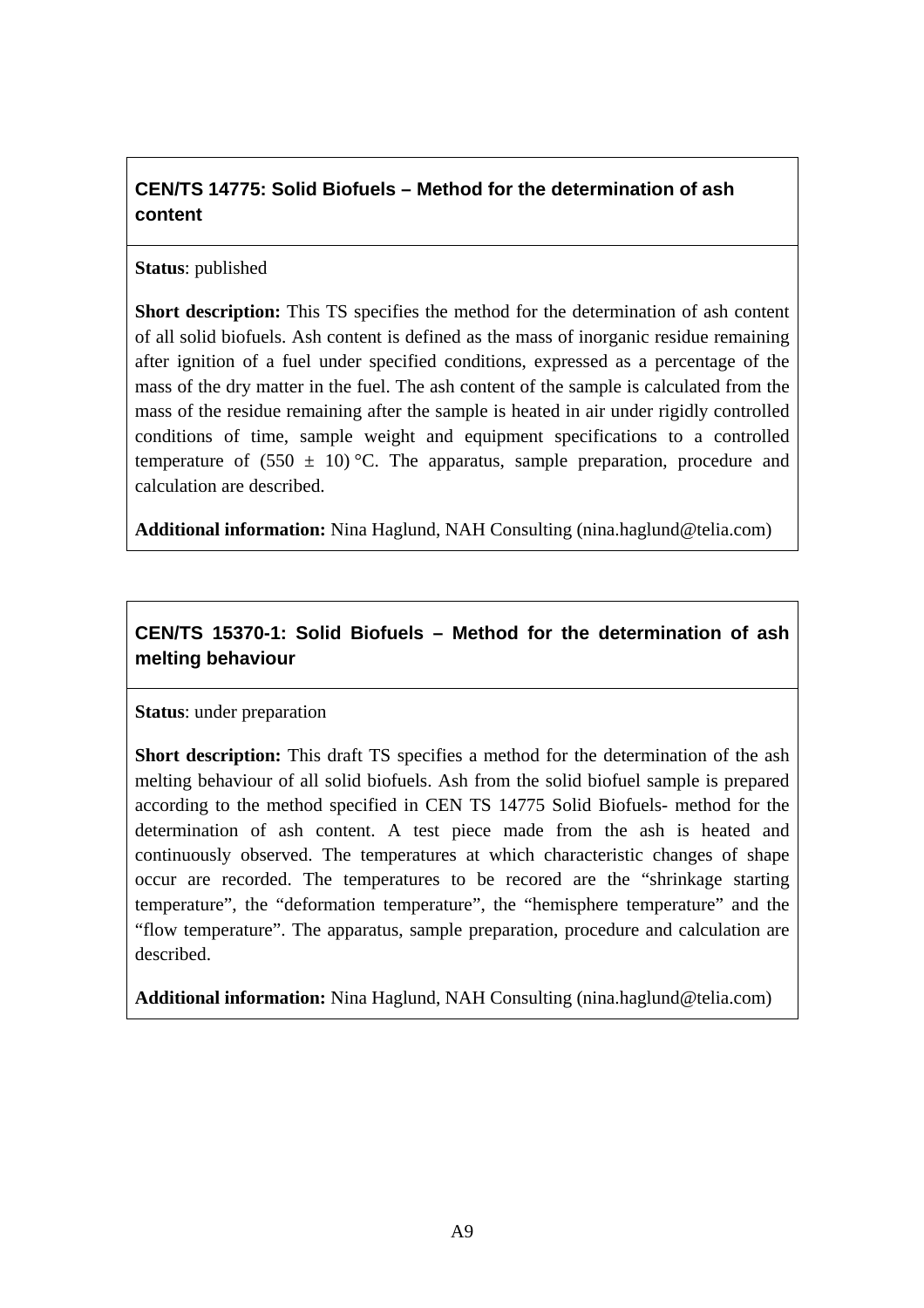### CEN/TS 14775: Solid Biofuels – Method for the determination of ash content

**Status**: published

**Short description:** This TS specifies the method for the determination of ash content of all solid biofuels. Ash content is defined as the mass of inorganic residue remaining after ignition of a fuel under specified conditions, expressed as a percentage of the mass of the dry matter in the fuel. The ash content of the sample is calculated from the mass of the residue remaining after the sample is heated in air under rigidly controlled conditions of time, sample weight and equipment specifications to a controlled temperature of $(550 \pm 10)$ °C. The apparatus, sample preparation, procedure and calculation are described.

**Additional information:** Nina Haglund, NAH Consulting (nina.haglund@telia.com)

### CEN/TS 15370-1: Solid Biofuels – Method for the determination of ash melting behaviour

**Status**: under preparation

**Short description:** This draft TS specifies a method for the determination of the ash melting behaviour of all solid biofuels. Ash from the solid biofuel sample is prepared according to the method specified in CEN TS 14775 Solid Biofuels- method for the determination of ash content. A test piece made from the ash is heated and continuously observed. The temperatures at which characteristic changes of shape occur are recorded. The temperatures to be recored are the "shrinkage starting temperature", the "deformation temperature", the "hemisphere temperature" and the "flow temperature". The apparatus, sample preparation, procedure and calculation are described.

**Additional information:** Nina Haglund, NAH Consulting (nina.haglund@telia.com)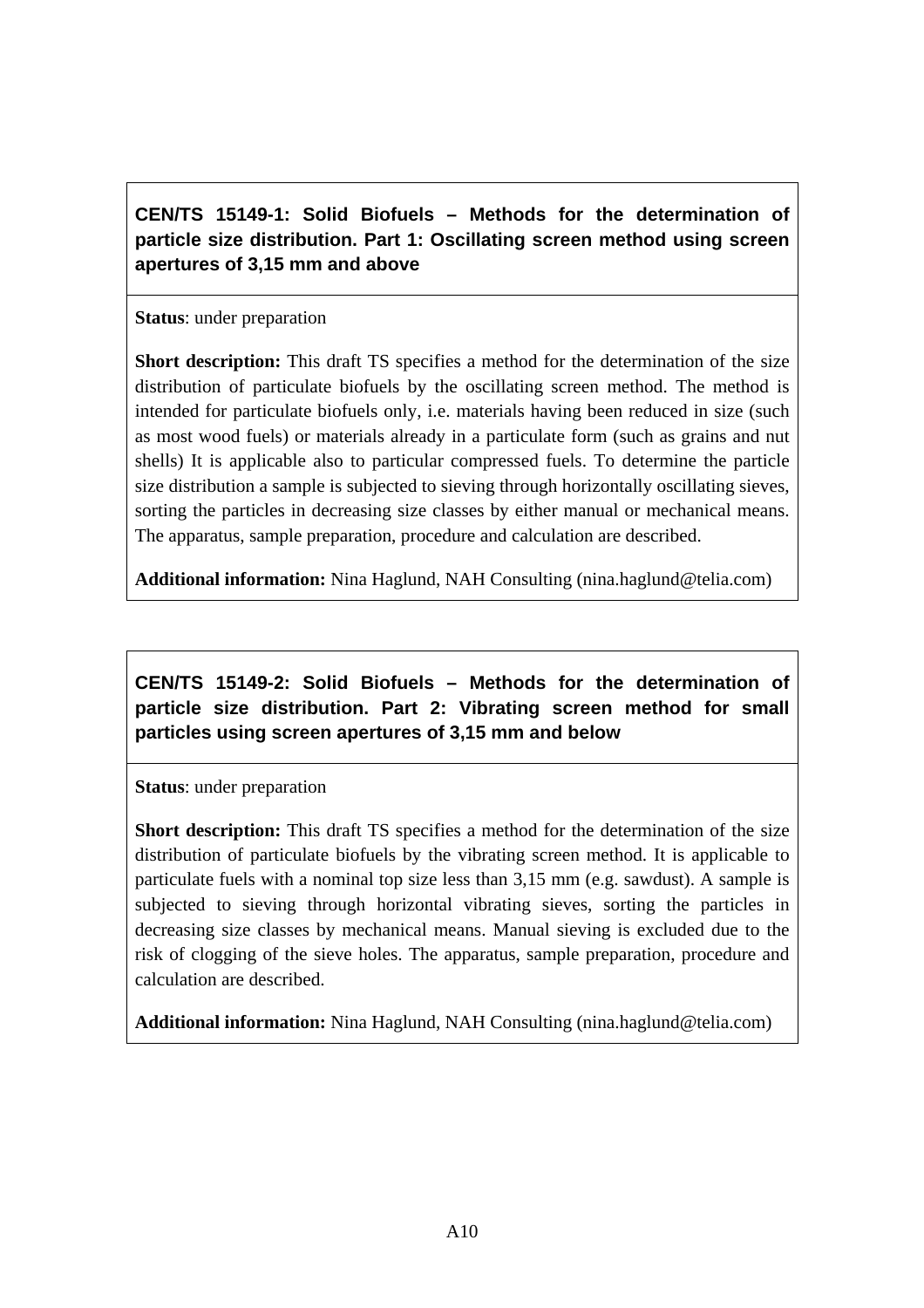**CEN/TS 15149-1: Solid Biofuels – Methods for the determination of particle size distribution. Part 1: Oscillating screen method using screen apertures of 3,15 mm and above**

**Status**: under preparation

**Short description:** This draft TS specifies a method for the determination of the size distribution of particulate biofuels by the oscillating screen method. The method is intended for particulate biofuels only, i.e. materials having been reduced in size (such as most wood fuels) or materials already in a particulate form (such as grains and nut shells) It is applicable also to particular compressed fuels. To determine the particle size distribution a sample is subjected to sieving through horizontally oscillating sieves, sorting the particles in decreasing size classes by either manual or mechanical means. The apparatus, sample preparation, procedure and calculation are described.

**Additional information:** Nina Haglund, NAH Consulting (nina.haglund@telia.com)

**CEN/TS 15149-2: Solid Biofuels – Methods for the determination of particle size distribution. Part 2: Vibrating screen method for small particles using screen apertures of 3,15 mm and below**

**Status**: under preparation

**Short description:** This draft TS specifies a method for the determination of the size distribution of particulate biofuels by the vibrating screen method. It is applicable to particulate fuels with a nominal top size less than 3,15 mm (e.g. sawdust). A sample is subjected to sieving through horizontal vibrating sieves, sorting the particles in decreasing size classes by mechanical means. Manual sieving is excluded due to the risk of clogging of the sieve holes. The apparatus, sample preparation, procedure and calculation are described.

**Additional information:** Nina Haglund, NAH Consulting (nina.haglund@telia.com)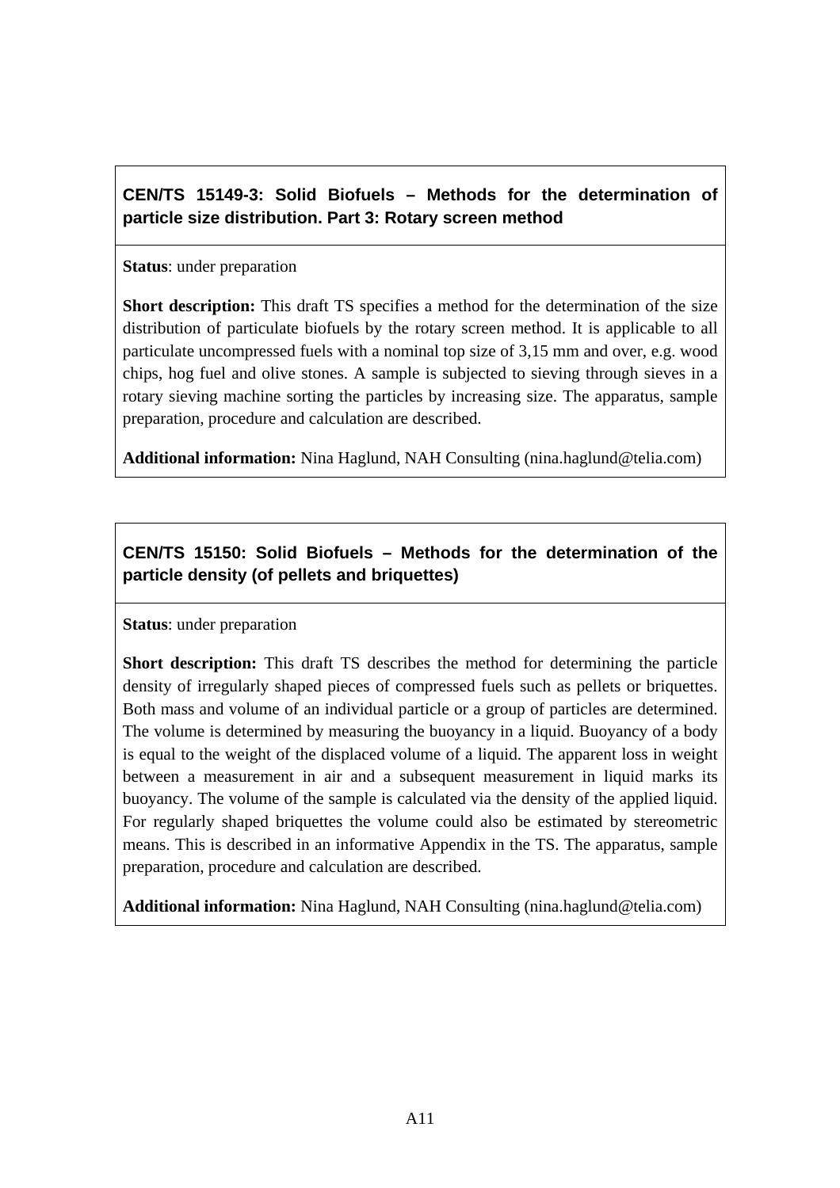### CEN/TS 15149-3: Solid Biofuels – Methods for the determination of particle size distribution. Part 3: Rotary screen method

**Status**: under preparation

**Short description:** This draft TS specifies a method for the determination of the size distribution of particulate biofuels by the rotary screen method. It is applicable to all particulate uncompressed fuels with a nominal top size of 3,15 mm and over, e.g. wood chips, hog fuel and olive stones. A sample is subjected to sieving through sieves in a rotary sieving machine sorting the particles by increasing size. The apparatus, sample preparation, procedure and calculation are described.

**Additional information:** Nina Haglund, NAH Consulting (nina.haglund@telia.com)

### CEN/TS 15150: Solid Biofuels – Methods for the determination of the particle density (of pellets and briquettes)

**Status**: under preparation

**Short description:** This draft TS describes the method for determining the particle density of irregularly shaped pieces of compressed fuels such as pellets or briquettes. Both mass and volume of an individual particle or a group of particles are determined. The volume is determined by measuring the buoyancy in a liquid. Buoyancy of a body is equal to the weight of the displaced volume of a liquid. The apparent loss in weight between a measurement in air and a subsequent measurement in liquid marks its buoyancy. The volume of the sample is calculated via the density of the applied liquid. For regularly shaped briquettes the volume could also be estimated by stereometric means. This is described in an informative Appendix in the TS. The apparatus, sample preparation, procedure and calculation are described.

**Additional information:** Nina Haglund, NAH Consulting (nina.haglund@telia.com)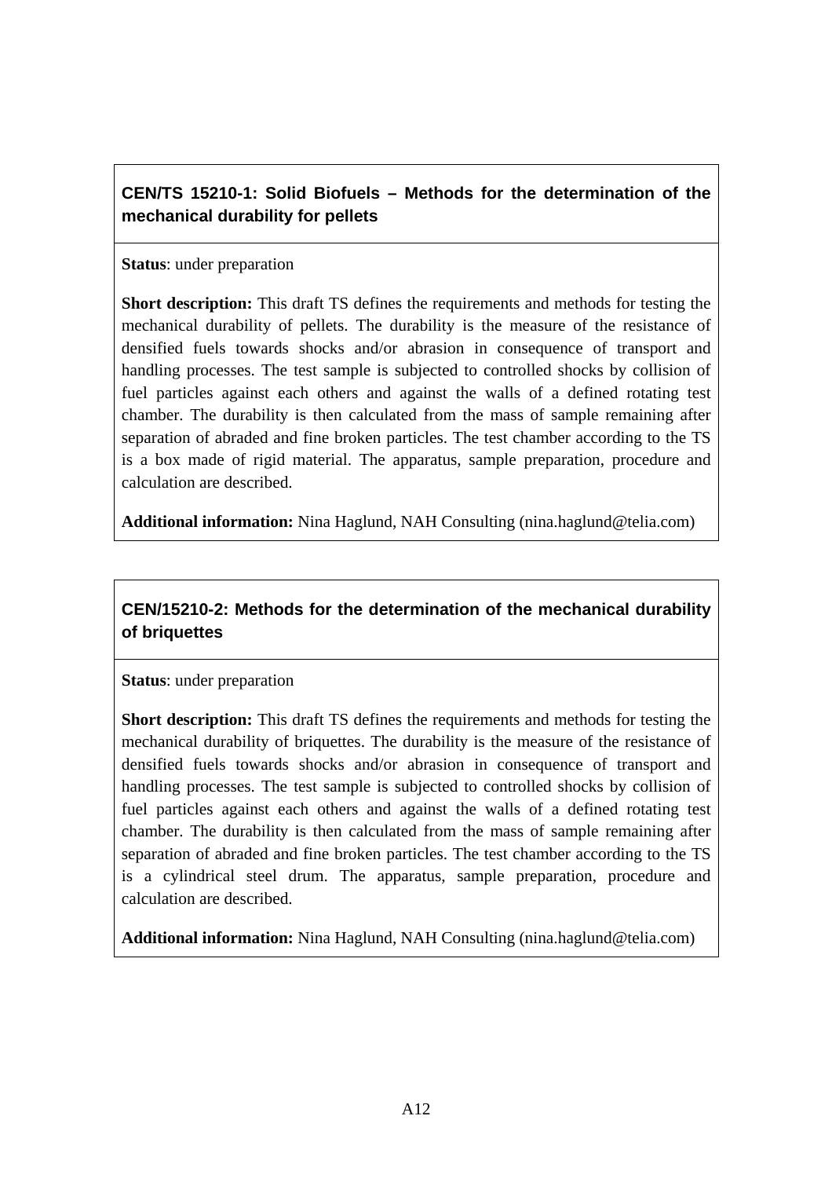### CEN/TS 15210-1: Solid Biofuels – Methods for the determination of the mechanical durability for pellets

**Status**: under preparation

**Short description:** This draft TS defines the requirements and methods for testing the mechanical durability of pellets. The durability is the measure of the resistance of densified fuels towards shocks and/or abrasion in consequence of transport and handling processes. The test sample is subjected to controlled shocks by collision of fuel particles against each others and against the walls of a defined rotating test chamber. The durability is then calculated from the mass of sample remaining after separation of abraded and fine broken particles. The test chamber according to the TS is a box made of rigid material. The apparatus, sample preparation, procedure and calculation are described.

**Additional information:** Nina Haglund, NAH Consulting (nina.haglund@telia.com)

### CEN/15210-2: Methods for the determination of the mechanical durability of briquettes

**Status**: under preparation

**Short description:** This draft TS defines the requirements and methods for testing the mechanical durability of briquettes. The durability is the measure of the resistance of densified fuels towards shocks and/or abrasion in consequence of transport and handling processes. The test sample is subjected to controlled shocks by collision of fuel particles against each others and against the walls of a defined rotating test chamber. The durability is then calculated from the mass of sample remaining after separation of abraded and fine broken particles. The test chamber according to the TS is a cylindrical steel drum. The apparatus, sample preparation, procedure and calculation are described.

**Additional information:** Nina Haglund, NAH Consulting (nina.haglund@telia.com)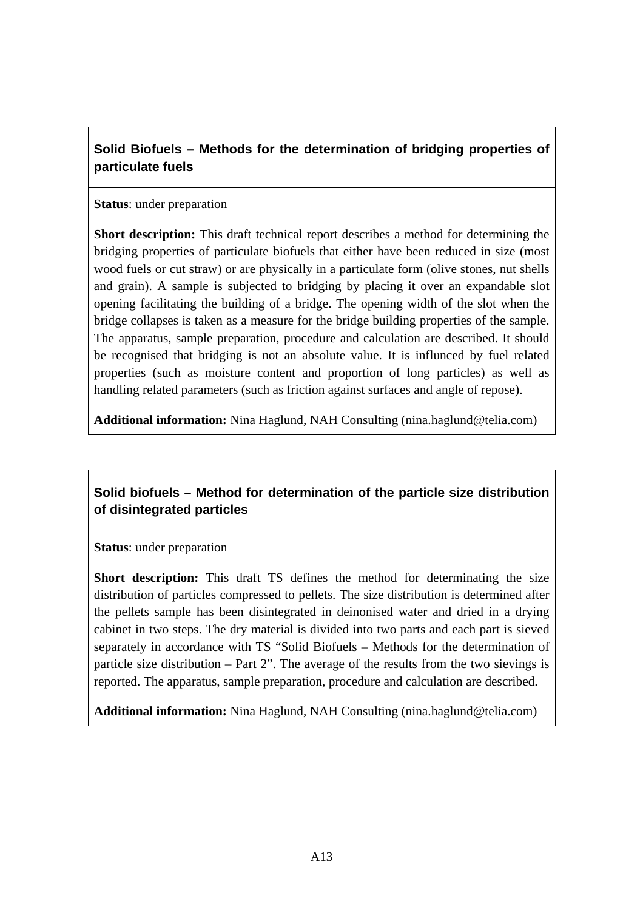**Solid Biofuels – Methods for the determination of bridging properties of particulate fuels**

**Status**: under preparation

**Short description:** This draft technical report describes a method for determining the bridging properties of particulate biofuels that either have been reduced in size (most wood fuels or cut straw) or are physically in a particulate form (olive stones, nut shells and grain). A sample is subjected to bridging by placing it over an expandable slot opening facilitating the building of a bridge. The opening width of the slot when the bridge collapses is taken as a measure for the bridge building properties of the sample. The apparatus, sample preparation, procedure and calculation are described. It should be recognised that bridging is not an absolute value. It is influnced by fuel related properties (such as moisture content and proportion of long particles) as well as handling related parameters (such as friction against surfaces and angle of repose).

**Additional information:** Nina Haglund, NAH Consulting (nina.haglund@telia.com)

**Solid biofuels – Method for determination of the particle size distribution of disintegrated particles**

**Status**: under preparation

**Short description:** This draft TS defines the method for determinating the size distribution of particles compressed to pellets. The size distribution is determined after the pellets sample has been disintegrated in deinonised water and dried in a drying cabinet in two steps. The dry material is divided into two parts and each part is sieved separately in accordance with TS "Solid Biofuels – Methods for the determination of particle size distribution – Part 2". The average of the results from the two sievings is reported. The apparatus, sample preparation, procedure and calculation are described.

**Additional information:** Nina Haglund, NAH Consulting (nina.haglund@telia.com)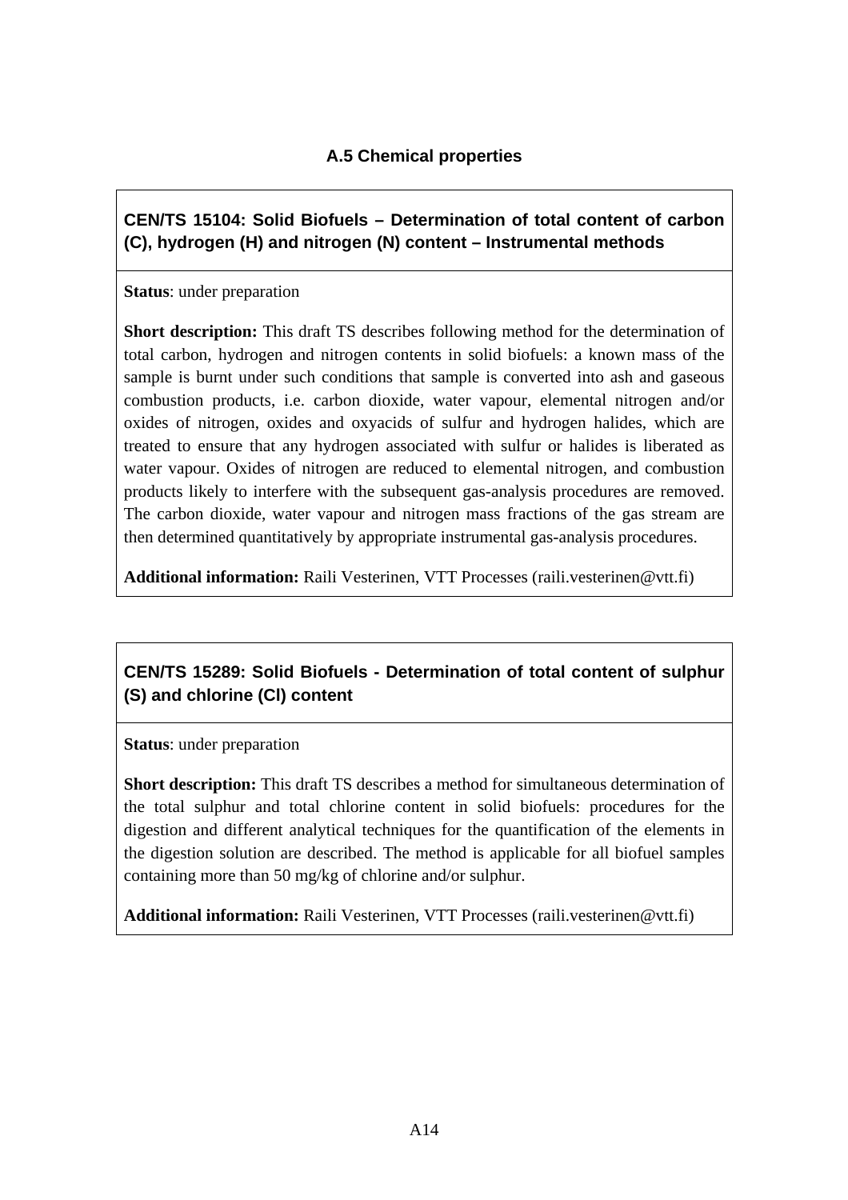### A.5 Chemical properties

#### CEN/TS 15104: Solid Biofuels – Determination of total content of carbon (C), hydrogen (H) and nitrogen (N) content – Instrumental methods

**Status**: under preparation

**Short description:** This draft TS describes following method for the determination of total carbon, hydrogen and nitrogen contents in solid biofuels: a known mass of the sample is burnt under such conditions that sample is converted into ash and gaseous combustion products, i.e. carbon dioxide, water vapour, elemental nitrogen and/or oxides of nitrogen, oxides and oxyacids of sulfur and hydrogen halides, which are treated to ensure that any hydrogen associated with sulfur or halides is liberated as water vapour. Oxides of nitrogen are reduced to elemental nitrogen, and combustion products likely to interfere with the subsequent gas-analysis procedures are removed. The carbon dioxide, water vapour and nitrogen mass fractions of the gas stream are then determined quantitatively by appropriate instrumental gas-analysis procedures.

**Additional information:** Raili Vesterinen, VTT Processes (raili.vesterinen@vtt.fi)

#### CEN/TS 15289: Solid Biofuels - Determination of total content of sulphur (S) and chlorine (Cl) content

**Status**: under preparation

**Short description:** This draft TS describes a method for simultaneous determination of the total sulphur and total chlorine content in solid biofuels: procedures for the digestion and different analytical techniques for the quantification of the elements in the digestion solution are described. The method is applicable for all biofuel samples containing more than 50 mg/kg of chlorine and/or sulphur.

**Additional information:** Raili Vesterinen, VTT Processes (raili.vesterinen@vtt.fi)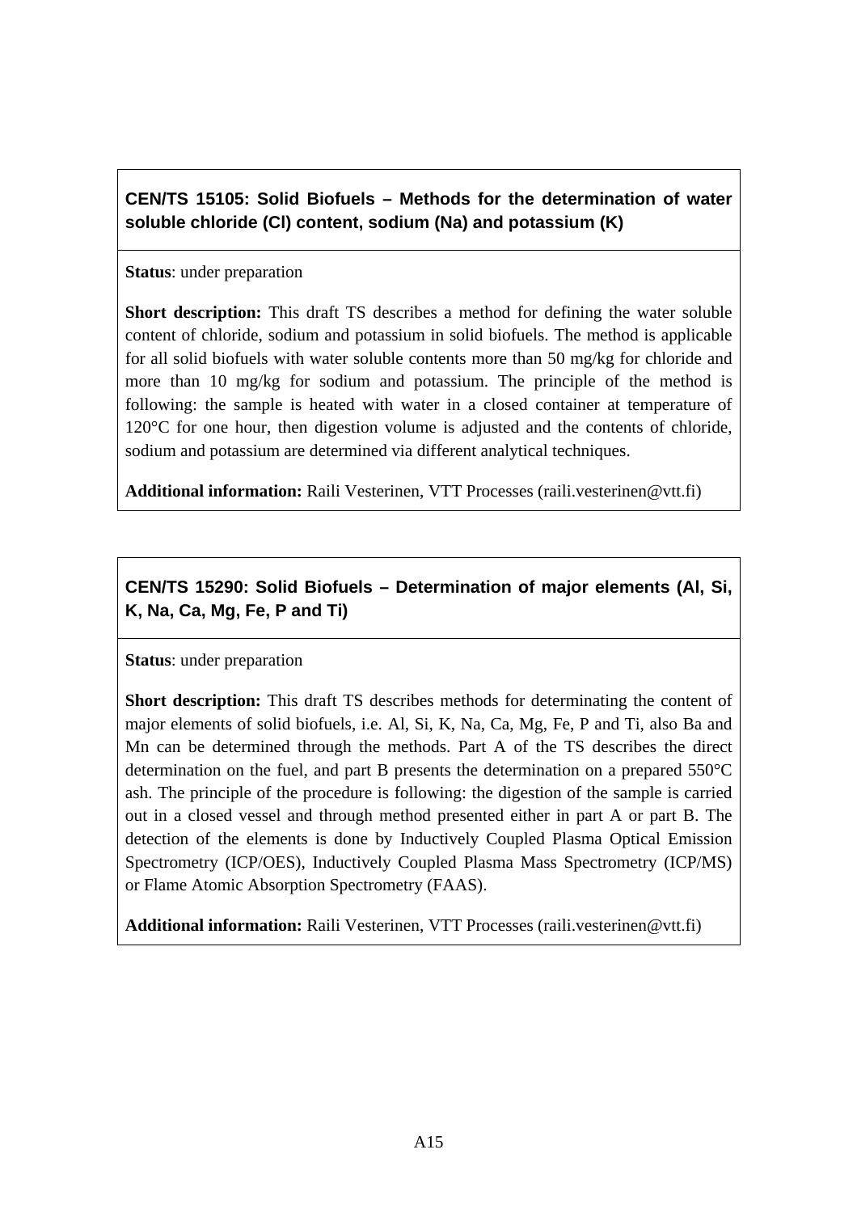### CEN/TS 15105: Solid Biofuels – Methods for the determination of water soluble chloride (Cl) content, sodium (Na) and potassium (K)

**Status**: under preparation

**Short description:** This draft TS describes a method for defining the water soluble content of chloride, sodium and potassium in solid biofuels. The method is applicable for all solid biofuels with water soluble contents more than 50 mg/kg for chloride and more than 10 mg/kg for sodium and potassium. The principle of the method is following: the sample is heated with water in a closed container at temperature of 120°C for one hour, then digestion volume is adjusted and the contents of chloride, sodium and potassium are determined via different analytical techniques.

**Additional information:** Raili Vesterinen, VTT Processes (raili.vesterinen@vtt.fi)

### CEN/TS 15290: Solid Biofuels – Determination of major elements (Al, Si, K, Na, Ca, Mg, Fe, P and Ti)

**Status**: under preparation

**Short description:** This draft TS describes methods for determinating the content of major elements of solid biofuels, i.e. Al, Si, K, Na, Ca, Mg, Fe, P and Ti, also Ba and Mn can be determined through the methods. Part A of the TS describes the direct determination on the fuel, and part B presents the determination on a prepared 550°C ash. The principle of the procedure is following: the digestion of the sample is carried out in a closed vessel and through method presented either in part A or part B. The detection of the elements is done by Inductively Coupled Plasma Optical Emission Spectrometry (ICP/OES), Inductively Coupled Plasma Mass Spectrometry (ICP/MS) or Flame Atomic Absorption Spectrometry (FAAS).

**Additional information:** Raili Vesterinen, VTT Processes (raili.vesterinen@vtt.fi)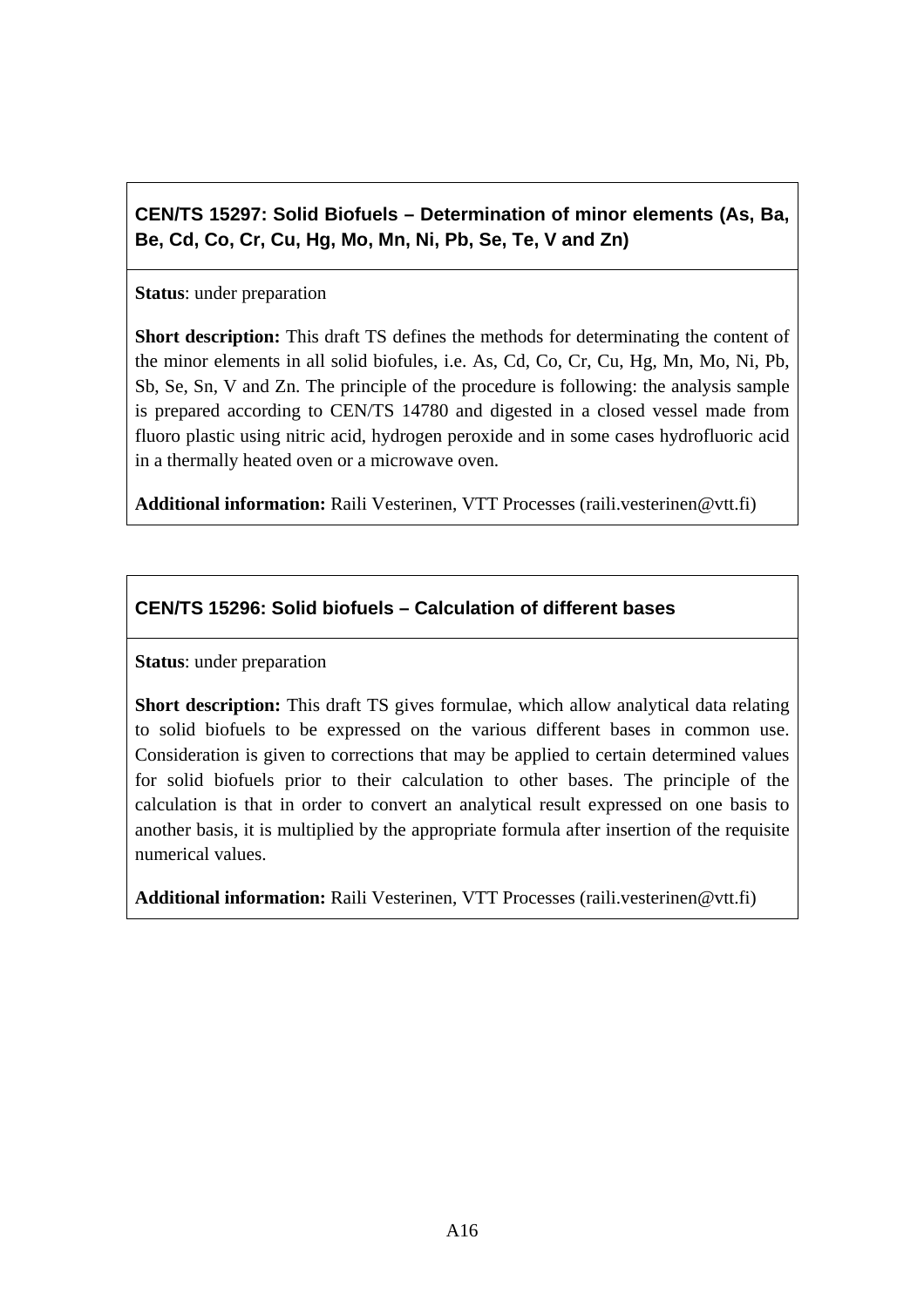### CEN/TS 15297: Solid Biofuels – Determination of minor elements (As, Ba, Be, Cd, Co, Cr, Cu, Hg, Mo, Mn, Ni, Pb, Se, Te, V and Zn)

**Status**: under preparation

**Short description:** This draft TS defines the methods for determinating the content of the minor elements in all solid biofules, i.e. As, Cd, Co, Cr, Cu, Hg, Mn, Mo, Ni, Pb, Sb, Se, Sn, V and Zn. The principle of the procedure is following: the analysis sample is prepared according to CEN/TS 14780 and digested in a closed vessel made from fluoro plastic using nitric acid, hydrogen peroxide and in some cases hydrofluoric acid in a thermally heated oven or a microwave oven.

**Additional information:** Raili Vesterinen, VTT Processes (raili.vesterinen@vtt.fi)

### CEN/TS 15296: Solid biofuels – Calculation of different bases

**Status**: under preparation

**Short description:** This draft TS gives formulae, which allow analytical data relating to solid biofuels to be expressed on the various different bases in common use. Consideration is given to corrections that may be applied to certain determined values for solid biofuels prior to their calculation to other bases. The principle of the calculation is that in order to convert an analytical result expressed on one basis to another basis, it is multiplied by the appropriate formula after insertion of the requisite numerical values.

**Additional information:** Raili Vesterinen, VTT Processes (raili.vesterinen@vtt.fi)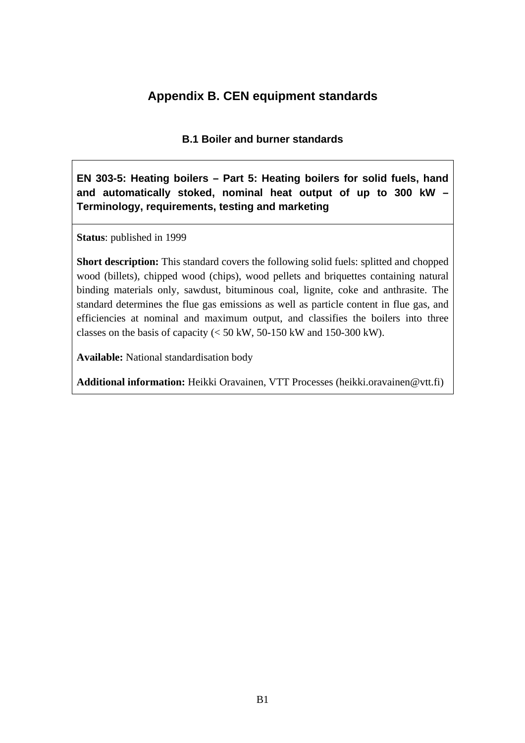# Appendix B. CEN equipment standards

## B.1 Boiler and burner standards

**EN 303-5: Heating boilers – Part 5: Heating boilers for solid fuels, hand and automatically stoked, nominal heat output of up to 300 kW – Terminology, requirements, testing and marketing**

**Status**: published in 1999

**Short description:** This standard covers the following solid fuels: splitted and chopped wood (billets), chipped wood (chips), wood pellets and briquettes containing natural binding materials only, sawdust, bituminous coal, lignite, coke and anthrasite. The standard determines the flue gas emissions as well as particle content in flue gas, and efficiencies at nominal and maximum output, and classifies the boilers into three classes on the basis of capacity (< 50 kW, 50-150 kW and 150-300 kW).

**Available:** National standardisation body

**Additional information:** Heikki Oravainen, VTT Processes (heikki.oravainen@vtt.fi)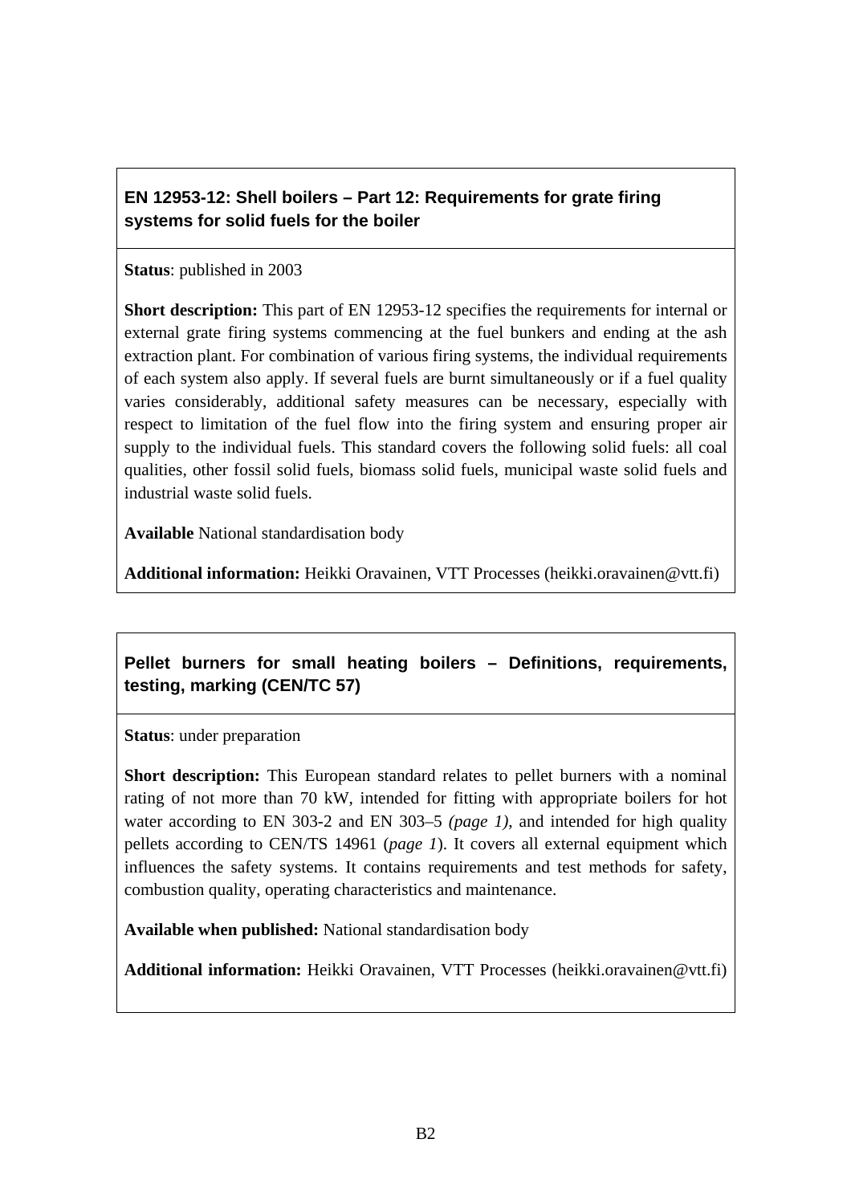### EN 12953-12: Shell boilers – Part 12: Requirements for grate firing systems for solid fuels for the boiler

**Status**: published in 2003

**Short description:** This part of EN 12953-12 specifies the requirements for internal or external grate firing systems commencing at the fuel bunkers and ending at the ash extraction plant. For combination of various firing systems, the individual requirements of each system also apply. If several fuels are burnt simultaneously or if a fuel quality varies considerably, additional safety measures can be necessary, especially with respect to limitation of the fuel flow into the firing system and ensuring proper air supply to the individual fuels. This standard covers the following solid fuels: all coal qualities, other fossil solid fuels, biomass solid fuels, municipal waste solid fuels and industrial waste solid fuels.

**Available** National standardisation body

**Additional information:** Heikki Oravainen, VTT Processes (heikki.oravainen@vtt.fi)

### Pellet burners for small heating boilers – Definitions, requirements, testing, marking (CEN/TC 57)

**Status**: under preparation

**Short description:** This European standard relates to pellet burners with a nominal rating of not more than 70 kW, intended for fitting with appropriate boilers for hot water according to EN 303-2 and EN 303–5 *(page 1)*, and intended for high quality pellets according to CEN/TS 14961 (*page 1*). It covers all external equipment which influences the safety systems. It contains requirements and test methods for safety, combustion quality, operating characteristics and maintenance.

**Available when published:** National standardisation body

**Additional information:** Heikki Oravainen, VTT Processes (heikki.oravainen@vtt.fi)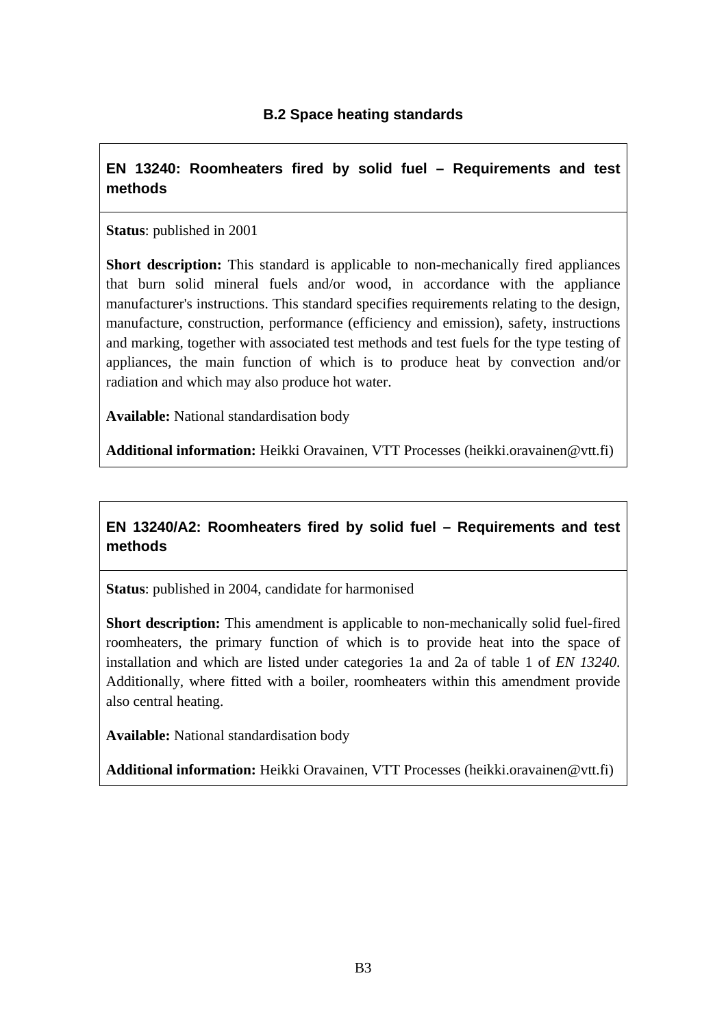### B.2 Space heating standards

#### EN 13240: Roomheaters fired by solid fuel – Requirements and test methods

**Status**: published in 2001

**Short description:** This standard is applicable to non-mechanically fired appliances that burn solid mineral fuels and/or wood, in accordance with the appliance manufacturer's instructions. This standard specifies requirements relating to the design, manufacture, construction, performance (efficiency and emission), safety, instructions and marking, together with associated test methods and test fuels for the type testing of appliances, the main function of which is to produce heat by convection and/or radiation and which may also produce hot water.

**Available:** National standardisation body

**Additional information:** Heikki Oravainen, VTT Processes (heikki.oravainen@vtt.fi)

#### EN 13240/A2: Roomheaters fired by solid fuel – Requirements and test methods

**Status**: published in 2004, candidate for harmonised

**Short description:** This amendment is applicable to non-mechanically solid fuel-fired roomheaters, the primary function of which is to provide heat into the space of installation and which are listed under categories 1a and 2a of table 1 of *EN 13240*. Additionally, where fitted with a boiler, roomheaters within this amendment provide also central heating.

**Available:** National standardisation body

**Additional information:** Heikki Oravainen, VTT Processes (heikki.oravainen@vtt.fi)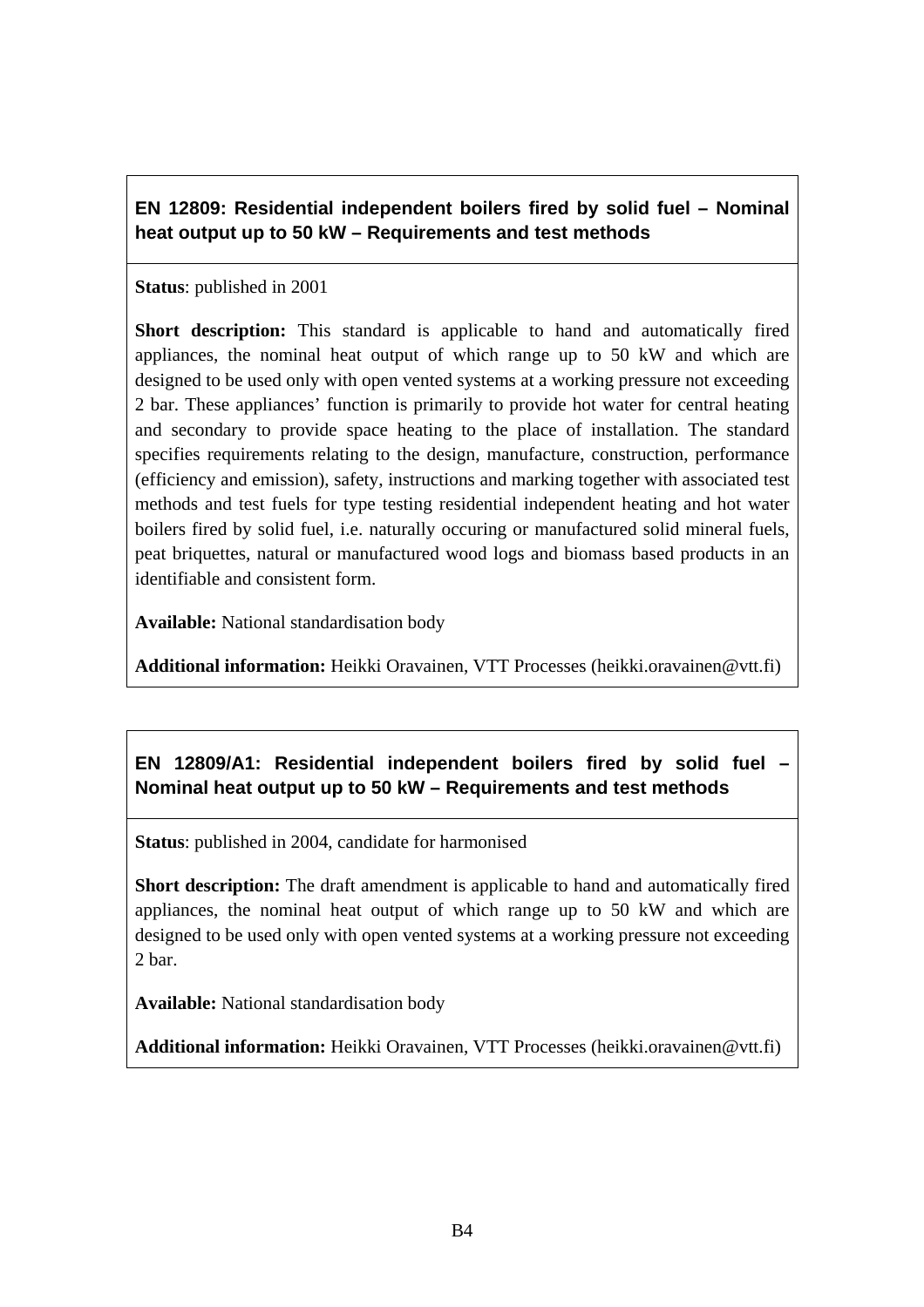### EN 12809: Residential independent boilers fired by solid fuel – Nominal heat output up to 50 kW – Requirements and test methods

**Status**: published in 2001

**Short description:** This standard is applicable to hand and automatically fired appliances, the nominal heat output of which range up to 50 kW and which are designed to be used only with open vented systems at a working pressure not exceeding 2 bar. These appliances' function is primarily to provide hot water for central heating and secondary to provide space heating to the place of installation. The standard specifies requirements relating to the design, manufacture, construction, performance (efficiency and emission), safety, instructions and marking together with associated test methods and test fuels for type testing residential independent heating and hot water boilers fired by solid fuel, i.e. naturally occuring or manufactured solid mineral fuels, peat briquettes, natural or manufactured wood logs and biomass based products in an identifiable and consistent form.

**Available:** National standardisation body

**Additional information:** Heikki Oravainen, VTT Processes (heikki.oravainen@vtt.fi)

### EN 12809/A1: Residential independent boilers fired by solid fuel – Nominal heat output up to 50 kW – Requirements and test methods

**Status**: published in 2004, candidate for harmonised

**Short description:** The draft amendment is applicable to hand and automatically fired appliances, the nominal heat output of which range up to 50 kW and which are designed to be used only with open vented systems at a working pressure not exceeding 2 bar.

**Available:** National standardisation body

**Additional information:** Heikki Oravainen, VTT Processes (heikki.oravainen@vtt.fi)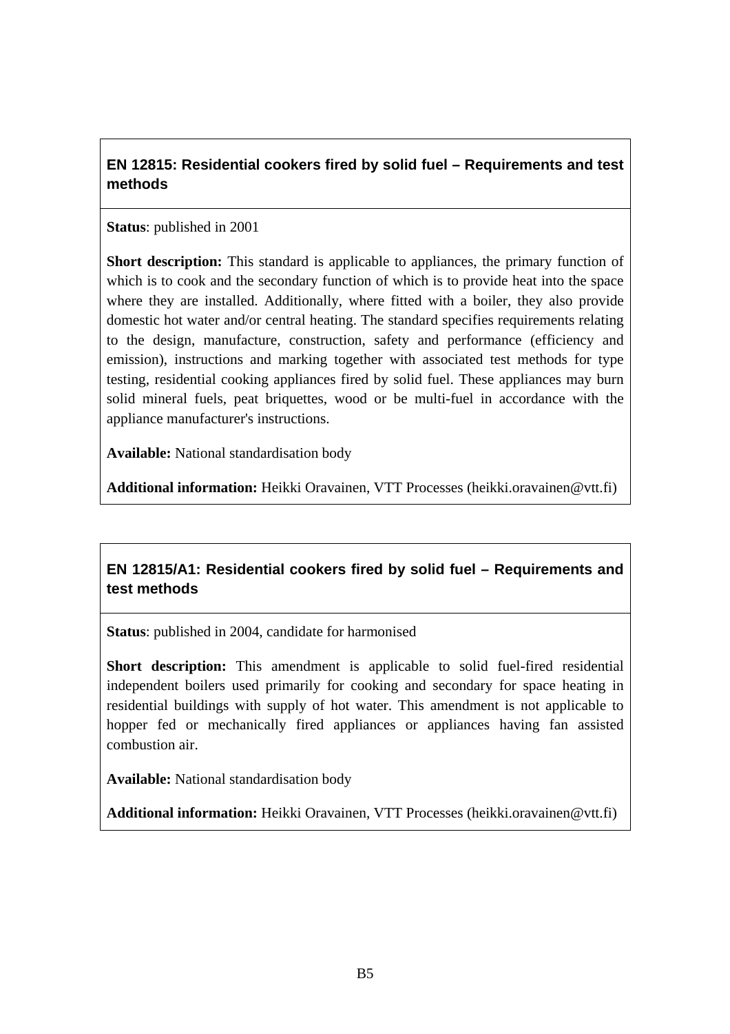### EN 12815: Residential cookers fired by solid fuel – Requirements and test methods

**Status**: published in 2001

**Short description:** This standard is applicable to appliances, the primary function of which is to cook and the secondary function of which is to provide heat into the space where they are installed. Additionally, where fitted with a boiler, they also provide domestic hot water and/or central heating. The standard specifies requirements relating to the design, manufacture, construction, safety and performance (efficiency and emission), instructions and marking together with associated test methods for type testing, residential cooking appliances fired by solid fuel. These appliances may burn solid mineral fuels, peat briquettes, wood or be multi-fuel in accordance with the appliance manufacturer's instructions.

**Available:** National standardisation body

**Additional information:** Heikki Oravainen, VTT Processes (heikki.oravainen@vtt.fi)

### EN 12815/A1: Residential cookers fired by solid fuel – Requirements and test methods

**Status**: published in 2004, candidate for harmonised

**Short description:** This amendment is applicable to solid fuel-fired residential independent boilers used primarily for cooking and secondary for space heating in residential buildings with supply of hot water. This amendment is not applicable to hopper fed or mechanically fired appliances or appliances having fan assisted combustion air.

**Available:** National standardisation body

**Additional information:** Heikki Oravainen, VTT Processes (heikki.oravainen@vtt.fi)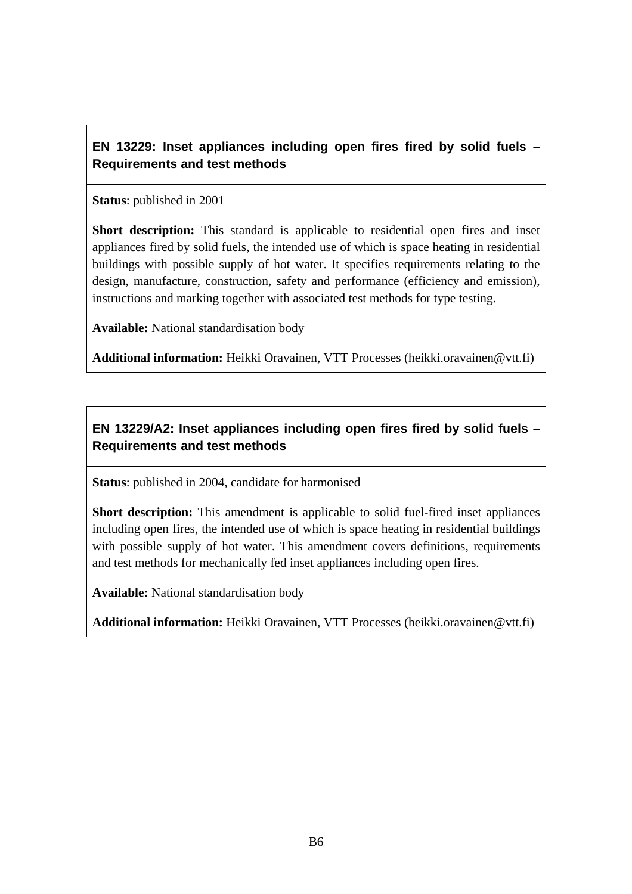### EN 13229: Inset appliances including open fires fired by solid fuels – Requirements and test methods

**Status**: published in 2001

**Short description:** This standard is applicable to residential open fires and inset appliances fired by solid fuels, the intended use of which is space heating in residential buildings with possible supply of hot water. It specifies requirements relating to the design, manufacture, construction, safety and performance (efficiency and emission), instructions and marking together with associated test methods for type testing.

**Available:** National standardisation body

**Additional information:** Heikki Oravainen, VTT Processes (heikki.oravainen@vtt.fi)

### EN 13229/A2: Inset appliances including open fires fired by solid fuels – Requirements and test methods

**Status**: published in 2004, candidate for harmonised

**Short description:** This amendment is applicable to solid fuel-fired inset appliances including open fires, the intended use of which is space heating in residential buildings with possible supply of hot water. This amendment covers definitions, requirements and test methods for mechanically fed inset appliances including open fires.

**Available:** National standardisation body

**Additional information:** Heikki Oravainen, VTT Processes (heikki.oravainen@vtt.fi)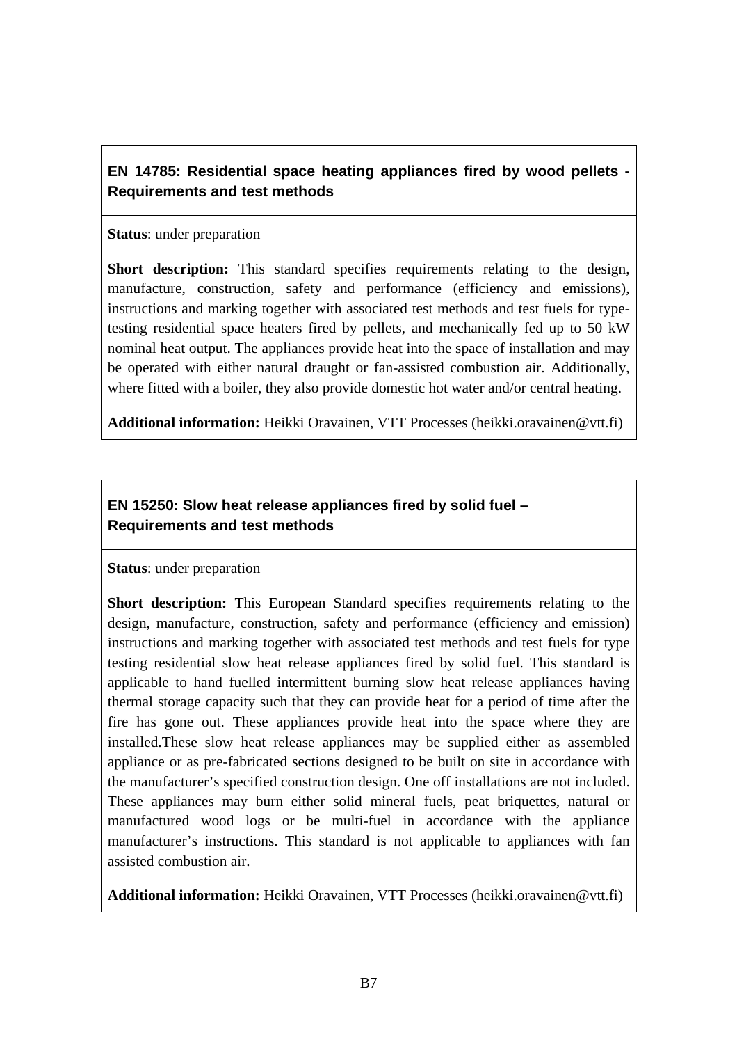## EN 14785: Residential space heating appliances fired by wood pellets - Requirements and test methods

**Status**: under preparation

**Short description:** This standard specifies requirements relating to the design, manufacture, construction, safety and performance (efficiency and emissions), instructions and marking together with associated test methods and test fuels for type-testing residential space heaters fired by pellets, and mechanically fed up to 50 kW nominal heat output. The appliances provide heat into the space of installation and may be operated with either natural draught or fan-assisted combustion air. Additionally, where fitted with a boiler, they also provide domestic hot water and/or central heating.

**Additional information:** Heikki Oravainen, VTT Processes (heikki.oravainen@vtt.fi)

## EN 15250: Slow heat release appliances fired by solid fuel – Requirements and test methods

**Status**: under preparation

**Short description:** This European Standard specifies requirements relating to the design, manufacture, construction, safety and performance (efficiency and emission) instructions and marking together with associated test methods and test fuels for type testing residential slow heat release appliances fired by solid fuel. This standard is applicable to hand fuelled intermittent burning slow heat release appliances having thermal storage capacity such that they can provide heat for a period of time after the fire has gone out. These appliances provide heat into the space where they are installed.These slow heat release appliances may be supplied either as assembled appliance or as pre-fabricated sections designed to be built on site in accordance with the manufacturer's specified construction design. One off installations are not included. These appliances may burn either solid mineral fuels, peat briquettes, natural or manufactured wood logs or be multi-fuel in accordance with the appliance manufacturer's instructions. This standard is not applicable to appliances with fan assisted combustion air.

**Additional information:** Heikki Oravainen, VTT Processes (heikki.oravainen@vtt.fi)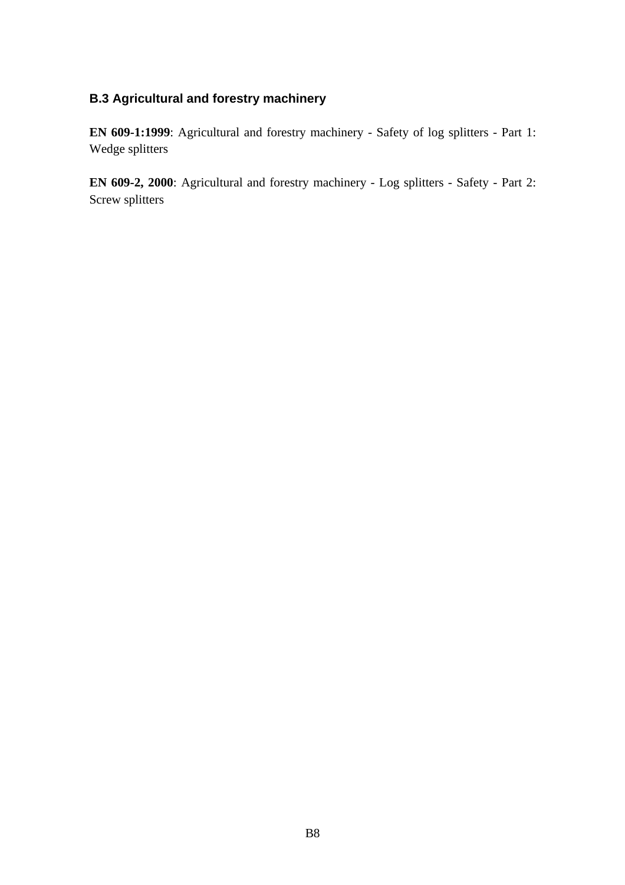### B.3 Agricultural and forestry machinery

**EN 609-1:1999**: Agricultural and forestry machinery - Safety of log splitters - Part 1: Wedge splitters

**EN 609-2, 2000**: Agricultural and forestry machinery - Log splitters - Safety - Part 2: Screw splitters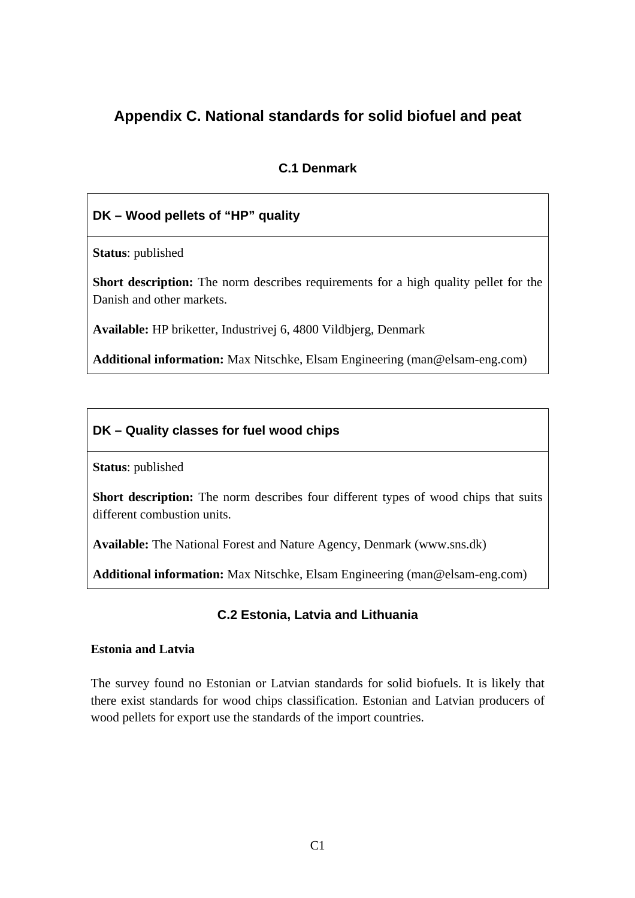# Appendix C. National standards for solid biofuel and peat

## C.1 Denmark

### DK – Wood pellets of "HP" quality

**Status**: published

**Short description:** The norm describes requirements for a high quality pellet for the Danish and other markets.

**Available:** HP briketter, Industrivej 6, 4800 Vildbjerg, Denmark

**Additional information:** Max Nitschke, Elsam Engineering (man@elsam-eng.com)

### DK – Quality classes for fuel wood chips

**Status**: published

**Short description:** The norm describes four different types of wood chips that suits different combustion units.

**Available:** The National Forest and Nature Agency, Denmark (www.sns.dk)

**Additional information:** Max Nitschke, Elsam Engineering (man@elsam-eng.com)

## C.2 Estonia, Latvia and Lithuania

**Estonia and Latvia**

The survey found no Estonian or Latvian standards for solid biofuels. It is likely that there exist standards for wood chips classification. Estonian and Latvian producers of wood pellets for export use the standards of the import countries.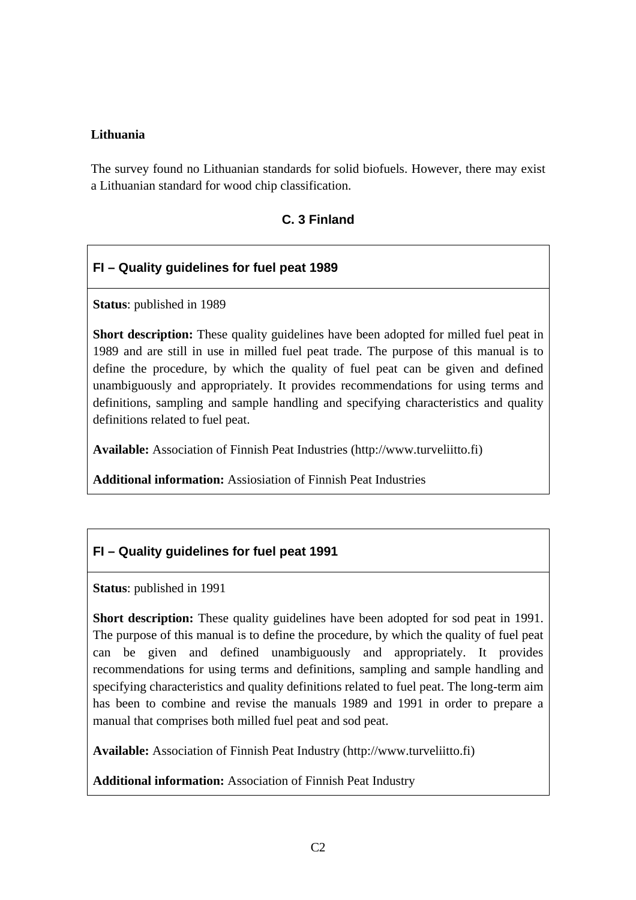**Lithuania**

The survey found no Lithuanian standards for solid biofuels. However, there may exist a Lithuanian standard for wood chip classification.

## C. 3 Finland

### FI – Quality guidelines for fuel peat 1989

**Status**: published in 1989

**Short description:** These quality guidelines have been adopted for milled fuel peat in 1989 and are still in use in milled fuel peat trade. The purpose of this manual is to define the procedure, by which the quality of fuel peat can be given and defined unambiguously and appropriately. It provides recommendations for using terms and definitions, sampling and sample handling and specifying characteristics and quality definitions related to fuel peat.

**Available:** Association of Finnish Peat Industries (http://www.turveliitto.fi)

**Additional information:** Assiosiation of Finnish Peat Industries

### FI – Quality guidelines for fuel peat 1991

**Status**: published in 1991

**Short description:** These quality guidelines have been adopted for sod peat in 1991. The purpose of this manual is to define the procedure, by which the quality of fuel peat can be given and defined unambiguously and appropriately. It provides recommendations for using terms and definitions, sampling and sample handling and specifying characteristics and quality definitions related to fuel peat. The long-term aim has been to combine and revise the manuals 1989 and 1991 in order to prepare a manual that comprises both milled fuel peat and sod peat.

**Available:** Association of Finnish Peat Industry (http://www.turveliitto.fi)

**Additional information:** Association of Finnish Peat Industry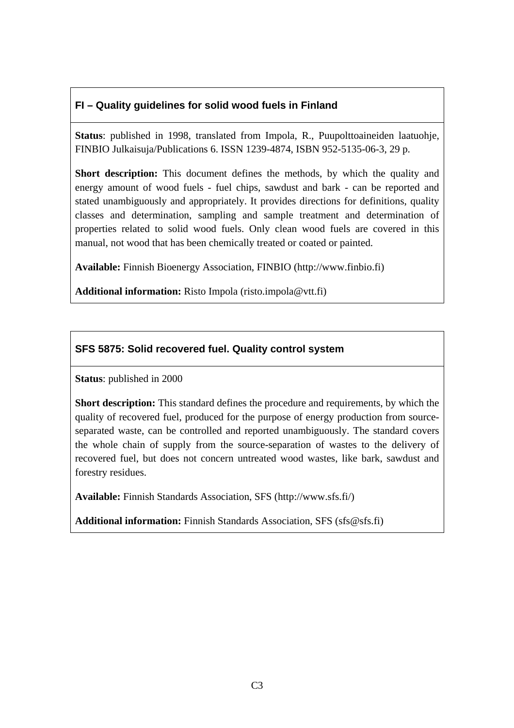### FI – Quality guidelines for solid wood fuels in Finland

**Status**: published in 1998, translated from Impola, R., Puupolttoaineiden laatuohje, FINBIO Julkaisuja/Publications 6. ISSN 1239-4874, ISBN 952-5135-06-3, 29 p.

**Short description:** This document defines the methods, by which the quality and energy amount of wood fuels - fuel chips, sawdust and bark - can be reported and stated unambiguously and appropriately. It provides directions for definitions, quality classes and determination, sampling and sample treatment and determination of properties related to solid wood fuels. Only clean wood fuels are covered in this manual, not wood that has been chemically treated or coated or painted.

**Available:** Finnish Bioenergy Association, FINBIO (http://www.finbio.fi)

**Additional information:** Risto Impola (risto.impola@vtt.fi)

### SFS 5875: Solid recovered fuel. Quality control system

**Status**: published in 2000

**Short description:** This standard defines the procedure and requirements, by which the quality of recovered fuel, produced for the purpose of energy production from source-separated waste, can be controlled and reported unambiguously. The standard covers the whole chain of supply from the source-separation of wastes to the delivery of recovered fuel, but does not concern untreated wood wastes, like bark, sawdust and forestry residues.

**Available:** Finnish Standards Association, SFS (http://www.sfs.fi/)

**Additional information:** Finnish Standards Association, SFS (sfs@sfs.fi)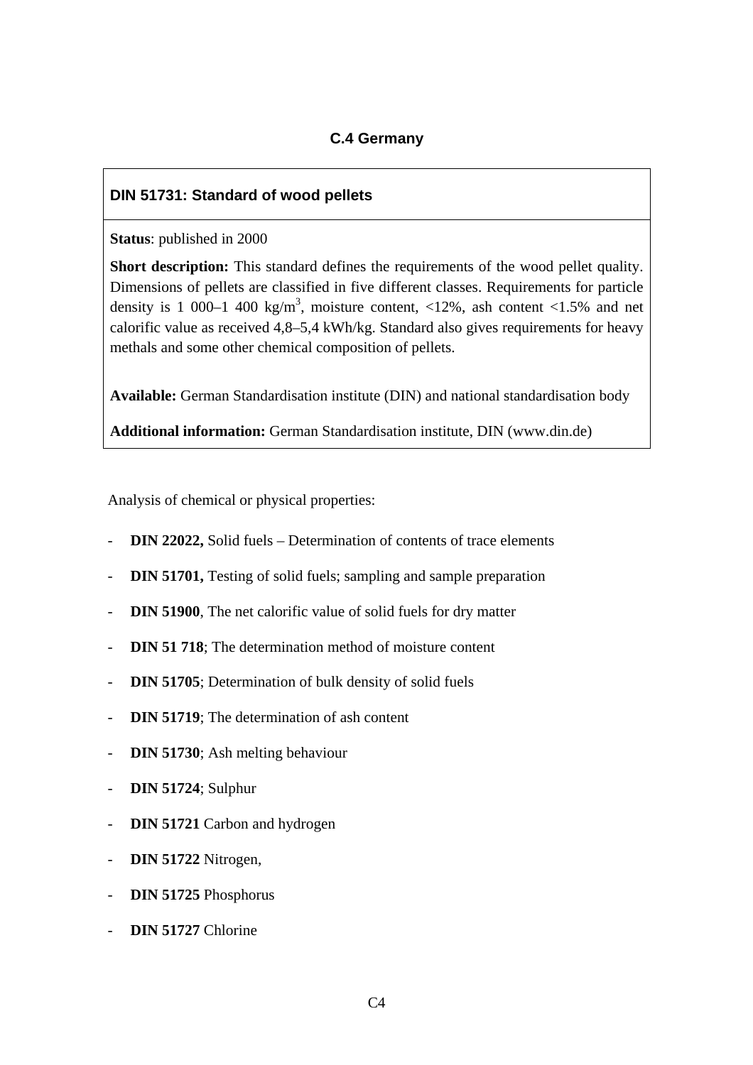### C.4 Germany

#### DIN 51731: Standard of wood pellets

**Status**: published in 2000

**Short description:** This standard defines the requirements of the wood pellet quality. Dimensions of pellets are classified in five different classes. Requirements for particle density is 1 000–1 400 $kg/m^3$, moisture content, <12%, ash content <1.5% and net calorific value as received 4,8–5,4 kWh/kg. Standard also gives requirements for heavy methals and some other chemical composition of pellets.

**Available:** German Standardisation institute (DIN) and national standardisation body

**Additional information:** German Standardisation institute, DIN (www.din.de)

Analysis of chemical or physical properties:

- **DIN 22022,** Solid fuels – Determination of contents of trace elements
- **DIN 51701,** Testing of solid fuels; sampling and sample preparation
- **DIN 51900**, The net calorific value of solid fuels for dry matter
- **DIN 51 718**; The determination method of moisture content
- **DIN 51705**; Determination of bulk density of solid fuels
- **DIN 51719**; The determination of ash content
- **DIN 51730**; Ash melting behaviour
- **DIN 51724**; Sulphur
- **DIN 51721** Carbon and hydrogen
- **DIN 51722** Nitrogen,
- **DIN 51725** Phosphorus
- **DIN 51727** Chlorine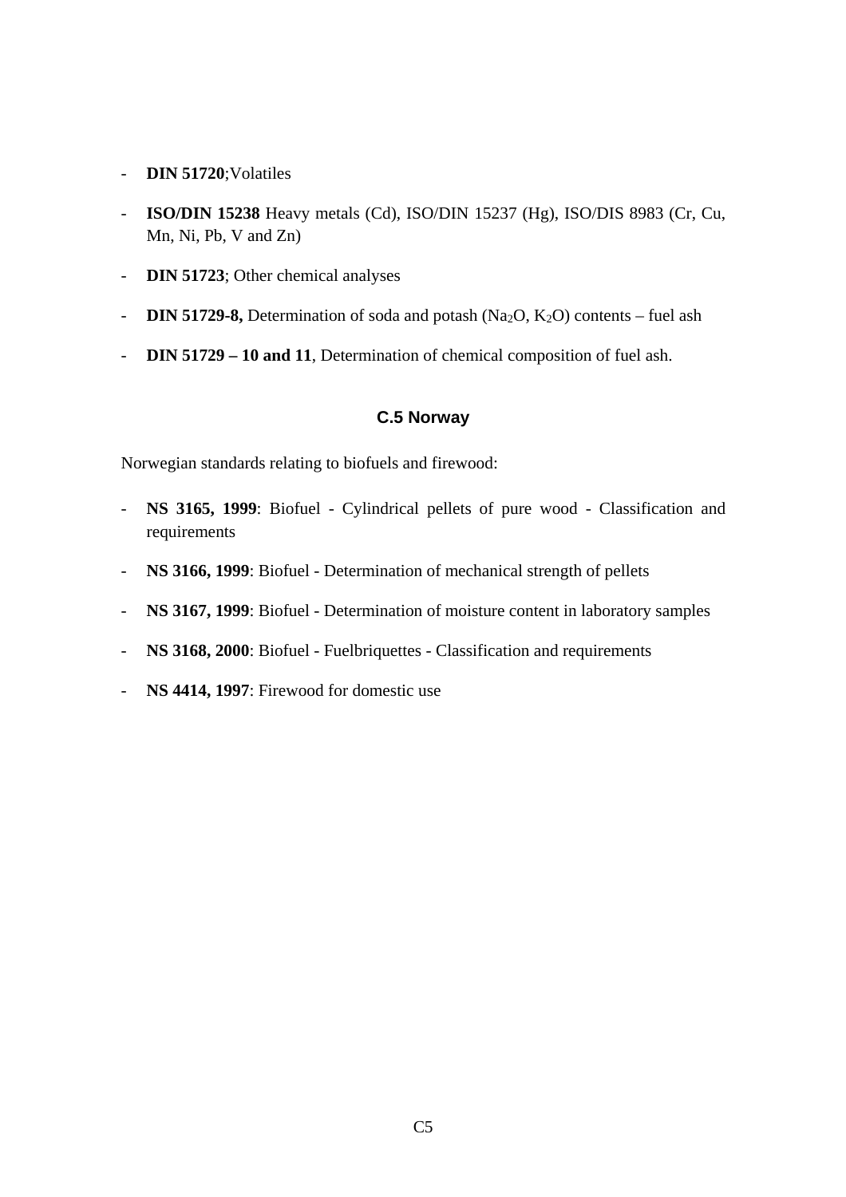- **DIN 51720**;Volatiles
- **ISO/DIN 15238** Heavy metals (Cd), ISO/DIN 15237 (Hg), ISO/DIS 8983 (Cr, Cu, Mn, Ni, Pb, V and Zn)
- **DIN 51723**; Other chemical analyses
- **DIN 51729-8,** Determination of soda and potash ($Na_2O$, $K_2O$) contents – fuel ash
- **DIN 51729 – 10 and 11**, Determination of chemical composition of fuel ash.

### C.5 Norway

Norwegian standards relating to biofuels and firewood:

- **NS 3165, 1999**: Biofuel - Cylindrical pellets of pure wood - Classification and requirements
- **NS 3166, 1999**: Biofuel - Determination of mechanical strength of pellets
- **NS 3167, 1999**: Biofuel - Determination of moisture content in laboratory samples
- **NS 3168, 2000**: Biofuel - Fuelbriquettes - Classification and requirements
- **NS 4414, 1997**: Firewood for domestic use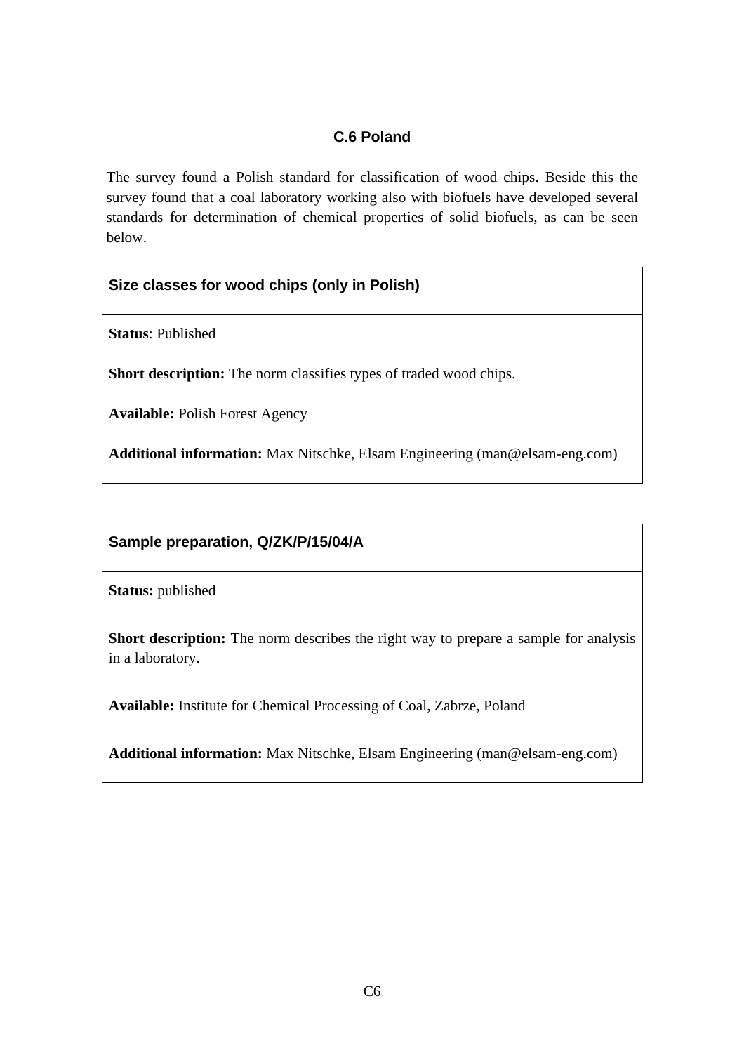## C.6 Poland

The survey found a Polish standard for classification of wood chips. Beside this the survey found that a coal laboratory working also with biofuels have developed several standards for determination of chemical properties of solid biofuels, as can be seen below.

| **Size classes for wood chips (only in Polish)** |
|---|
| **Status**: Published<br><br>**Short description:** The norm classifies types of traded wood chips.<br><br>**Available:** Polish Forest Agency<br><br>**Additional information:** Max Nitschke, Elsam Engineering (man@elsam-eng.com) |

| **Sample preparation, Q/ZK/P/15/04/A** |
|---|
| **Status:** published<br><br>**Short description:** The norm describes the right way to prepare a sample for analysis in a laboratory.<br><br>**Available:** Institute for Chemical Processing of Coal, Zabrze, Poland<br><br>**Additional information:** Max Nitschke, Elsam Engineering (man@elsam-eng.com) |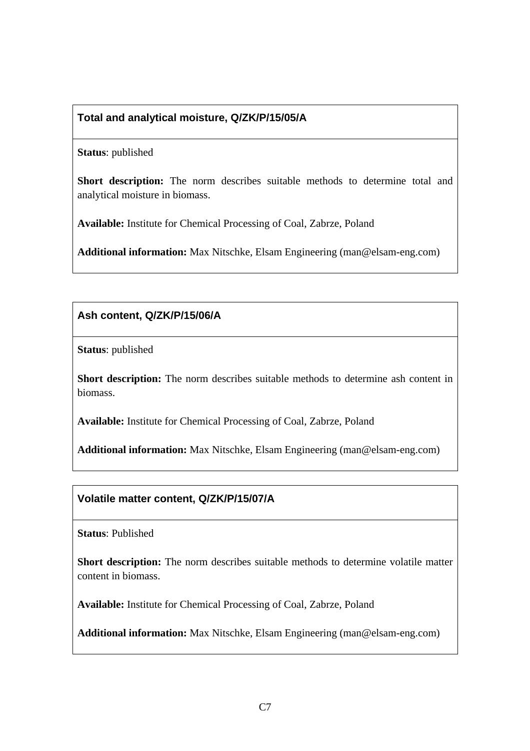### Total and analytical moisture, Q/ZK/P/15/05/A

**Status**: published

**Short description:** The norm describes suitable methods to determine total and analytical moisture in biomass.

**Available:** Institute for Chemical Processing of Coal, Zabrze, Poland

**Additional information:** Max Nitschke, Elsam Engineering (man@elsam-eng.com)

### Ash content, Q/ZK/P/15/06/A

**Status**: published

**Short description:** The norm describes suitable methods to determine ash content in biomass.

**Available:** Institute for Chemical Processing of Coal, Zabrze, Poland

**Additional information:** Max Nitschke, Elsam Engineering (man@elsam-eng.com)

### Volatile matter content, Q/ZK/P/15/07/A

**Status**: Published

**Short description:** The norm describes suitable methods to determine volatile matter content in biomass.

**Available:** Institute for Chemical Processing of Coal, Zabrze, Poland

**Additional information:** Max Nitschke, Elsam Engineering (man@elsam-eng.com)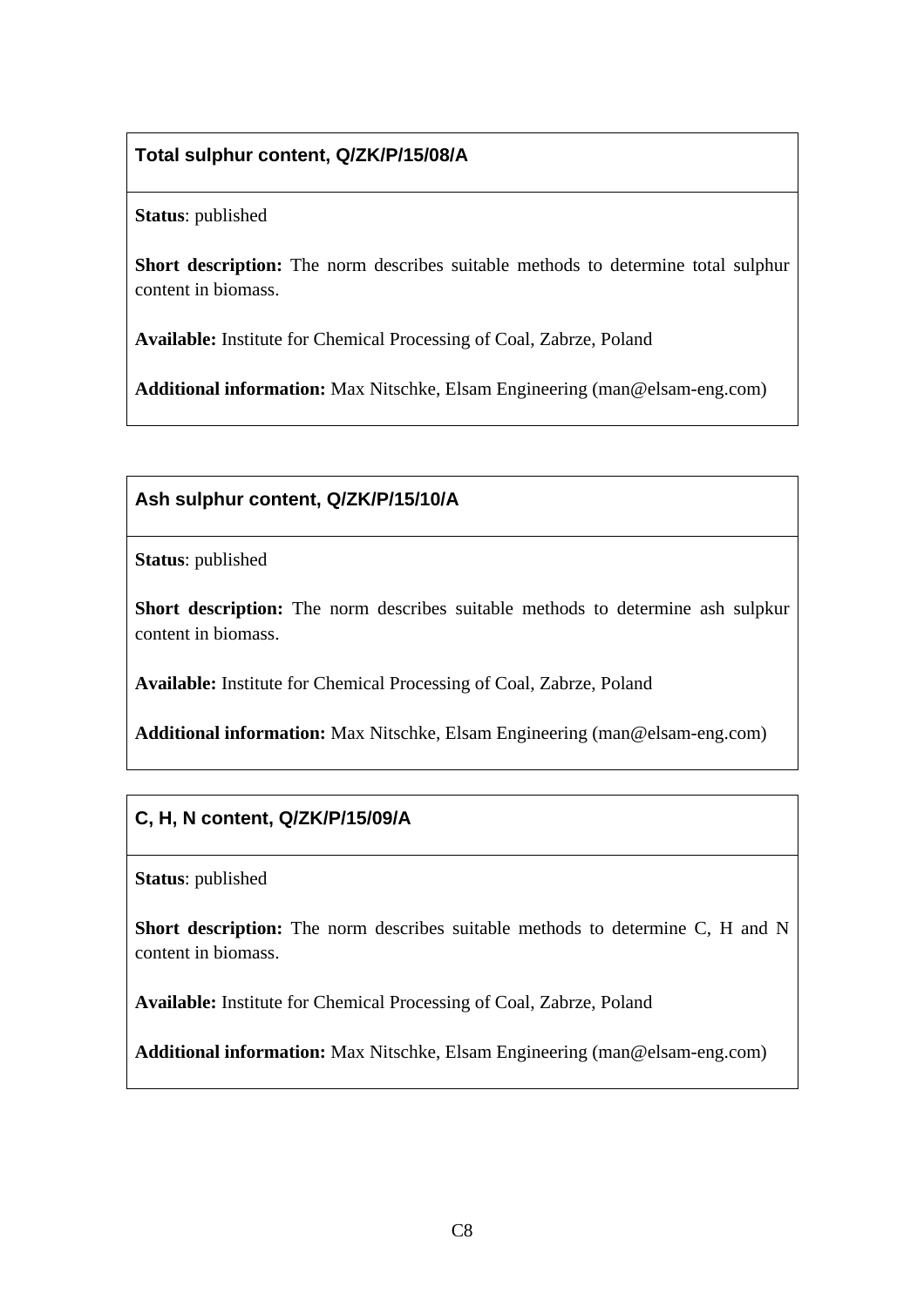### Total sulphur content, Q/ZK/P/15/08/A

**Status**: published

**Short description:** The norm describes suitable methods to determine total sulphur content in biomass.

**Available:** Institute for Chemical Processing of Coal, Zabrze, Poland

**Additional information:** Max Nitschke, Elsam Engineering (man@elsam-eng.com)

### Ash sulphur content, Q/ZK/P/15/10/A

**Status**: published

**Short description:** The norm describes suitable methods to determine ash sulpkur content in biomass.

**Available:** Institute for Chemical Processing of Coal, Zabrze, Poland

**Additional information:** Max Nitschke, Elsam Engineering (man@elsam-eng.com)

### C, H, N content, Q/ZK/P/15/09/A

**Status**: published

**Short description:** The norm describes suitable methods to determine C, H and N content in biomass.

**Available:** Institute for Chemical Processing of Coal, Zabrze, Poland

**Additional information:** Max Nitschke, Elsam Engineering (man@elsam-eng.com)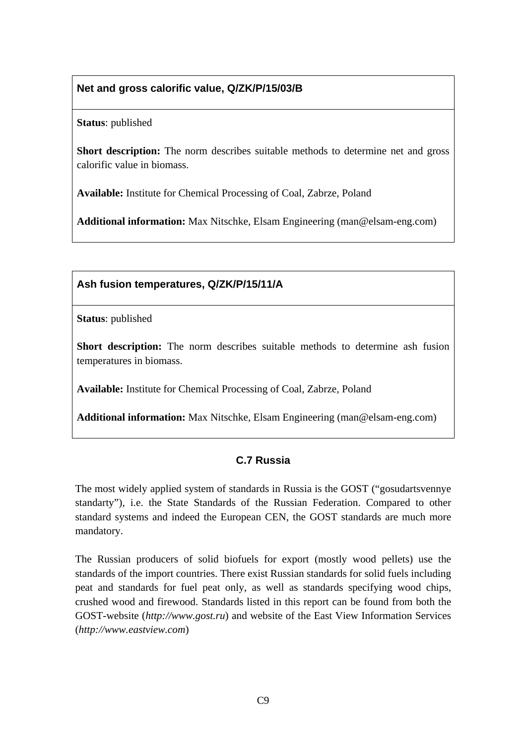**Net and gross calorific value, Q/ZK/P/15/03/B**

**Status**: published

**Short description:** The norm describes suitable methods to determine net and gross calorific value in biomass.

**Available:** Institute for Chemical Processing of Coal, Zabrze, Poland

**Additional information:** Max Nitschke, Elsam Engineering (man@elsam-eng.com)

**Ash fusion temperatures, Q/ZK/P/15/11/A**

**Status**: published

**Short description:** The norm describes suitable methods to determine ash fusion temperatures in biomass.

**Available:** Institute for Chemical Processing of Coal, Zabrze, Poland

**Additional information:** Max Nitschke, Elsam Engineering (man@elsam-eng.com)

## C.7 Russia

The most widely applied system of standards in Russia is the GOST ("gosudartsvennye standarty"), i.e. the State Standards of the Russian Federation. Compared to other standard systems and indeed the European CEN, the GOST standards are much more mandatory.

The Russian producers of solid biofuels for export (mostly wood pellets) use the standards of the import countries. There exist Russian standards for solid fuels including peat and standards for fuel peat only, as well as standards specifying wood chips, crushed wood and firewood. Standards listed in this report can be found from both the GOST-website (*http://www.gost.ru*) and website of the East View Information Services (*http://www.eastview.com*)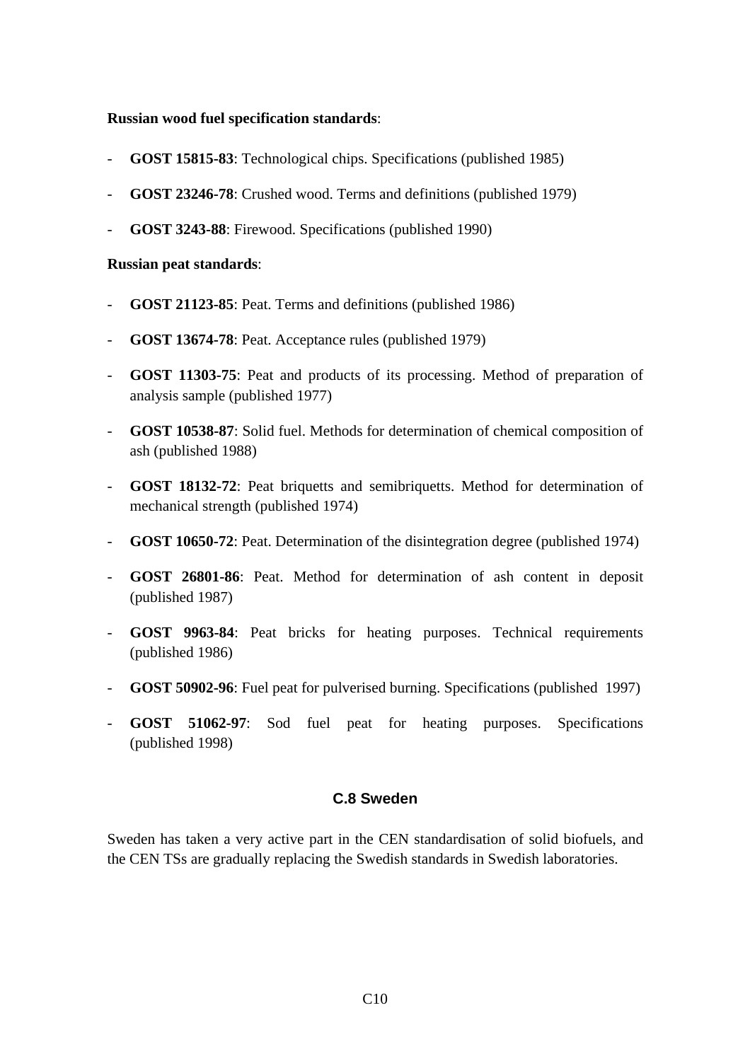**Russian wood fuel specification standards**:

- **GOST 15815-83**: Technological chips. Specifications (published 1985)
- **GOST 23246-78**: Crushed wood. Terms and definitions (published 1979)
- **GOST 3243-88**: Firewood. Specifications (published 1990)

**Russian peat standards**:

- **GOST 21123-85**: Peat. Terms and definitions (published 1986)
- **GOST 13674-78**: Peat. Acceptance rules (published 1979)
- **GOST 11303-75**: Peat and products of its processing. Method of preparation of analysis sample (published 1977)
- **GOST 10538-87**: Solid fuel. Methods for determination of chemical composition of ash (published 1988)
- **GOST 18132-72**: Peat briquetts and semibriquetts. Method for determination of mechanical strength (published 1974)
- **GOST 10650-72**: Peat. Determination of the disintegration degree (published 1974)
- **GOST 26801-86**: Peat. Method for determination of ash content in deposit (published 1987)
- **GOST 9963-84**: Peat bricks for heating purposes. Technical requirements (published 1986)
- **GOST 50902-96**: Fuel peat for pulverised burning. Specifications (published 1997)
- **GOST 51062-97**: Sod fuel peat for heating purposes. Specifications (published 1998)

## C.8 Sweden

Sweden has taken a very active part in the CEN standardisation of solid biofuels, and the CEN TSs are gradually replacing the Swedish standards in Swedish laboratories.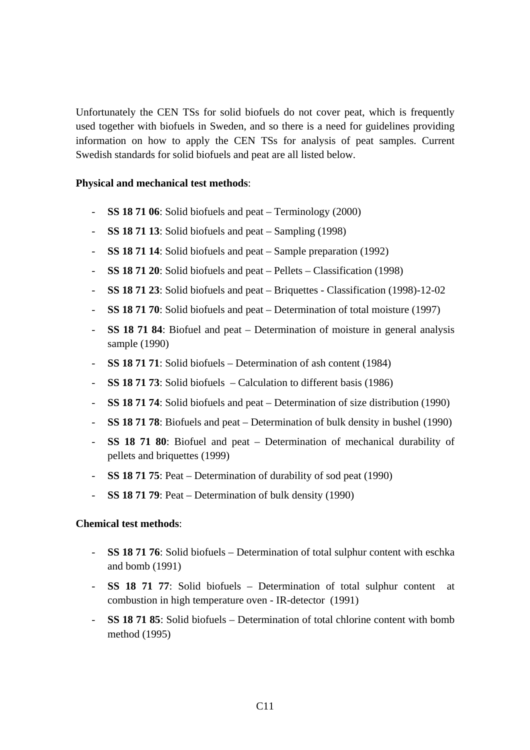Unfortunately the CEN TSs for solid biofuels do not cover peat, which is frequently used together with biofuels in Sweden, and so there is a need for guidelines providing information on how to apply the CEN TSs for analysis of peat samples. Current Swedish standards for solid biofuels and peat are all listed below.

**Physical and mechanical test methods**:

- **SS 18 71 06**: Solid biofuels and peat – Terminology (2000)
- **SS 18 71 13**: Solid biofuels and peat – Sampling (1998)
- **SS 18 71 14**: Solid biofuels and peat – Sample preparation (1992)
- **SS 18 71 20**: Solid biofuels and peat – Pellets – Classification (1998)
- **SS 18 71 23**: Solid biofuels and peat – Briquettes - Classification (1998)-12-02
- **SS 18 71 70**: Solid biofuels and peat – Determination of total moisture (1997)
- **SS 18 71 84**: Biofuel and peat – Determination of moisture in general analysis sample (1990)
- **SS 18 71 71**: Solid biofuels – Determination of ash content (1984)
- **SS 18 71 73**: Solid biofuels – Calculation to different basis (1986)
- **SS 18 71 74**: Solid biofuels and peat – Determination of size distribution (1990)
- **SS 18 71 78**: Biofuels and peat – Determination of bulk density in bushel (1990)
- **SS 18 71 80**: Biofuel and peat – Determination of mechanical durability of pellets and briquettes (1999)
- **SS 18 71 75**: Peat – Determination of durability of sod peat (1990)
- **SS 18 71 79**: Peat – Determination of bulk density (1990)

**Chemical test methods**:

- **SS 18 71 76**: Solid biofuels – Determination of total sulphur content with eschka and bomb (1991)
- **SS 18 71 77**: Solid biofuels – Determination of total sulphur content at combustion in high temperature oven - IR-detector (1991)
- **SS 18 71 85**: Solid biofuels – Determination of total chlorine content with bomb method (1995)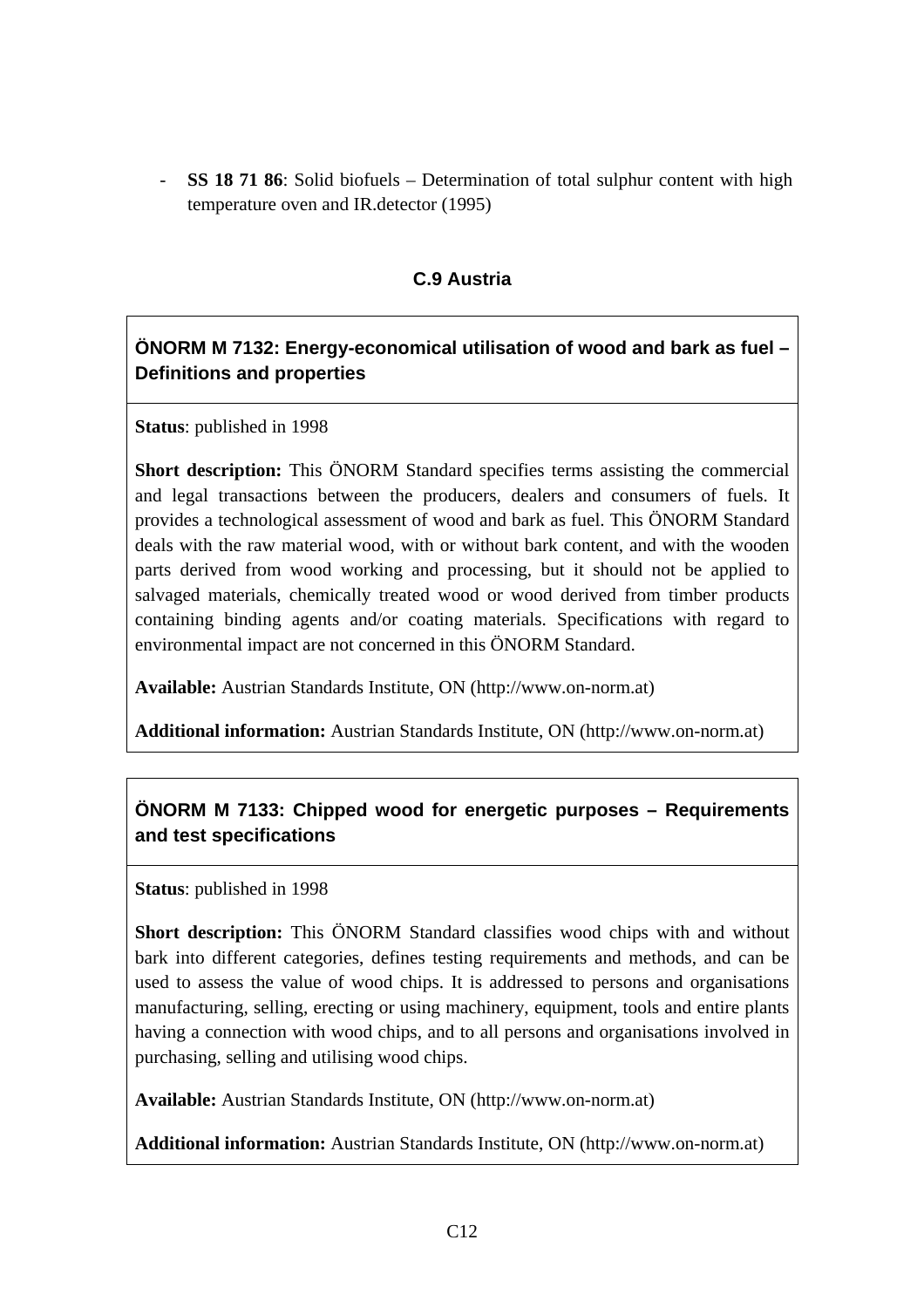- **SS 18 71 86**: Solid biofuels – Determination of total sulphur content with high temperature oven and IR.detector (1995)

## C.9 Austria

### ÖNORM M 7132: Energy-economical utilisation of wood and bark as fuel – Definitions and properties

**Status**: published in 1998

**Short description:** This ÖNORM Standard specifies terms assisting the commercial and legal transactions between the producers, dealers and consumers of fuels. It provides a technological assessment of wood and bark as fuel. This ÖNORM Standard deals with the raw material wood, with or without bark content, and with the wooden parts derived from wood working and processing, but it should not be applied to salvaged materials, chemically treated wood or wood derived from timber products containing binding agents and/or coating materials. Specifications with regard to environmental impact are not concerned in this ÖNORM Standard.

**Available:** Austrian Standards Institute, ON (http://www.on-norm.at)

**Additional information:** Austrian Standards Institute, ON (http://www.on-norm.at)

### ÖNORM M 7133: Chipped wood for energetic purposes – Requirements and test specifications

**Status**: published in 1998

**Short description:** This ÖNORM Standard classifies wood chips with and without bark into different categories, defines testing requirements and methods, and can be used to assess the value of wood chips. It is addressed to persons and organisations manufacturing, selling, erecting or using machinery, equipment, tools and entire plants having a connection with wood chips, and to all persons and organisations involved in purchasing, selling and utilising wood chips.

**Available:** Austrian Standards Institute, ON (http://www.on-norm.at)

**Additional information:** Austrian Standards Institute, ON (http://www.on-norm.at)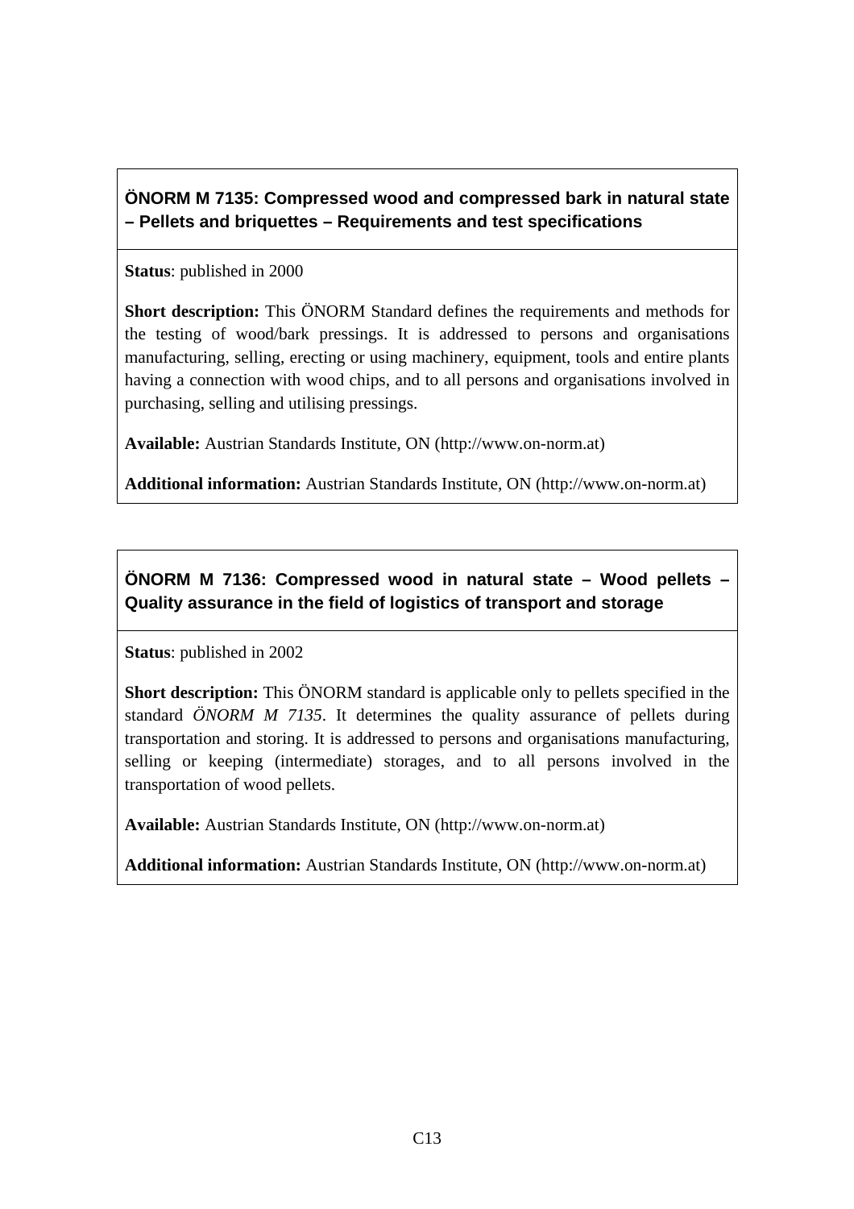## ÖNORM M 7135: Compressed wood and compressed bark in natural state – Pellets and briquettes – Requirements and test specifications

**Status**: published in 2000

**Short description:** This ÖNORM Standard defines the requirements and methods for the testing of wood/bark pressings. It is addressed to persons and organisations manufacturing, selling, erecting or using machinery, equipment, tools and entire plants having a connection with wood chips, and to all persons and organisations involved in purchasing, selling and utilising pressings.

**Available:** Austrian Standards Institute, ON (http://www.on-norm.at)

**Additional information:** Austrian Standards Institute, ON (http://www.on-norm.at)

## ÖNORM M 7136: Compressed wood in natural state – Wood pellets – Quality assurance in the field of logistics of transport and storage

**Status**: published in 2002

**Short description:** This ÖNORM standard is applicable only to pellets specified in the standard *ÖNORM M 7135*. It determines the quality assurance of pellets during transportation and storing. It is addressed to persons and organisations manufacturing, selling or keeping (intermediate) storages, and to all persons involved in the transportation of wood pellets.

**Available:** Austrian Standards Institute, ON (http://www.on-norm.at)

**Additional information:** Austrian Standards Institute, ON (http://www.on-norm.at)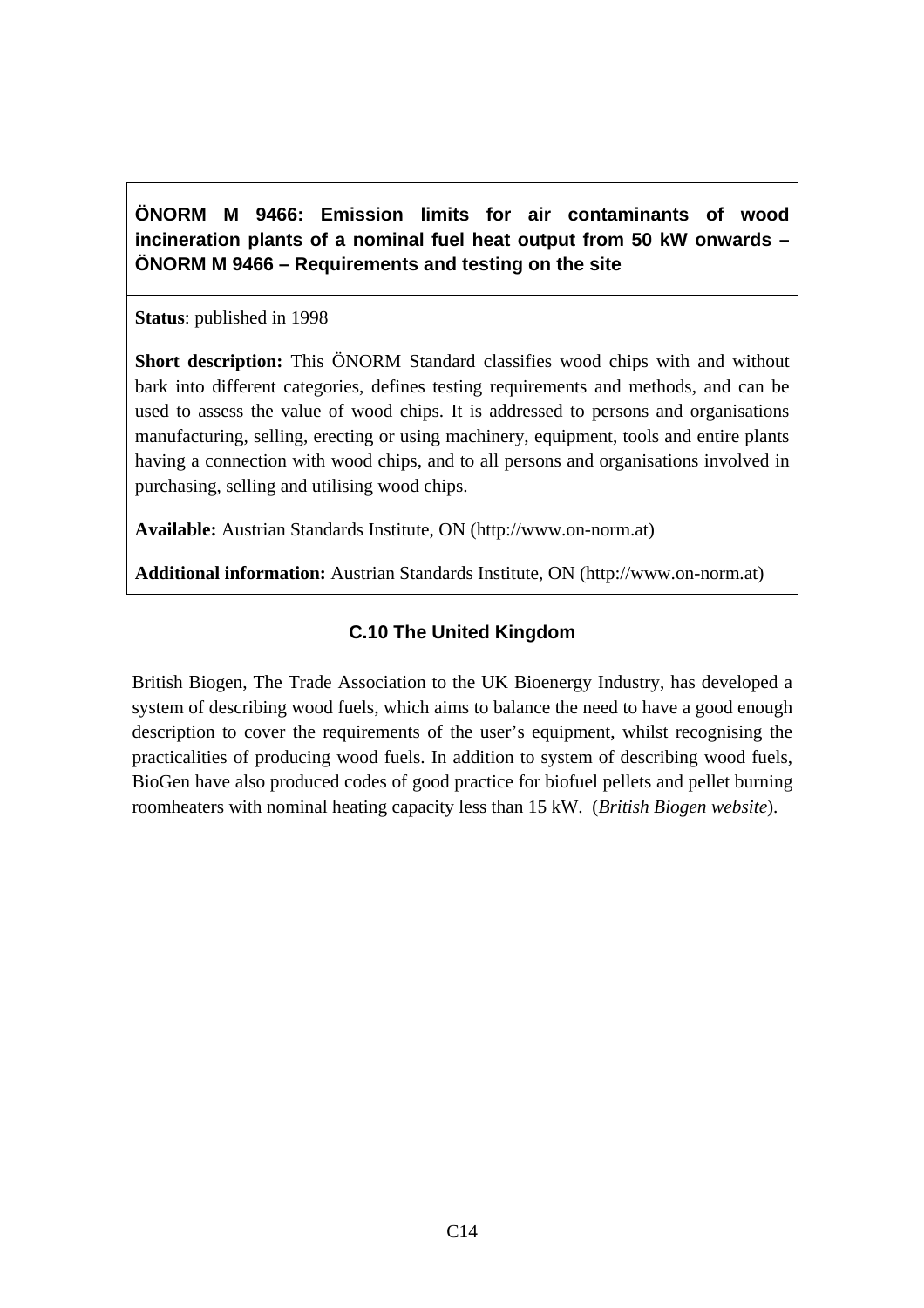**ÖNORM M 9466: Emission limits for air contaminants of wood incineration plants of a nominal fuel heat output from 50 kW onwards – ÖNORM M 9466 – Requirements and testing on the site**

**Status**: published in 1998

**Short description:** This ÖNORM Standard classifies wood chips with and without bark into different categories, defines testing requirements and methods, and can be used to assess the value of wood chips. It is addressed to persons and organisations manufacturing, selling, erecting or using machinery, equipment, tools and entire plants having a connection with wood chips, and to all persons and organisations involved in purchasing, selling and utilising wood chips.

**Available:** Austrian Standards Institute, ON (http://www.on-norm.at)

**Additional information:** Austrian Standards Institute, ON (http://www.on-norm.at)

## C.10 The United Kingdom

British Biogen, The Trade Association to the UK Bioenergy Industry, has developed a system of describing wood fuels, which aims to balance the need to have a good enough description to cover the requirements of the user's equipment, whilst recognising the practicalities of producing wood fuels. In addition to system of describing wood fuels, BioGen have also produced codes of good practice for biofuel pellets and pellet burning roomheaters with nominal heating capacity less than 15 kW. (*British Biogen website*).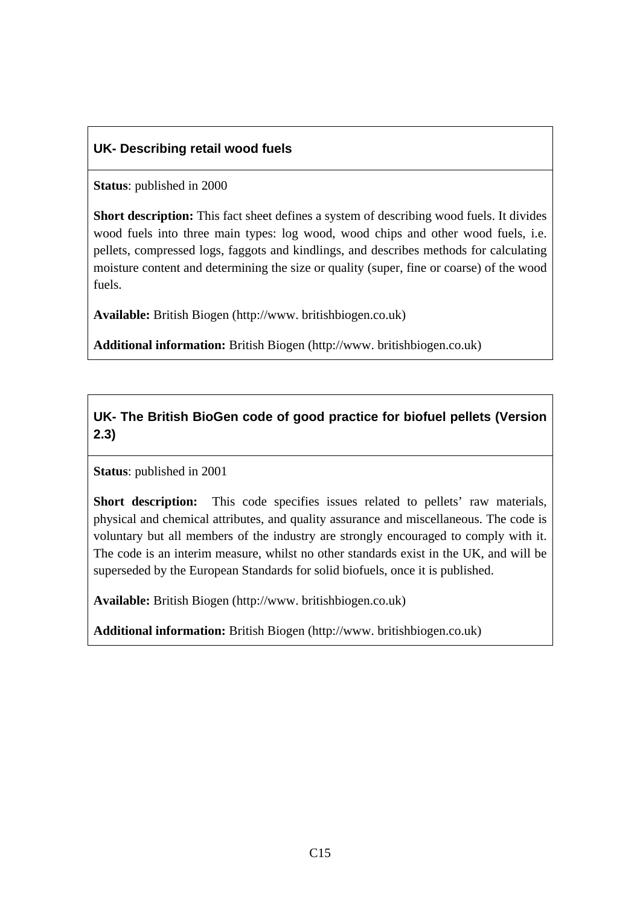### UK- Describing retail wood fuels

**Status**: published in 2000

**Short description:** This fact sheet defines a system of describing wood fuels. It divides wood fuels into three main types: log wood, wood chips and other wood fuels, i.e. pellets, compressed logs, faggots and kindlings, and describes methods for calculating moisture content and determining the size or quality (super, fine or coarse) of the wood fuels.

**Available:** British Biogen (http://www. britishbiogen.co.uk)

**Additional information:** British Biogen (http://www. britishbiogen.co.uk)

### UK- The British BioGen code of good practice for biofuel pellets (Version 2.3)

**Status**: published in 2001

**Short description:** This code specifies issues related to pellets' raw materials, physical and chemical attributes, and quality assurance and miscellaneous. The code is voluntary but all members of the industry are strongly encouraged to comply with it. The code is an interim measure, whilst no other standards exist in the UK, and will be superseded by the European Standards for solid biofuels, once it is published.

**Available:** British Biogen (http://www. britishbiogen.co.uk)

**Additional information:** British Biogen (http://www. britishbiogen.co.uk)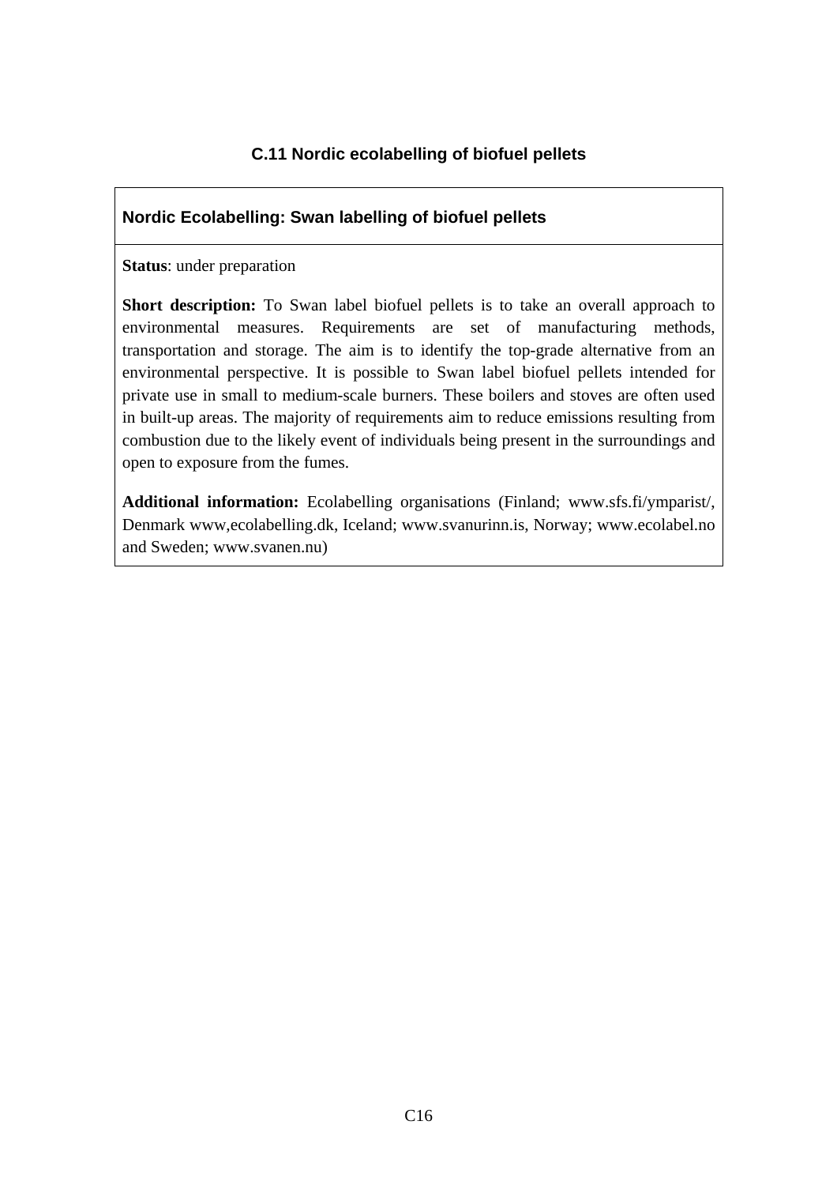### C.11 Nordic ecolabelling of biofuel pellets

| **Nordic Ecolabelling: Swan labelling of biofuel pellets** |
|---|
| **Status**: under preparation<br><br>**Short description:** To Swan label biofuel pellets is to take an overall approach to environmental measures. Requirements are set of manufacturing methods, transportation and storage. The aim is to identify the top-grade alternative from an environmental perspective. It is possible to Swan label biofuel pellets intended for private use in small to medium-scale burners. These boilers and stoves are often used in built-up areas. The majority of requirements aim to reduce emissions resulting from combustion due to the likely event of individuals being present in the surroundings and open to exposure from the fumes.<br><br>**Additional information:** Ecolabelling organisations (Finland; www.sfs.fi/ymparist/, Denmark www,ecolabelling.dk, Iceland; www.svanurinn.is, Norway; www.ecolabel.no and Sweden; www.svanen.nu) |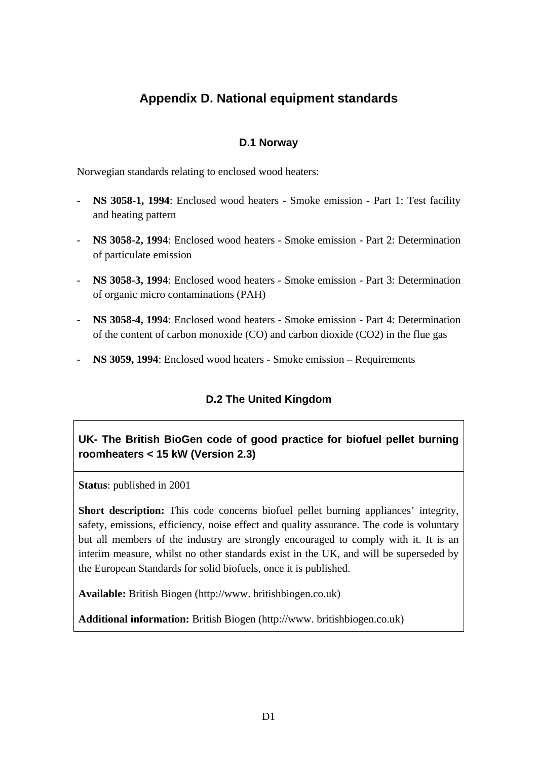# Appendix D. National equipment standards

## D.1 Norway

Norwegian standards relating to enclosed wood heaters:

- **NS 3058-1, 1994**: Enclosed wood heaters - Smoke emission - Part 1: Test facility and heating pattern
- **NS 3058-2, 1994**: Enclosed wood heaters - Smoke emission - Part 2: Determination of particulate emission
- **NS 3058-3, 1994**: Enclosed wood heaters - Smoke emission - Part 3: Determination of organic micro contaminations (PAH)
- **NS 3058-4, 1994**: Enclosed wood heaters - Smoke emission - Part 4: Determination of the content of carbon monoxide (CO) and carbon dioxide ($CO_2$) in the flue gas
- **NS 3059, 1994**: Enclosed wood heaters - Smoke emission – Requirements

## D.2 The United Kingdom

### UK- The British BioGen code of good practice for biofuel pellet burning roomheaters < 15 kW (Version 2.3)

**Status**: published in 2001

**Short description:** This code concerns biofuel pellet burning appliances' integrity, safety, emissions, efficiency, noise effect and quality assurance. The code is voluntary but all members of the industry are strongly encouraged to comply with it. It is an interim measure, whilst no other standards exist in the UK, and will be superseded by the European Standards for solid biofuels, once it is published.

**Available:** British Biogen (http://www. britishbiogen.co.uk)

**Additional information:** British Biogen (http://www. britishbiogen.co.uk)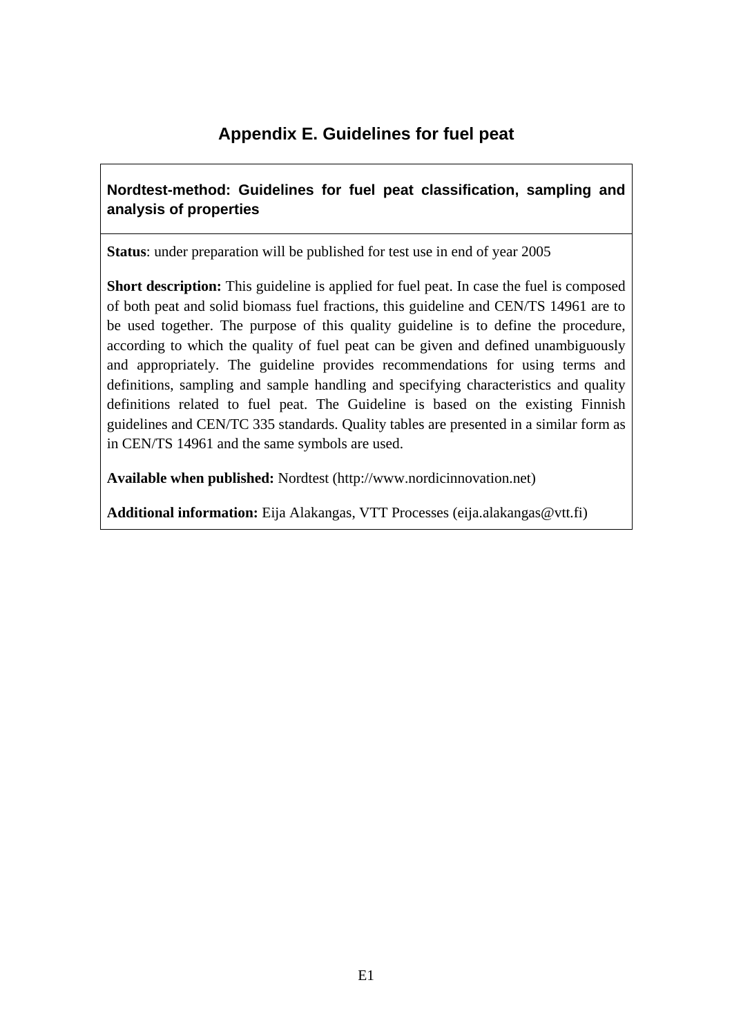# Appendix E. Guidelines for fuel peat

**Nordtest-method: Guidelines for fuel peat classification, sampling and analysis of properties**

**Status**: under preparation will be published for test use in end of year 2005

**Short description:** This guideline is applied for fuel peat. In case the fuel is composed of both peat and solid biomass fuel fractions, this guideline and CEN/TS 14961 are to be used together. The purpose of this quality guideline is to define the procedure, according to which the quality of fuel peat can be given and defined unambiguously and appropriately. The guideline provides recommendations for using terms and definitions, sampling and sample handling and specifying characteristics and quality definitions related to fuel peat. The Guideline is based on the existing Finnish guidelines and CEN/TC 335 standards. Quality tables are presented in a similar form as in CEN/TS 14961 and the same symbols are used.

**Available when published:** Nordtest (http://www.nordicinnovation.net)

**Additional information:** Eija Alakangas, VTT Processes (eija.alakangas@vtt.fi)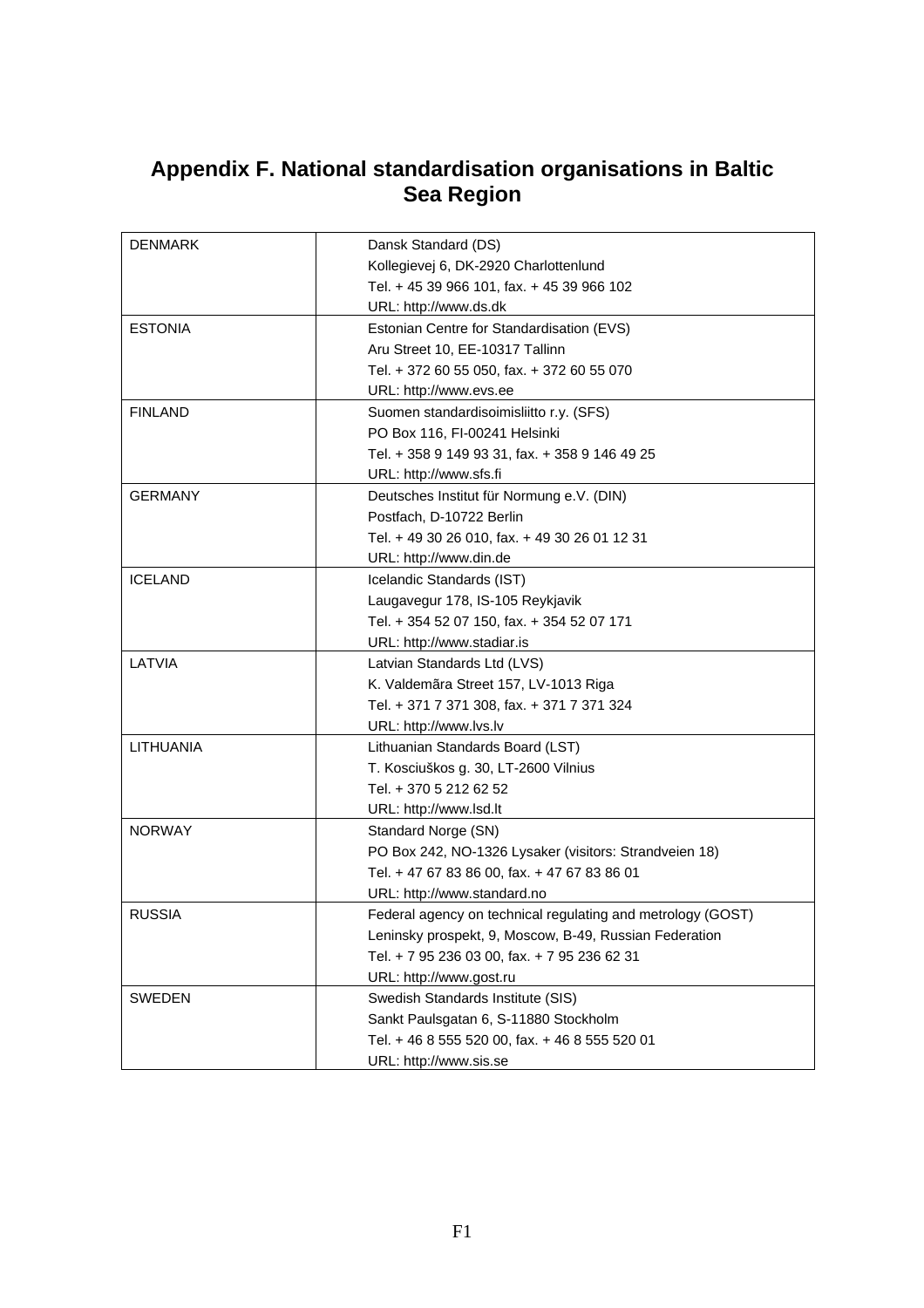# Appendix F. National standardisation organisations in Baltic Sea Region

| | |
|---|---|
| DENMARK | Dansk Standard (DS)<br>Kollegievej 6, DK-2920 Charlottenlund<br>Tel. + 45 39 966 101, fax. + 45 39 966 102<br>URL: http://www.ds.dk |
| ESTONIA | Estonian Centre for Standardisation (EVS)<br>Aru Street 10, EE-10317 Tallinn<br>Tel. + 372 60 55 050, fax. + 372 60 55 070<br>URL: http://www.evs.ee |
| FINLAND | Suomen standardisoimisliitto r.y. (SFS)<br>PO Box 116, FI-00241 Helsinki<br>Tel. + 358 9 149 93 31, fax. + 358 9 146 49 25<br>URL: http://www.sfs.fi |
| GERMANY | Deutsches Institut für Normung e.V. (DIN)<br>Postfach, D-10722 Berlin<br>Tel. + 49 30 26 010, fax. + 49 30 26 01 12 31<br>URL: http://www.din.de |
| ICELAND | Icelandic Standards (IST)<br>Laugavegur 178, IS-105 Reykjavik<br>Tel. + 354 52 07 150, fax. + 354 52 07 171<br>URL: http://www.stadiar.is |
| LATVIA | Latvian Standards Ltd (LVS)<br>K. Valdemāra Street 157, LV-1013 Riga<br>Tel. + 371 7 371 308, fax. + 371 7 371 324<br>URL: http://www.lvs.lv |
| LITHUANIA | Lithuanian Standards Board (LST)<br>T. Kosciuškos g. 30, LT-2600 Vilnius<br>Tel. + 370 5 212 62 52<br>URL: http://www.lsd.lt |
| NORWAY | Standard Norge (SN)<br>PO Box 242, NO-1326 Lysaker (visitors: Strandveien 18)<br>Tel. + 47 67 83 86 00, fax. + 47 67 83 86 01<br>URL: http://www.standard.no |
| RUSSIA | Federal agency on technical regulating and metrology (GOST)<br>Leninsky prospekt, 9, Moscow, B-49, Russian Federation<br>Tel. + 7 95 236 03 00, fax. + 7 95 236 62 31<br>URL: http://www.gost.ru |
| SWEDEN | Swedish Standards Institute (SIS)<br>Sankt Paulsgatan 6, S-11880 Stockholm<br>Tel. + 46 8 555 520 00, fax. + 46 8 555 520 01<br>URL: http://www.sis.se |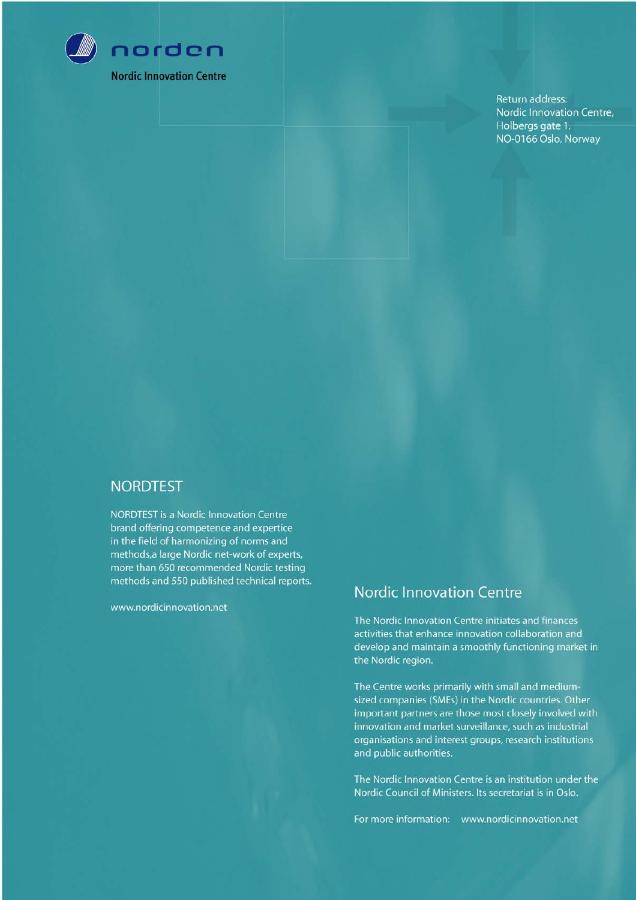norden

Nordic Innovation Centre

Return address:
Nordic Innovation Centre,
Holbergs gate 1,
NO-0166 Oslo, Norway

## NORDTEST

NORDTEST is a Nordic Innovation Centre brand offering competence and expertice in the field of harmonizing of norms and methods,a large Nordic net-work of experts, more than 650 recommended Nordic testing methods and 550 published technical reports.

www.nordicinnovation.net

## Nordic Innovation Centre

The Nordic Innovation Centre initiates and finances activities that enhance innovation collaboration and develop and maintain a smoothly functioning market in the Nordic region.

The Centre works primarily with small and medium-sized companies (SMEs) in the Nordic countries. Other important partners are those most closely involved with innovation and market surveillance, such as industrial organisations and interest groups, research institutions and public authorities.

The Nordic Innovation Centre is an institution under the Nordic Council of Ministers. Its secretariat is in Oslo.

For more information: www.nordicinnovation.net